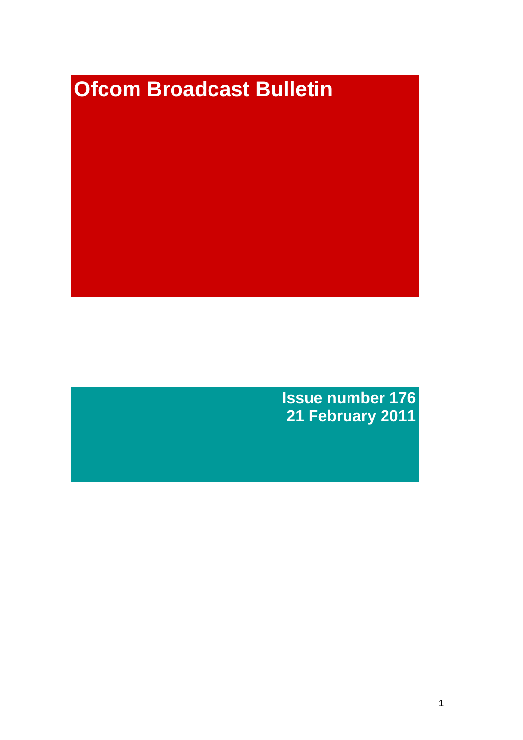# Ofcom Broadcast Bulletin

**Issue number 176**
**21 February 2011**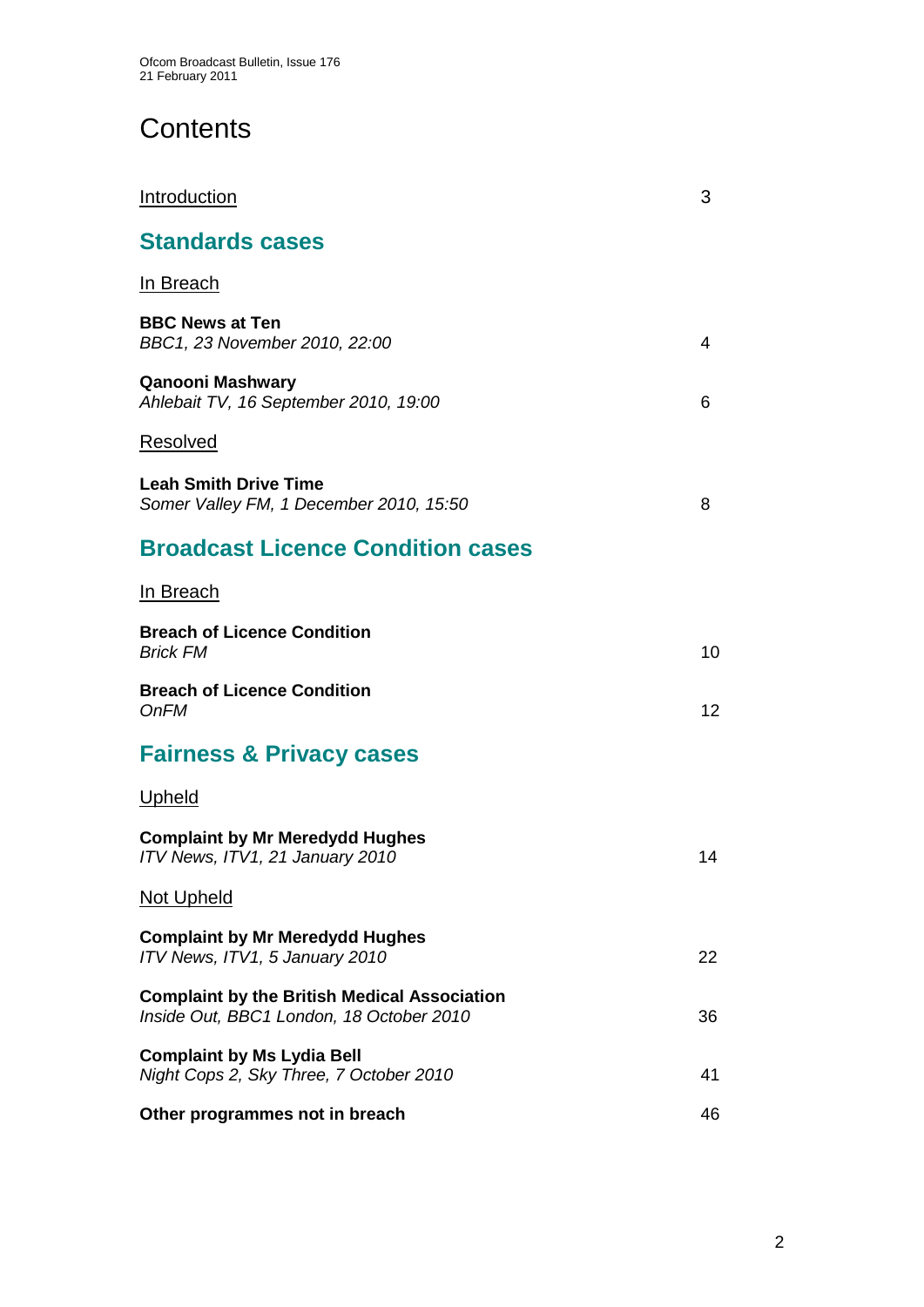# Contents

Introduction 3

## Standards cases

In Breach

**BBC News at Ten**
*BBC1, 23 November 2010, 22:00* 4

**Qanooni Mashwary**
*Ahlebait TV, 16 September 2010, 19:00* 6

Resolved

**Leah Smith Drive Time**
*Somer Valley FM, 1 December 2010, 15:50* 8

## Broadcast Licence Condition cases

In Breach

**Breach of Licence Condition**
*Brick FM* 10

**Breach of Licence Condition**
*OnFM* 12

## Fairness & Privacy cases

Upheld

**Complaint by Mr Meredydd Hughes**
*ITV News, ITV1, 21 January 2010* 14

Not Upheld

**Complaint by Mr Meredydd Hughes**
*ITV News, ITV1, 5 January 2010* 22

**Complaint by the British Medical Association**
*Inside Out, BBC1 London, 18 October 2010* 36

**Complaint by Ms Lydia Bell**
*Night Cops 2, Sky Three, 7 October 2010* 41

**Other programmes not in breach** 46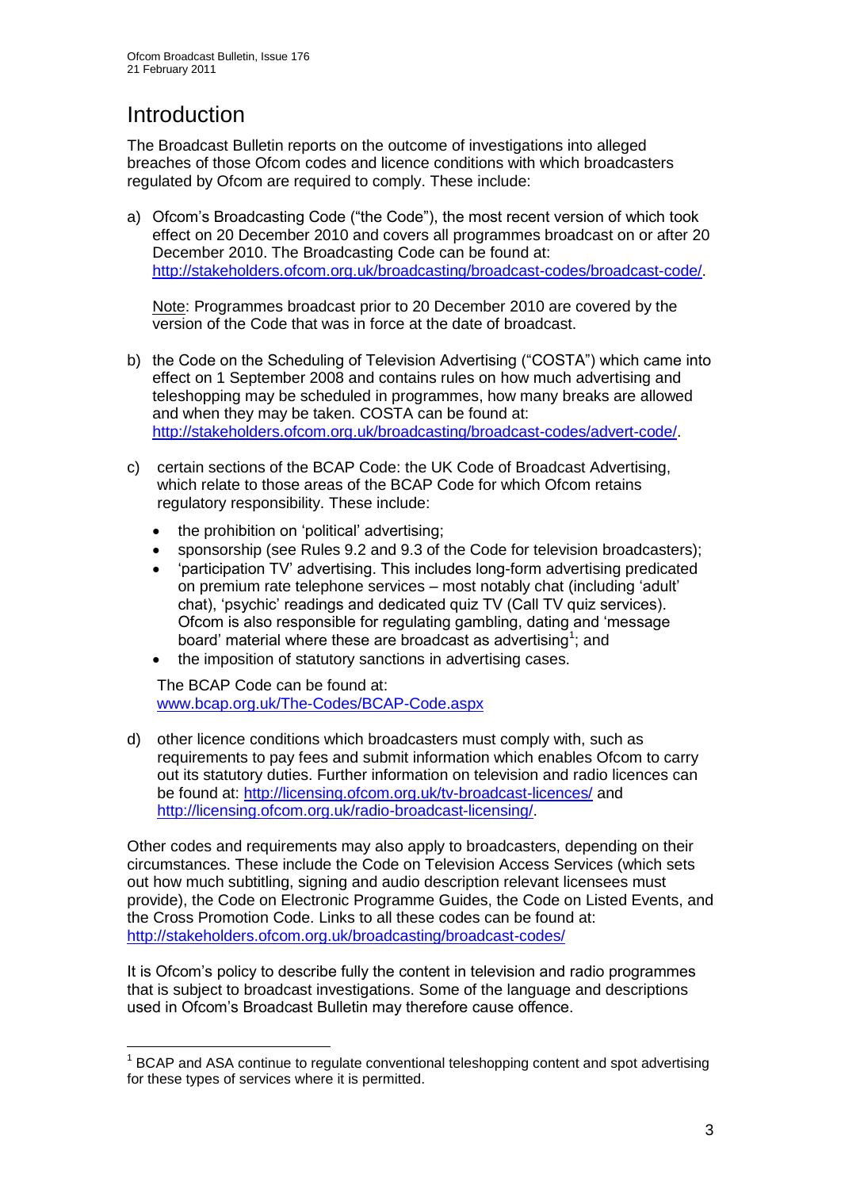# Introduction

The Broadcast Bulletin reports on the outcome of investigations into alleged breaches of those Ofcom codes and licence conditions with which broadcasters regulated by Ofcom are required to comply. These include:

a) Ofcom's Broadcasting Code ("the Code"), the most recent version of which took effect on 20 December 2010 and covers all programmes broadcast on or after 20 December 2010. The Broadcasting Code can be found at: http://stakeholders.ofcom.org.uk/broadcasting/broadcast-codes/broadcast-code/.

   Note: Programmes broadcast prior to 20 December 2010 are covered by the version of the Code that was in force at the date of broadcast.

b) the Code on the Scheduling of Television Advertising ("COSTA") which came into effect on 1 September 2008 and contains rules on how much advertising and teleshopping may be scheduled in programmes, how many breaks are allowed and when they may be taken. COSTA can be found at: http://stakeholders.ofcom.org.uk/broadcasting/broadcast-codes/advert-code/.

c) certain sections of the BCAP Code: the UK Code of Broadcast Advertising, which relate to those areas of the BCAP Code for which Ofcom retains regulatory responsibility. These include:

   - the prohibition on 'political' advertising;
   - sponsorship (see Rules 9.2 and 9.3 of the Code for television broadcasters);
   - 'participation TV' advertising. This includes long-form advertising predicated on premium rate telephone services – most notably chat (including 'adult' chat), 'psychic' readings and dedicated quiz TV (Call TV quiz services). Ofcom is also responsible for regulating gambling, dating and 'message board' material where these are broadcast as advertising[1]; and
   - the imposition of statutory sanctions in advertising cases.

   The BCAP Code can be found at: www.bcap.org.uk/The-Codes/BCAP-Code.aspx

d) other licence conditions which broadcasters must comply with, such as requirements to pay fees and submit information which enables Ofcom to carry out its statutory duties. Further information on television and radio licences can be found at: http://licensing.ofcom.org.uk/tv-broadcast-licences/ and http://licensing.ofcom.org.uk/radio-broadcast-licensing/.

Other codes and requirements may also apply to broadcasters, depending on their circumstances. These include the Code on Television Access Services (which sets out how much subtitling, signing and audio description relevant licensees must provide), the Code on Electronic Programme Guides, the Code on Listed Events, and the Cross Promotion Code. Links to all these codes can be found at: http://stakeholders.ofcom.org.uk/broadcasting/broadcast-codes/

It is Ofcom's policy to describe fully the content in television and radio programmes that is subject to broadcast investigations. Some of the language and descriptions used in Ofcom's Broadcast Bulletin may therefore cause offence.

---

[1] BCAP and ASA continue to regulate conventional teleshopping content and spot advertising for these types of services where it is permitted.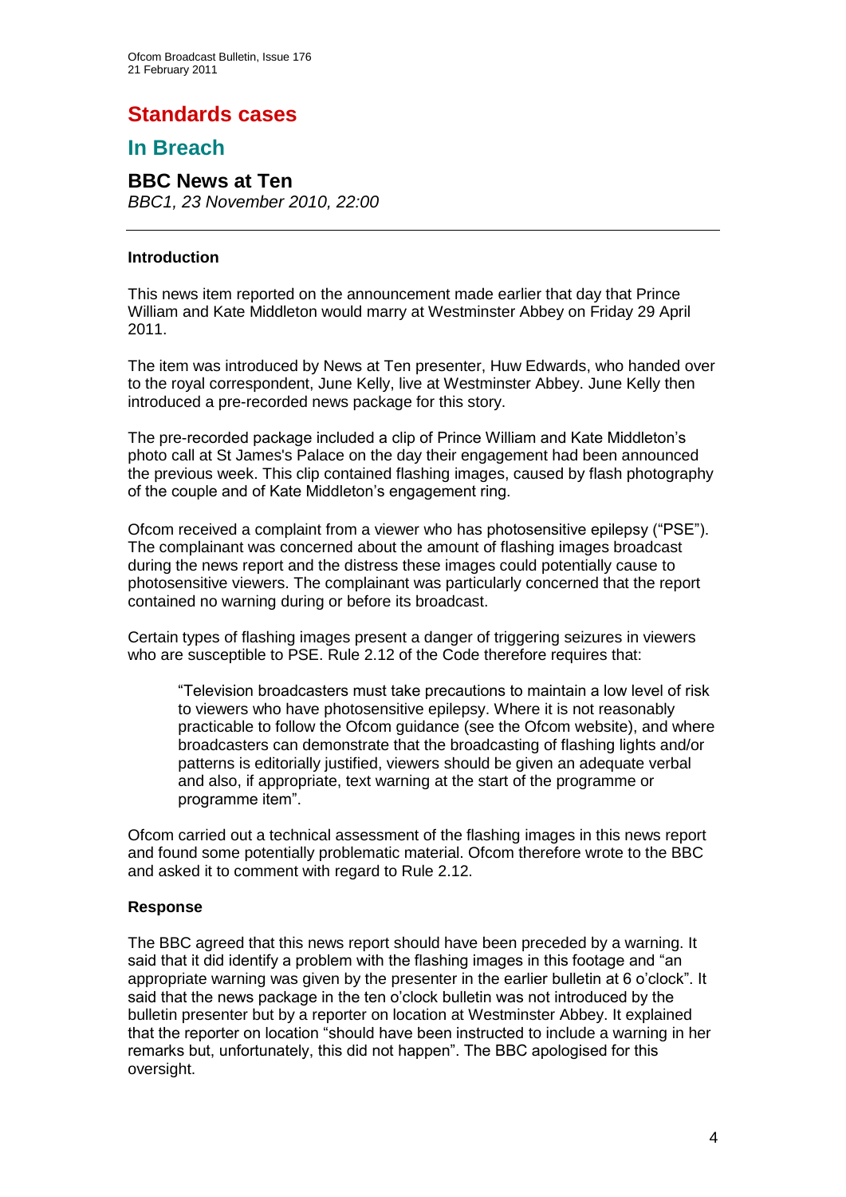# Standards cases

## In Breach

### BBC News at Ten

*BBC1, 23 November 2010, 22:00*

---

#### Introduction

This news item reported on the announcement made earlier that day that Prince William and Kate Middleton would marry at Westminster Abbey on Friday 29 April 2011.

The item was introduced by News at Ten presenter, Huw Edwards, who handed over to the royal correspondent, June Kelly, live at Westminster Abbey. June Kelly then introduced a pre-recorded news package for this story.

The pre-recorded package included a clip of Prince William and Kate Middleton's photo call at St James's Palace on the day their engagement had been announced the previous week. This clip contained flashing images, caused by flash photography of the couple and of Kate Middleton's engagement ring.

Ofcom received a complaint from a viewer who has photosensitive epilepsy ("PSE"). The complainant was concerned about the amount of flashing images broadcast during the news report and the distress these images could potentially cause to photosensitive viewers. The complainant was particularly concerned that the report contained no warning during or before its broadcast.

Certain types of flashing images present a danger of triggering seizures in viewers who are susceptible to PSE. Rule 2.12 of the Code therefore requires that:

> "Television broadcasters must take precautions to maintain a low level of risk to viewers who have photosensitive epilepsy. Where it is not reasonably practicable to follow the Ofcom guidance (see the Ofcom website), and where broadcasters can demonstrate that the broadcasting of flashing lights and/or patterns is editorially justified, viewers should be given an adequate verbal and also, if appropriate, text warning at the start of the programme or programme item".

Ofcom carried out a technical assessment of the flashing images in this news report and found some potentially problematic material. Ofcom therefore wrote to the BBC and asked it to comment with regard to Rule 2.12.

#### Response

The BBC agreed that this news report should have been preceded by a warning. It said that it did identify a problem with the flashing images in this footage and "an appropriate warning was given by the presenter in the earlier bulletin at 6 o'clock". It said that the news package in the ten o'clock bulletin was not introduced by the bulletin presenter but by a reporter on location at Westminster Abbey. It explained that the reporter on location "should have been instructed to include a warning in her remarks but, unfortunately, this did not happen". The BBC apologised for this oversight.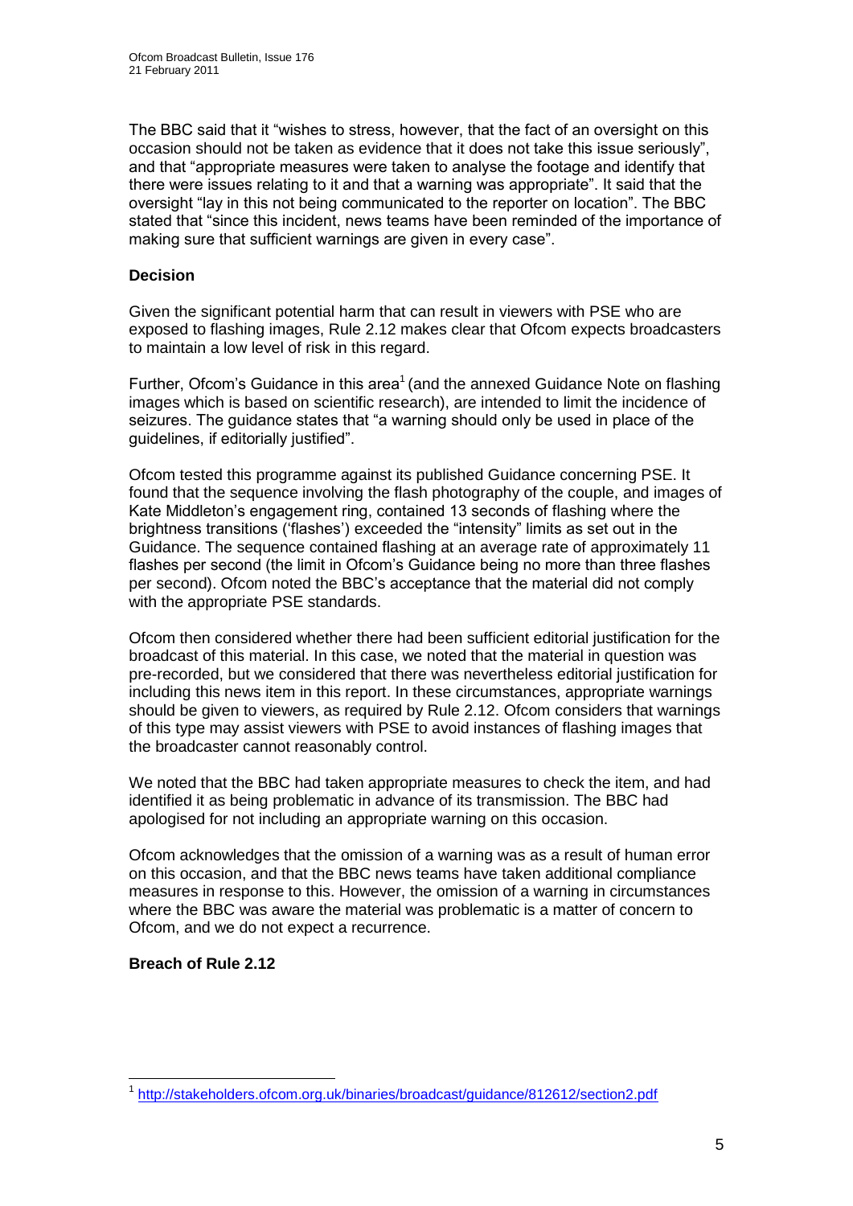The BBC said that it "wishes to stress, however, that the fact of an oversight on this occasion should not be taken as evidence that it does not take this issue seriously", and that "appropriate measures were taken to analyse the footage and identify that there were issues relating to it and that a warning was appropriate". It said that the oversight "lay in this not being communicated to the reporter on location". The BBC stated that "since this incident, news teams have been reminded of the importance of making sure that sufficient warnings are given in every case".

**Decision**

Given the significant potential harm that can result in viewers with PSE who are exposed to flashing images, Rule 2.12 makes clear that Ofcom expects broadcasters to maintain a low level of risk in this regard.

Further, Ofcom's Guidance in this area[1] (and the annexed Guidance Note on flashing images which is based on scientific research), are intended to limit the incidence of seizures. The guidance states that "a warning should only be used in place of the guidelines, if editorially justified".

Ofcom tested this programme against its published Guidance concerning PSE. It found that the sequence involving the flash photography of the couple, and images of Kate Middleton's engagement ring, contained 13 seconds of flashing where the brightness transitions ('flashes') exceeded the "intensity" limits as set out in the Guidance. The sequence contained flashing at an average rate of approximately 11 flashes per second (the limit in Ofcom's Guidance being no more than three flashes per second). Ofcom noted the BBC's acceptance that the material did not comply with the appropriate PSE standards.

Ofcom then considered whether there had been sufficient editorial justification for the broadcast of this material. In this case, we noted that the material in question was pre-recorded, but we considered that there was nevertheless editorial justification for including this news item in this report. In these circumstances, appropriate warnings should be given to viewers, as required by Rule 2.12. Ofcom considers that warnings of this type may assist viewers with PSE to avoid instances of flashing images that the broadcaster cannot reasonably control.

We noted that the BBC had taken appropriate measures to check the item, and had identified it as being problematic in advance of its transmission. The BBC had apologised for not including an appropriate warning on this occasion.

Ofcom acknowledges that the omission of a warning was as a result of human error on this occasion, and that the BBC news teams have taken additional compliance measures in response to this. However, the omission of a warning in circumstances where the BBC was aware the material was problematic is a matter of concern to Ofcom, and we do not expect a recurrence.

**Breach of Rule 2.12**

---

[1] http://stakeholders.ofcom.org.uk/binaries/broadcast/guidance/812612/section2.pdf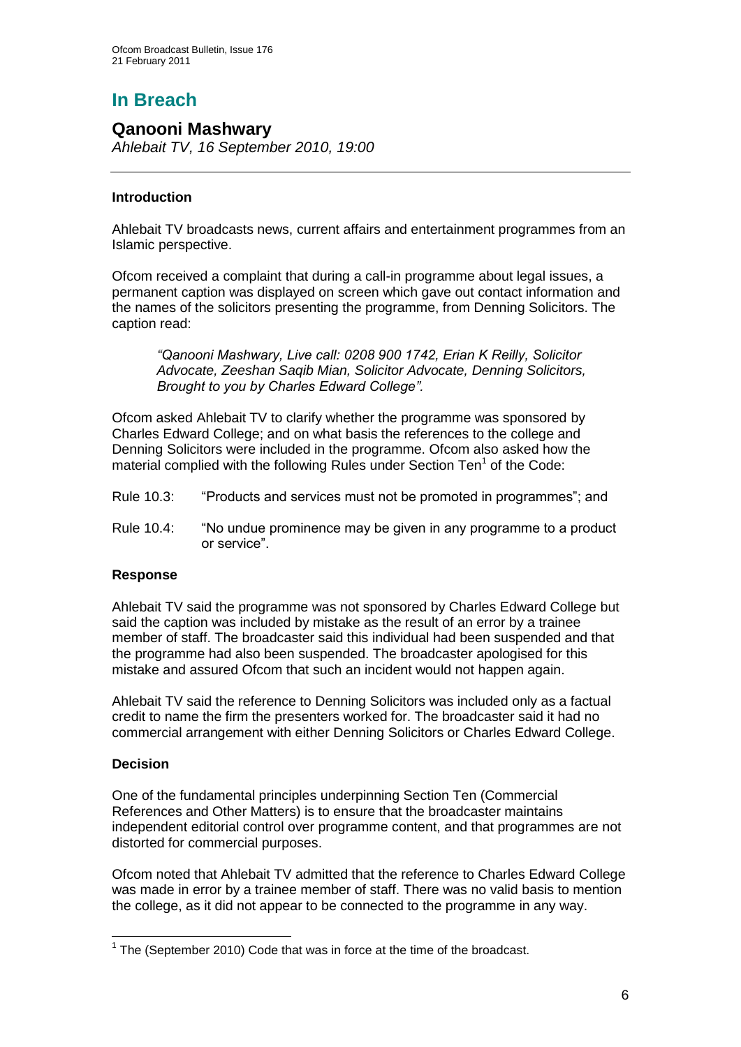# In Breach

## Qanooni Mashwary

*Ahlebait TV, 16 September 2010, 19:00*

### Introduction

Ahlebait TV broadcasts news, current affairs and entertainment programmes from an Islamic perspective.

Ofcom received a complaint that during a call-in programme about legal issues, a permanent caption was displayed on screen which gave out contact information and the names of the solicitors presenting the programme, from Denning Solicitors. The caption read:

> *"Qanooni Mashwary, Live call: 0208 900 1742, Erian K Reilly, Solicitor Advocate, Zeeshan Saqib Mian, Solicitor Advocate, Denning Solicitors, Brought to you by Charles Edward College".*

Ofcom asked Ahlebait TV to clarify whether the programme was sponsored by Charles Edward College; and on what basis the references to the college and Denning Solicitors were included in the programme. Ofcom also asked how the material complied with the following Rules under Section Ten[1] of the Code:

Rule 10.3: "Products and services must not be promoted in programmes"; and

Rule 10.4: "No undue prominence may be given in any programme to a product or service".

### Response

Ahlebait TV said the programme was not sponsored by Charles Edward College but said the caption was included by mistake as the result of an error by a trainee member of staff. The broadcaster said this individual had been suspended and that the programme had also been suspended. The broadcaster apologised for this mistake and assured Ofcom that such an incident would not happen again.

Ahlebait TV said the reference to Denning Solicitors was included only as a factual credit to name the firm the presenters worked for. The broadcaster said it had no commercial arrangement with either Denning Solicitors or Charles Edward College.

### Decision

One of the fundamental principles underpinning Section Ten (Commercial References and Other Matters) is to ensure that the broadcaster maintains independent editorial control over programme content, and that programmes are not distorted for commercial purposes.

Ofcom noted that Ahlebait TV admitted that the reference to Charles Edward College was made in error by a trainee member of staff. There was no valid basis to mention the college, as it did not appear to be connected to the programme in any way.

[1] The (September 2010) Code that was in force at the time of the broadcast.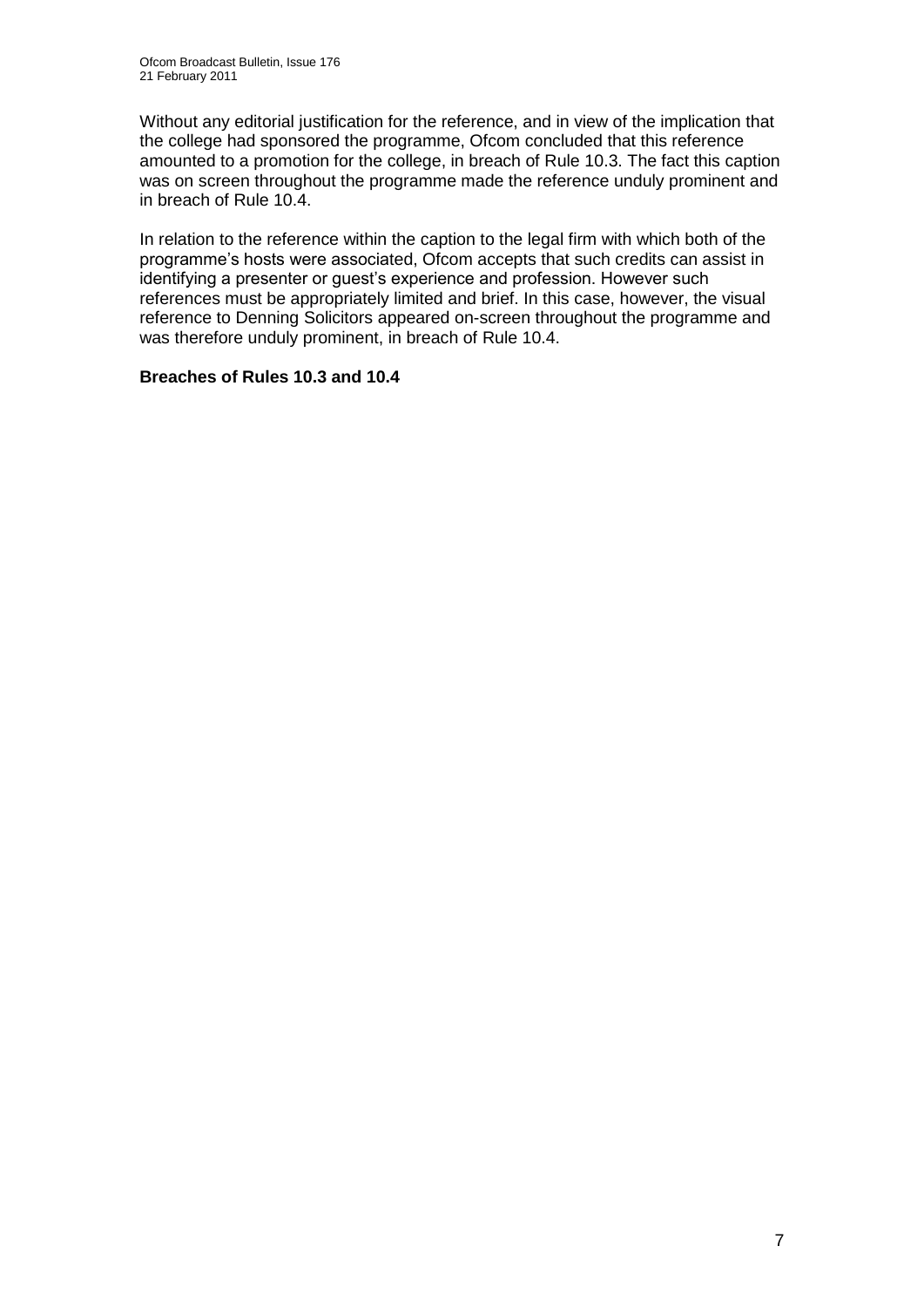Without any editorial justification for the reference, and in view of the implication that the college had sponsored the programme, Ofcom concluded that this reference amounted to a promotion for the college, in breach of Rule 10.3. The fact this caption was on screen throughout the programme made the reference unduly prominent and in breach of Rule 10.4.

In relation to the reference within the caption to the legal firm with which both of the programme's hosts were associated, Ofcom accepts that such credits can assist in identifying a presenter or guest's experience and profession. However such references must be appropriately limited and brief. In this case, however, the visual reference to Denning Solicitors appeared on-screen throughout the programme and was therefore unduly prominent, in breach of Rule 10.4.

**Breaches of Rules 10.3 and 10.4**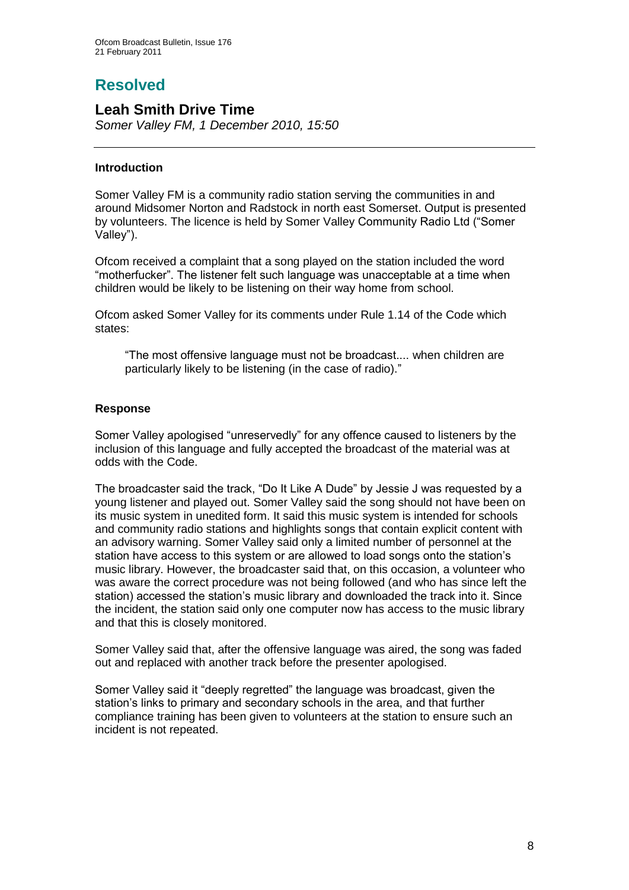# Resolved

## Leah Smith Drive Time

*Somer Valley FM, 1 December 2010, 15:50*

---

### Introduction

Somer Valley FM is a community radio station serving the communities in and around Midsomer Norton and Radstock in north east Somerset. Output is presented by volunteers. The licence is held by Somer Valley Community Radio Ltd ("Somer Valley").

Ofcom received a complaint that a song played on the station included the word "motherfucker". The listener felt such language was unacceptable at a time when children would be likely to be listening on their way home from school.

Ofcom asked Somer Valley for its comments under Rule 1.14 of the Code which states:

> "The most offensive language must not be broadcast.... when children are particularly likely to be listening (in the case of radio)."

### Response

Somer Valley apologised "unreservedly" for any offence caused to listeners by the inclusion of this language and fully accepted the broadcast of the material was at odds with the Code.

The broadcaster said the track, "Do It Like A Dude" by Jessie J was requested by a young listener and played out. Somer Valley said the song should not have been on its music system in unedited form. It said this music system is intended for schools and community radio stations and highlights songs that contain explicit content with an advisory warning. Somer Valley said only a limited number of personnel at the station have access to this system or are allowed to load songs onto the station's music library. However, the broadcaster said that, on this occasion, a volunteer who was aware the correct procedure was not being followed (and who has since left the station) accessed the station's music library and downloaded the track into it. Since the incident, the station said only one computer now has access to the music library and that this is closely monitored.

Somer Valley said that, after the offensive language was aired, the song was faded out and replaced with another track before the presenter apologised.

Somer Valley said it "deeply regretted" the language was broadcast, given the station's links to primary and secondary schools in the area, and that further compliance training has been given to volunteers at the station to ensure such an incident is not repeated.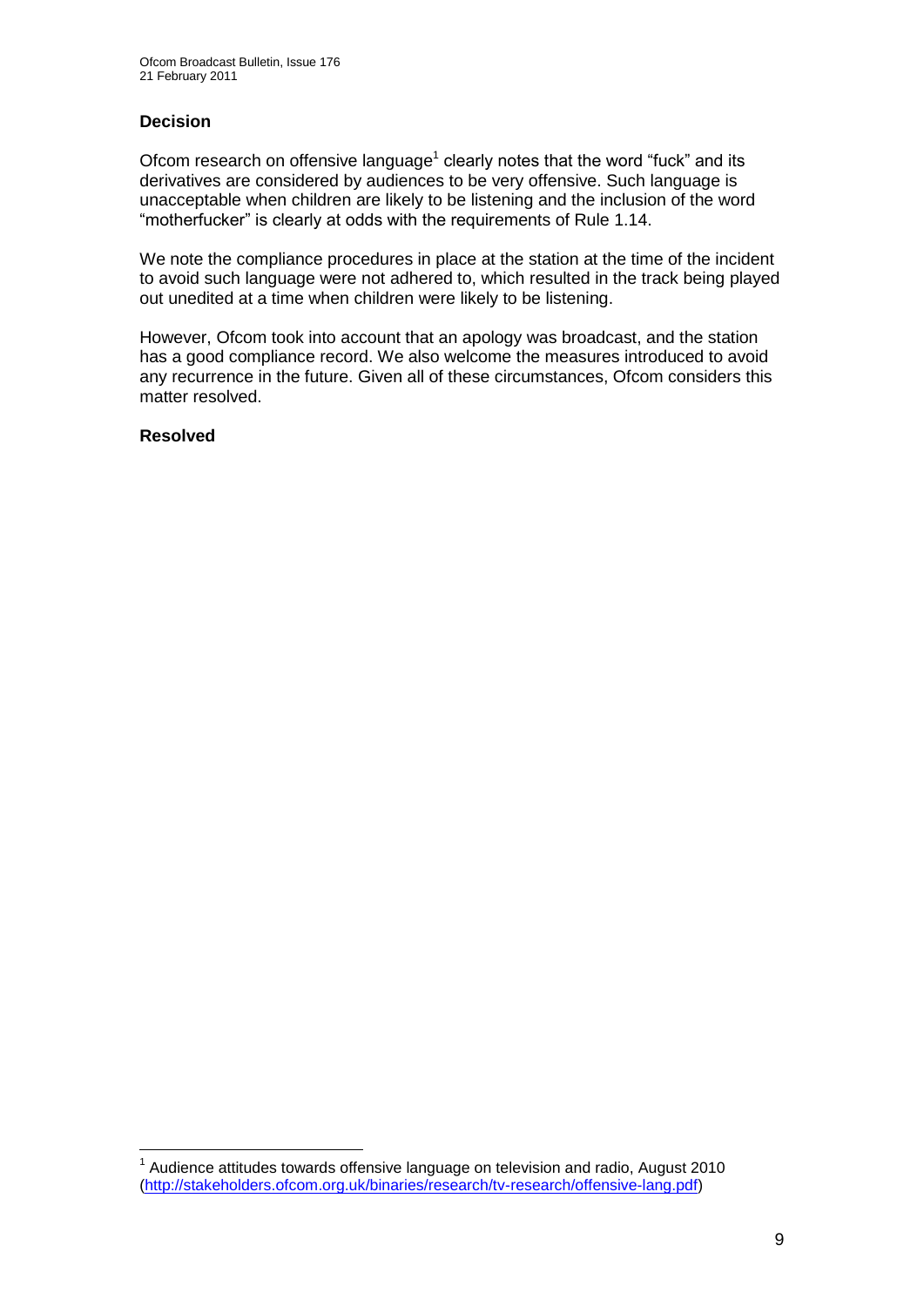### Decision

Ofcom research on offensive language[1] clearly notes that the word "fuck" and its derivatives are considered by audiences to be very offensive. Such language is unacceptable when children are likely to be listening and the inclusion of the word "motherfucker" is clearly at odds with the requirements of Rule 1.14.

We note the compliance procedures in place at the station at the time of the incident to avoid such language were not adhered to, which resulted in the track being played out unedited at a time when children were likely to be listening.

However, Ofcom took into account that an apology was broadcast, and the station has a good compliance record. We also welcome the measures introduced to avoid any recurrence in the future. Given all of these circumstances, Ofcom considers this matter resolved.

**Resolved**

---

[1] Audience attitudes towards offensive language on television and radio, August 2010 (http://stakeholders.ofcom.org.uk/binaries/research/tv-research/offensive-lang.pdf)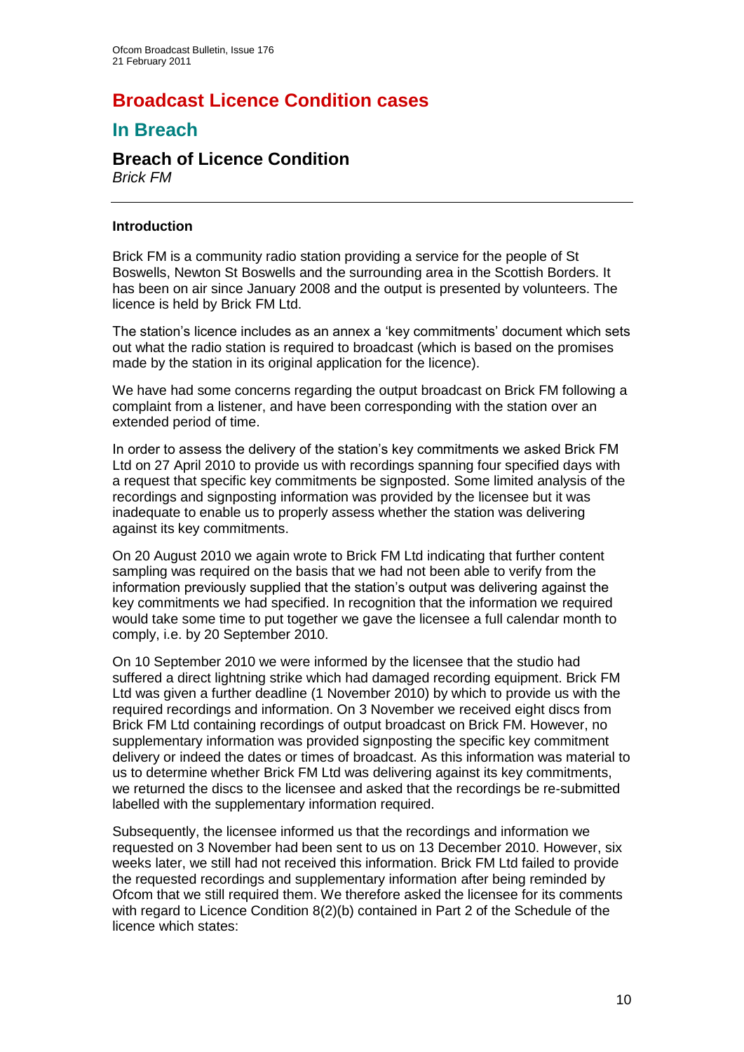# Broadcast Licence Condition cases

## In Breach

### Breach of Licence Condition

*Brick FM*

---

**Introduction**

Brick FM is a community radio station providing a service for the people of St Boswells, Newton St Boswells and the surrounding area in the Scottish Borders. It has been on air since January 2008 and the output is presented by volunteers. The licence is held by Brick FM Ltd.

The station's licence includes as an annex a 'key commitments' document which sets out what the radio station is required to broadcast (which is based on the promises made by the station in its original application for the licence).

We have had some concerns regarding the output broadcast on Brick FM following a complaint from a listener, and have been corresponding with the station over an extended period of time.

In order to assess the delivery of the station's key commitments we asked Brick FM Ltd on 27 April 2010 to provide us with recordings spanning four specified days with a request that specific key commitments be signposted. Some limited analysis of the recordings and signposting information was provided by the licensee but it was inadequate to enable us to properly assess whether the station was delivering against its key commitments.

On 20 August 2010 we again wrote to Brick FM Ltd indicating that further content sampling was required on the basis that we had not been able to verify from the information previously supplied that the station's output was delivering against the key commitments we had specified. In recognition that the information we required would take some time to put together we gave the licensee a full calendar month to comply, i.e. by 20 September 2010.

On 10 September 2010 we were informed by the licensee that the studio had suffered a direct lightning strike which had damaged recording equipment. Brick FM Ltd was given a further deadline (1 November 2010) by which to provide us with the required recordings and information. On 3 November we received eight discs from Brick FM Ltd containing recordings of output broadcast on Brick FM. However, no supplementary information was provided signposting the specific key commitment delivery or indeed the dates or times of broadcast. As this information was material to us to determine whether Brick FM Ltd was delivering against its key commitments, we returned the discs to the licensee and asked that the recordings be re-submitted labelled with the supplementary information required.

Subsequently, the licensee informed us that the recordings and information we requested on 3 November had been sent to us on 13 December 2010. However, six weeks later, we still had not received this information. Brick FM Ltd failed to provide the requested recordings and supplementary information after being reminded by Ofcom that we still required them. We therefore asked the licensee for its comments with regard to Licence Condition 8(2)(b) contained in Part 2 of the Schedule of the licence which states: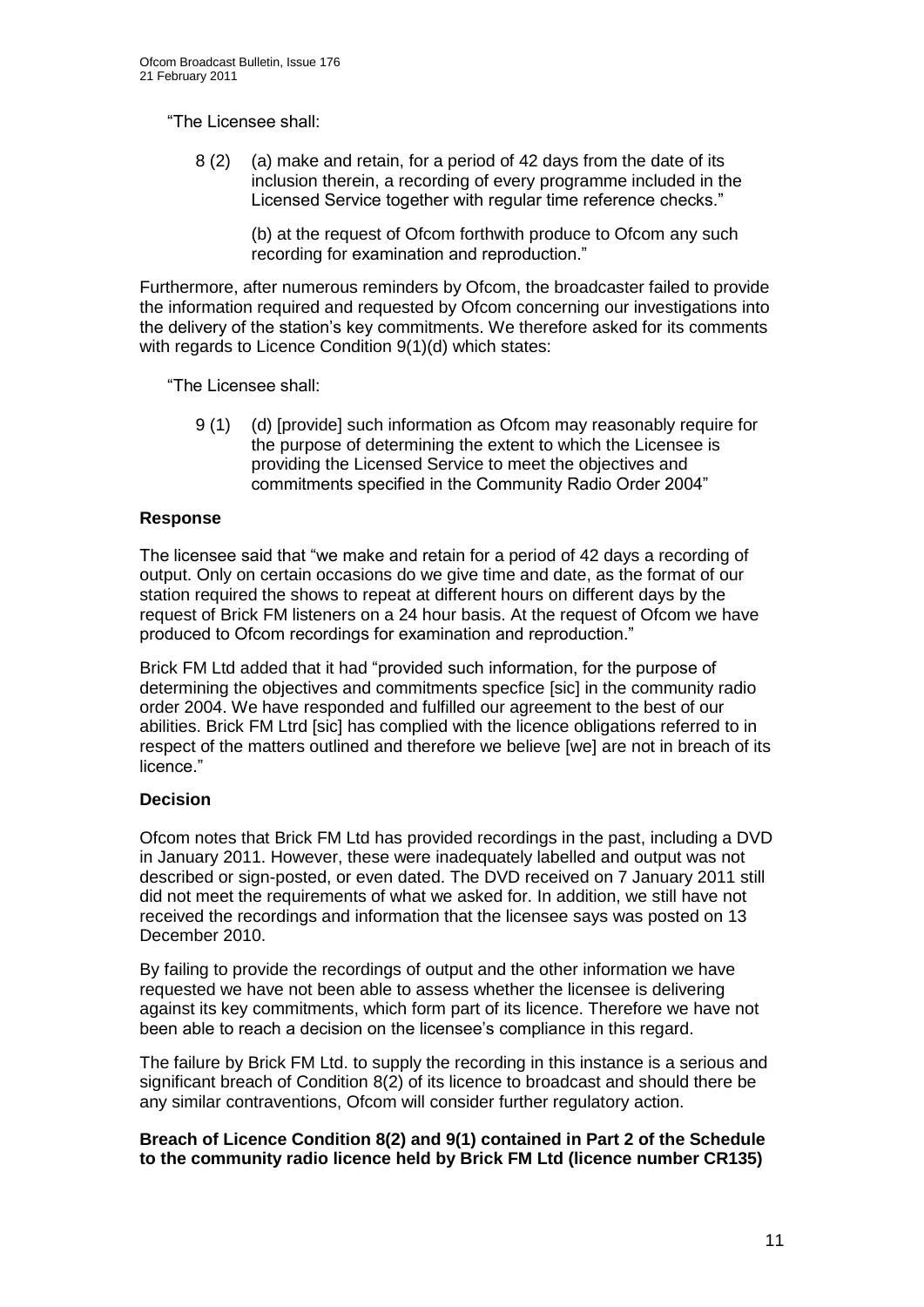"The Licensee shall:

> 8 (2) (a) make and retain, for a period of 42 days from the date of its inclusion therein, a recording of every programme included in the Licensed Service together with regular time reference checks."
>
> (b) at the request of Ofcom forthwith produce to Ofcom any such recording for examination and reproduction."

Furthermore, after numerous reminders by Ofcom, the broadcaster failed to provide the information required and requested by Ofcom concerning our investigations into the delivery of the station's key commitments. We therefore asked for its comments with regards to Licence Condition 9(1)(d) which states:

"The Licensee shall:

> 9 (1) (d) [provide] such information as Ofcom may reasonably require for the purpose of determining the extent to which the Licensee is providing the Licensed Service to meet the objectives and commitments specified in the Community Radio Order 2004"

**Response**

The licensee said that "we make and retain for a period of 42 days a recording of output. Only on certain occasions do we give time and date, as the format of our station required the shows to repeat at different hours on different days by the request of Brick FM listeners on a 24 hour basis. At the request of Ofcom we have produced to Ofcom recordings for examination and reproduction."

Brick FM Ltd added that it had "provided such information, for the purpose of determining the objectives and commitments specfice [sic] in the community radio order 2004. We have responded and fulfilled our agreement to the best of our abilities. Brick FM Ltrd [sic] has complied with the licence obligations referred to in respect of the matters outlined and therefore we believe [we] are not in breach of its licence."

**Decision**

Ofcom notes that Brick FM Ltd has provided recordings in the past, including a DVD in January 2011. However, these were inadequately labelled and output was not described or sign-posted, or even dated. The DVD received on 7 January 2011 still did not meet the requirements of what we asked for. In addition, we still have not received the recordings and information that the licensee says was posted on 13 December 2010.

By failing to provide the recordings of output and the other information we have requested we have not been able to assess whether the licensee is delivering against its key commitments, which form part of its licence. Therefore we have not been able to reach a decision on the licensee's compliance in this regard.

The failure by Brick FM Ltd. to supply the recording in this instance is a serious and significant breach of Condition 8(2) of its licence to broadcast and should there be any similar contraventions, Ofcom will consider further regulatory action.

**Breach of Licence Condition 8(2) and 9(1) contained in Part 2 of the Schedule to the community radio licence held by Brick FM Ltd (licence number CR135)**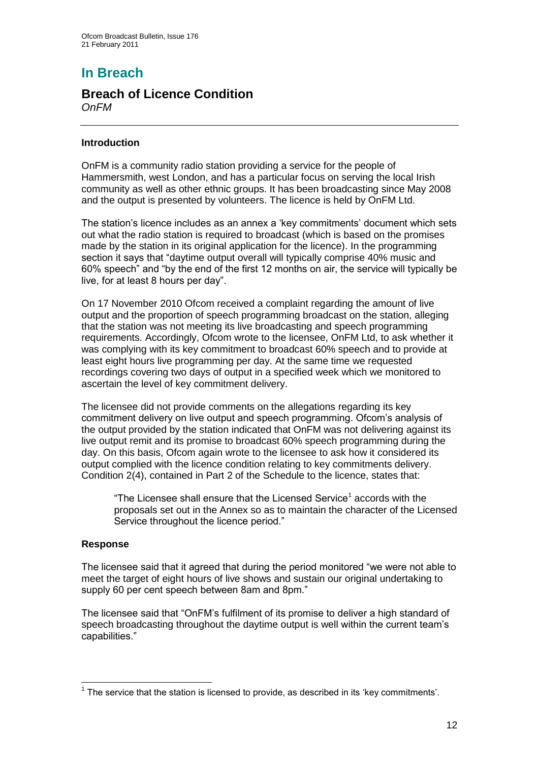# In Breach

## Breach of Licence Condition

*OnFM*

### Introduction

OnFM is a community radio station providing a service for the people of Hammersmith, west London, and has a particular focus on serving the local Irish community as well as other ethnic groups. It has been broadcasting since May 2008 and the output is presented by volunteers. The licence is held by OnFM Ltd.

The station's licence includes as an annex a 'key commitments' document which sets out what the radio station is required to broadcast (which is based on the promises made by the station in its original application for the licence). In the programming section it says that "daytime output overall will typically comprise 40% music and 60% speech" and "by the end of the first 12 months on air, the service will typically be live, for at least 8 hours per day".

On 17 November 2010 Ofcom received a complaint regarding the amount of live output and the proportion of speech programming broadcast on the station, alleging that the station was not meeting its live broadcasting and speech programming requirements. Accordingly, Ofcom wrote to the licensee, OnFM Ltd, to ask whether it was complying with its key commitment to broadcast 60% speech and to provide at least eight hours live programming per day. At the same time we requested recordings covering two days of output in a specified week which we monitored to ascertain the level of key commitment delivery.

The licensee did not provide comments on the allegations regarding its key commitment delivery on live output and speech programming. Ofcom's analysis of the output provided by the station indicated that OnFM was not delivering against its live output remit and its promise to broadcast 60% speech programming during the day. On this basis, Ofcom again wrote to the licensee to ask how it considered its output complied with the licence condition relating to key commitments delivery. Condition 2(4), contained in Part 2 of the Schedule to the licence, states that:

> "The Licensee shall ensure that the Licensed Service[1] accords with the proposals set out in the Annex so as to maintain the character of the Licensed Service throughout the licence period."

### Response

The licensee said that it agreed that during the period monitored "we were not able to meet the target of eight hours of live shows and sustain our original undertaking to supply 60 per cent speech between 8am and 8pm."

The licensee said that "OnFM's fulfilment of its promise to deliver a high standard of speech broadcasting throughout the daytime output is well within the current team's capabilities."

[1] The service that the station is licensed to provide, as described in its 'key commitments'.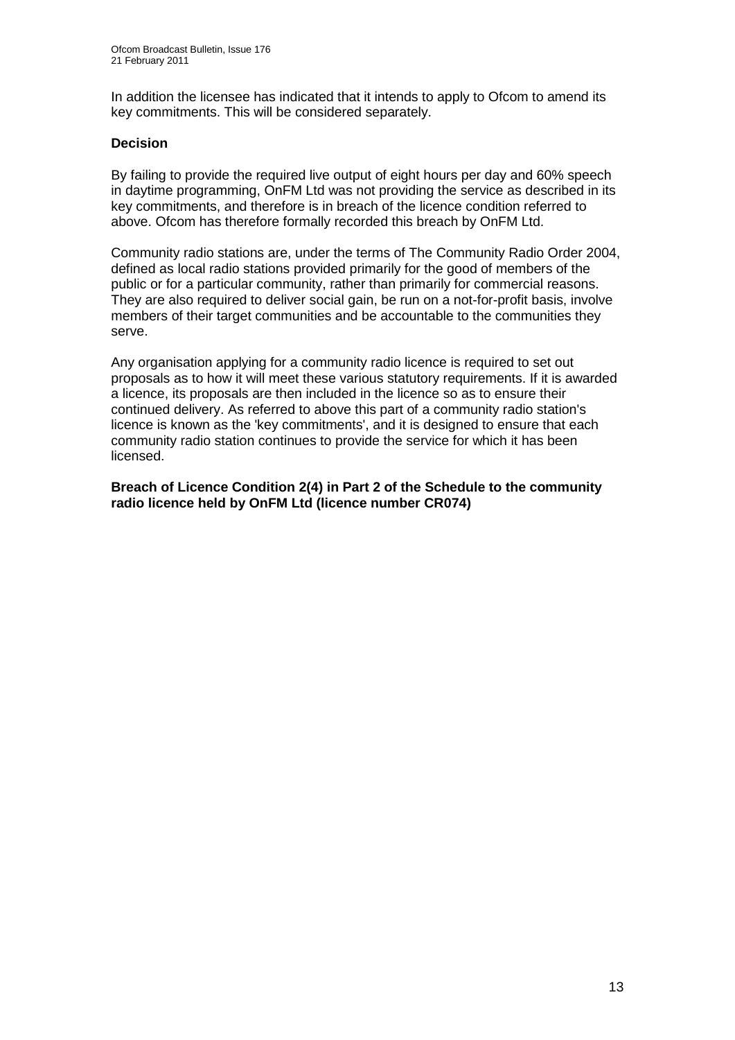In addition the licensee has indicated that it intends to apply to Ofcom to amend its key commitments. This will be considered separately.

### Decision

By failing to provide the required live output of eight hours per day and 60% speech in daytime programming, OnFM Ltd was not providing the service as described in its key commitments, and therefore is in breach of the licence condition referred to above. Ofcom has therefore formally recorded this breach by OnFM Ltd.

Community radio stations are, under the terms of The Community Radio Order 2004, defined as local radio stations provided primarily for the good of members of the public or for a particular community, rather than primarily for commercial reasons. They are also required to deliver social gain, be run on a not-for-profit basis, involve members of their target communities and be accountable to the communities they serve.

Any organisation applying for a community radio licence is required to set out proposals as to how it will meet these various statutory requirements. If it is awarded a licence, its proposals are then included in the licence so as to ensure their continued delivery. As referred to above this part of a community radio station's licence is known as the 'key commitments', and it is designed to ensure that each community radio station continues to provide the service for which it has been licensed.

**Breach of Licence Condition 2(4) in Part 2 of the Schedule to the community radio licence held by OnFM Ltd (licence number CR074)**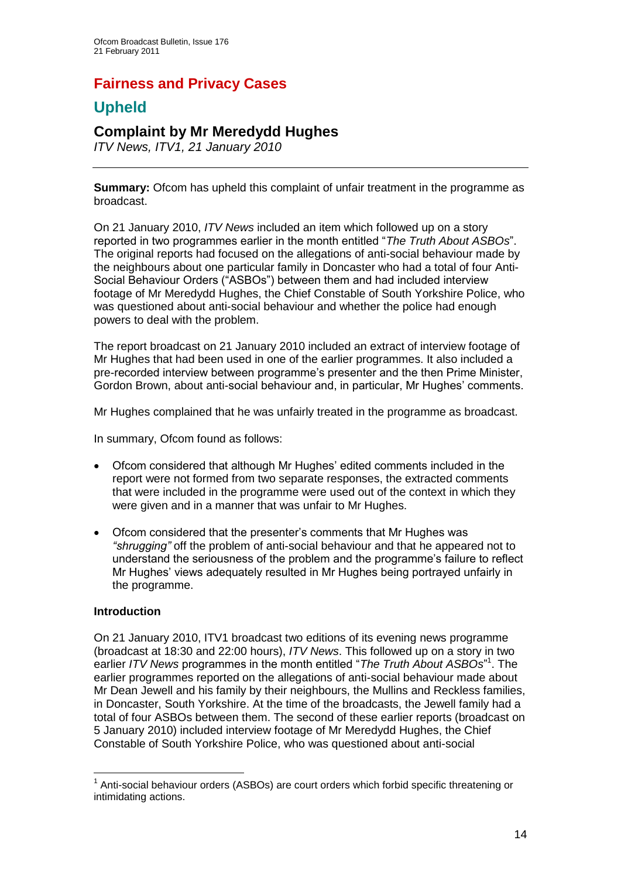# Fairness and Privacy Cases

## Upheld

### Complaint by Mr Meredydd Hughes

*ITV News, ITV1, 21 January 2010*

---

**Summary:** Ofcom has upheld this complaint of unfair treatment in the programme as broadcast.

On 21 January 2010, *ITV News* included an item which followed up on a story reported in two programmes earlier in the month entitled "*The Truth About ASBOs*". The original reports had focused on the allegations of anti-social behaviour made by the neighbours about one particular family in Doncaster who had a total of four Anti-Social Behaviour Orders ("ASBOs") between them and had included interview footage of Mr Meredydd Hughes, the Chief Constable of South Yorkshire Police, who was questioned about anti-social behaviour and whether the police had enough powers to deal with the problem.

The report broadcast on 21 January 2010 included an extract of interview footage of Mr Hughes that had been used in one of the earlier programmes. It also included a pre-recorded interview between programme's presenter and the then Prime Minister, Gordon Brown, about anti-social behaviour and, in particular, Mr Hughes' comments.

Mr Hughes complained that he was unfairly treated in the programme as broadcast.

In summary, Ofcom found as follows:

- Ofcom considered that although Mr Hughes' edited comments included in the report were not formed from two separate responses, the extracted comments that were included in the programme were used out of the context in which they were given and in a manner that was unfair to Mr Hughes.
- Ofcom considered that the presenter's comments that Mr Hughes was *"shrugging"* off the problem of anti-social behaviour and that he appeared not to understand the seriousness of the problem and the programme's failure to reflect Mr Hughes' views adequately resulted in Mr Hughes being portrayed unfairly in the programme.

**Introduction**

On 21 January 2010, ITV1 broadcast two editions of its evening news programme (broadcast at 18:30 and 22:00 hours), *ITV News*. This followed up on a story in two earlier *ITV News* programmes in the month entitled "*The Truth About ASBOs*"[1]. The earlier programmes reported on the allegations of anti-social behaviour made about Mr Dean Jewell and his family by their neighbours, the Mullins and Reckless families, in Doncaster, South Yorkshire. At the time of the broadcasts, the Jewell family had a total of four ASBOs between them. The second of these earlier reports (broadcast on 5 January 2010) included interview footage of Mr Meredydd Hughes, the Chief Constable of South Yorkshire Police, who was questioned about anti-social

---

[1] Anti-social behaviour orders (ASBOs) are court orders which forbid specific threatening or intimidating actions.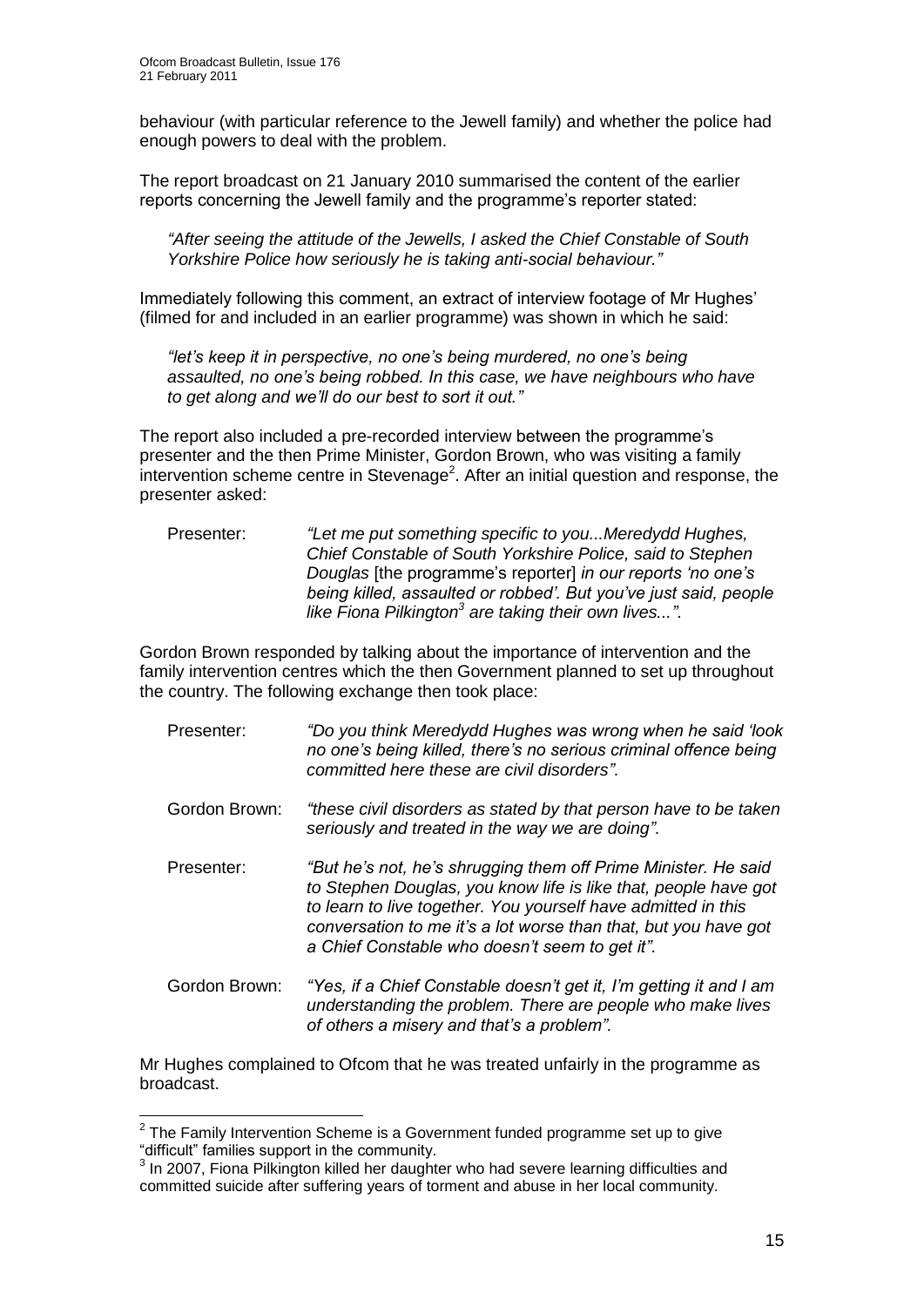behaviour (with particular reference to the Jewell family) and whether the police had enough powers to deal with the problem.

The report broadcast on 21 January 2010 summarised the content of the earlier reports concerning the Jewell family and the programme's reporter stated:

> *"After seeing the attitude of the Jewells, I asked the Chief Constable of South Yorkshire Police how seriously he is taking anti-social behaviour."*

Immediately following this comment, an extract of interview footage of Mr Hughes' (filmed for and included in an earlier programme) was shown in which he said:

> *"let's keep it in perspective, no one's being murdered, no one's being assaulted, no one's being robbed. In this case, we have neighbours who have to get along and we'll do our best to sort it out."*

The report also included a pre-recorded interview between the programme's presenter and the then Prime Minister, Gordon Brown, who was visiting a family intervention scheme centre in Stevenage[2]. After an initial question and response, the presenter asked:

> Presenter: *"Let me put something specific to you...Meredydd Hughes, Chief Constable of South Yorkshire Police, said to Stephen Douglas* [the programme's reporter] *in our reports 'no one's being killed, assaulted or robbed'. But you've just said, people like Fiona Pilkington[3] are taking their own lives..."*.

Gordon Brown responded by talking about the importance of intervention and the family intervention centres which the then Government planned to set up throughout the country. The following exchange then took place:

> Presenter: *"Do you think Meredydd Hughes was wrong when he said 'look no one's being killed, there's no serious criminal offence being committed here these are civil disorders"*.
>
> Gordon Brown: *"these civil disorders as stated by that person have to be taken seriously and treated in the way we are doing"*.
>
> Presenter: *"But he's not, he's shrugging them off Prime Minister. He said to Stephen Douglas, you know life is like that, people have got to learn to live together. You yourself have admitted in this conversation to me it's a lot worse than that, but you have got a Chief Constable who doesn't seem to get it"*.
>
> Gordon Brown: *"Yes, if a Chief Constable doesn't get it, I'm getting it and I am understanding the problem. There are people who make lives of others a misery and that's a problem".*

Mr Hughes complained to Ofcom that he was treated unfairly in the programme as broadcast.

---

[2] The Family Intervention Scheme is a Government funded programme set up to give "difficult" families support in the community.

[3] In 2007, Fiona Pilkington killed her daughter who had severe learning difficulties and committed suicide after suffering years of torment and abuse in her local community.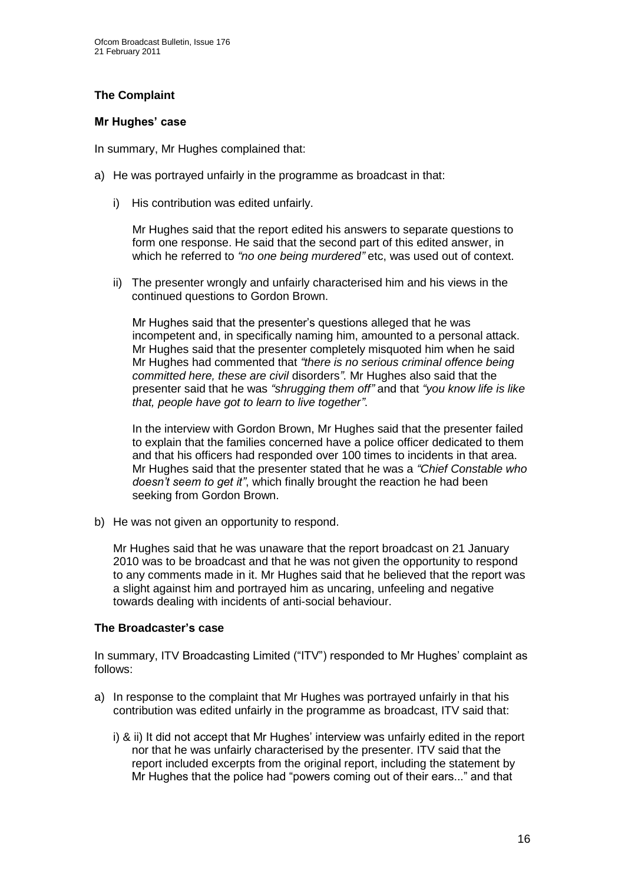### The Complaint

#### Mr Hughes' case

In summary, Mr Hughes complained that:

a) He was portrayed unfairly in the programme as broadcast in that:

   i) His contribution was edited unfairly.

   Mr Hughes said that the report edited his answers to separate questions to form one response. He said that the second part of this edited answer, in which he referred to *"no one being murdered"* etc, was used out of context.

   ii) The presenter wrongly and unfairly characterised him and his views in the continued questions to Gordon Brown.

   Mr Hughes said that the presenter's questions alleged that he was incompetent and, in specifically naming him, amounted to a personal attack. Mr Hughes said that the presenter completely misquoted him when he said Mr Hughes had commented that *"there is no serious criminal offence being committed here, these are civil* disorders*"*. Mr Hughes also said that the presenter said that he was *"shrugging them off"* and that *"you know life is like that, people have got to learn to live together"*.

   In the interview with Gordon Brown, Mr Hughes said that the presenter failed to explain that the families concerned have a police officer dedicated to them and that his officers had responded over 100 times to incidents in that area. Mr Hughes said that the presenter stated that he was a *"Chief Constable who doesn't seem to get it"*, which finally brought the reaction he had been seeking from Gordon Brown.

b) He was not given an opportunity to respond.

   Mr Hughes said that he was unaware that the report broadcast on 21 January 2010 was to be broadcast and that he was not given the opportunity to respond to any comments made in it. Mr Hughes said that he believed that the report was a slight against him and portrayed him as uncaring, unfeeling and negative towards dealing with incidents of anti-social behaviour.

#### The Broadcaster's case

In summary, ITV Broadcasting Limited ("ITV") responded to Mr Hughes' complaint as follows:

a) In response to the complaint that Mr Hughes was portrayed unfairly in that his contribution was edited unfairly in the programme as broadcast, ITV said that:

   i) & ii) It did not accept that Mr Hughes' interview was unfairly edited in the report nor that he was unfairly characterised by the presenter. ITV said that the report included excerpts from the original report, including the statement by Mr Hughes that the police had "powers coming out of their ears..." and that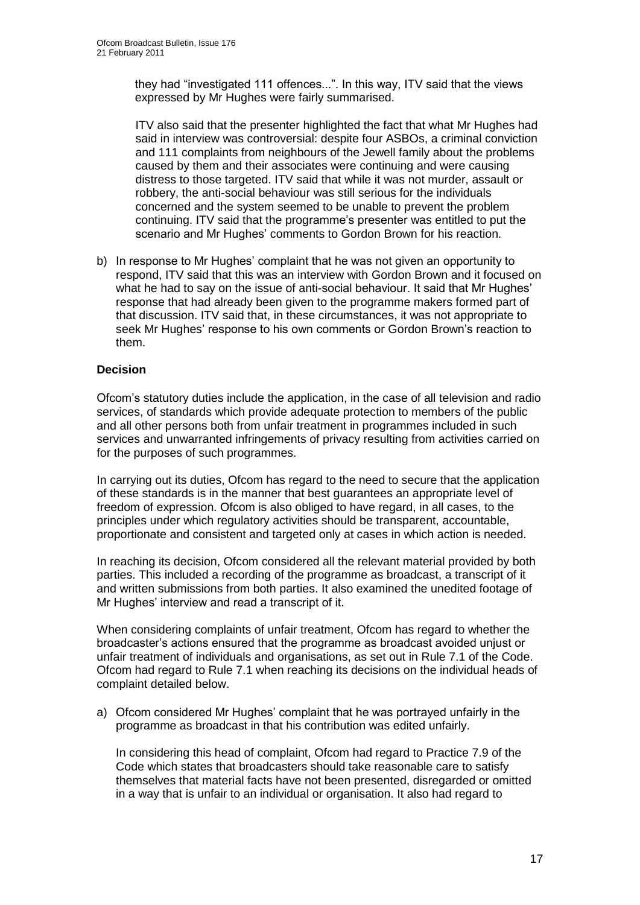they had "investigated 111 offences...". In this way, ITV said that the views expressed by Mr Hughes were fairly summarised.

ITV also said that the presenter highlighted the fact that what Mr Hughes had said in interview was controversial: despite four ASBOs, a criminal conviction and 111 complaints from neighbours of the Jewell family about the problems caused by them and their associates were continuing and were causing distress to those targeted. ITV said that while it was not murder, assault or robbery, the anti-social behaviour was still serious for the individuals concerned and the system seemed to be unable to prevent the problem continuing. ITV said that the programme's presenter was entitled to put the scenario and Mr Hughes' comments to Gordon Brown for his reaction.

b) In response to Mr Hughes' complaint that he was not given an opportunity to respond, ITV said that this was an interview with Gordon Brown and it focused on what he had to say on the issue of anti-social behaviour. It said that Mr Hughes' response that had already been given to the programme makers formed part of that discussion. ITV said that, in these circumstances, it was not appropriate to seek Mr Hughes' response to his own comments or Gordon Brown's reaction to them.

**Decision**

Ofcom's statutory duties include the application, in the case of all television and radio services, of standards which provide adequate protection to members of the public and all other persons both from unfair treatment in programmes included in such services and unwarranted infringements of privacy resulting from activities carried on for the purposes of such programmes.

In carrying out its duties, Ofcom has regard to the need to secure that the application of these standards is in the manner that best guarantees an appropriate level of freedom of expression. Ofcom is also obliged to have regard, in all cases, to the principles under which regulatory activities should be transparent, accountable, proportionate and consistent and targeted only at cases in which action is needed.

In reaching its decision, Ofcom considered all the relevant material provided by both parties. This included a recording of the programme as broadcast, a transcript of it and written submissions from both parties. It also examined the unedited footage of Mr Hughes' interview and read a transcript of it.

When considering complaints of unfair treatment, Ofcom has regard to whether the broadcaster's actions ensured that the programme as broadcast avoided unjust or unfair treatment of individuals and organisations, as set out in Rule 7.1 of the Code. Ofcom had regard to Rule 7.1 when reaching its decisions on the individual heads of complaint detailed below.

a) Ofcom considered Mr Hughes' complaint that he was portrayed unfairly in the programme as broadcast in that his contribution was edited unfairly.

In considering this head of complaint, Ofcom had regard to Practice 7.9 of the Code which states that broadcasters should take reasonable care to satisfy themselves that material facts have not been presented, disregarded or omitted in a way that is unfair to an individual or organisation. It also had regard to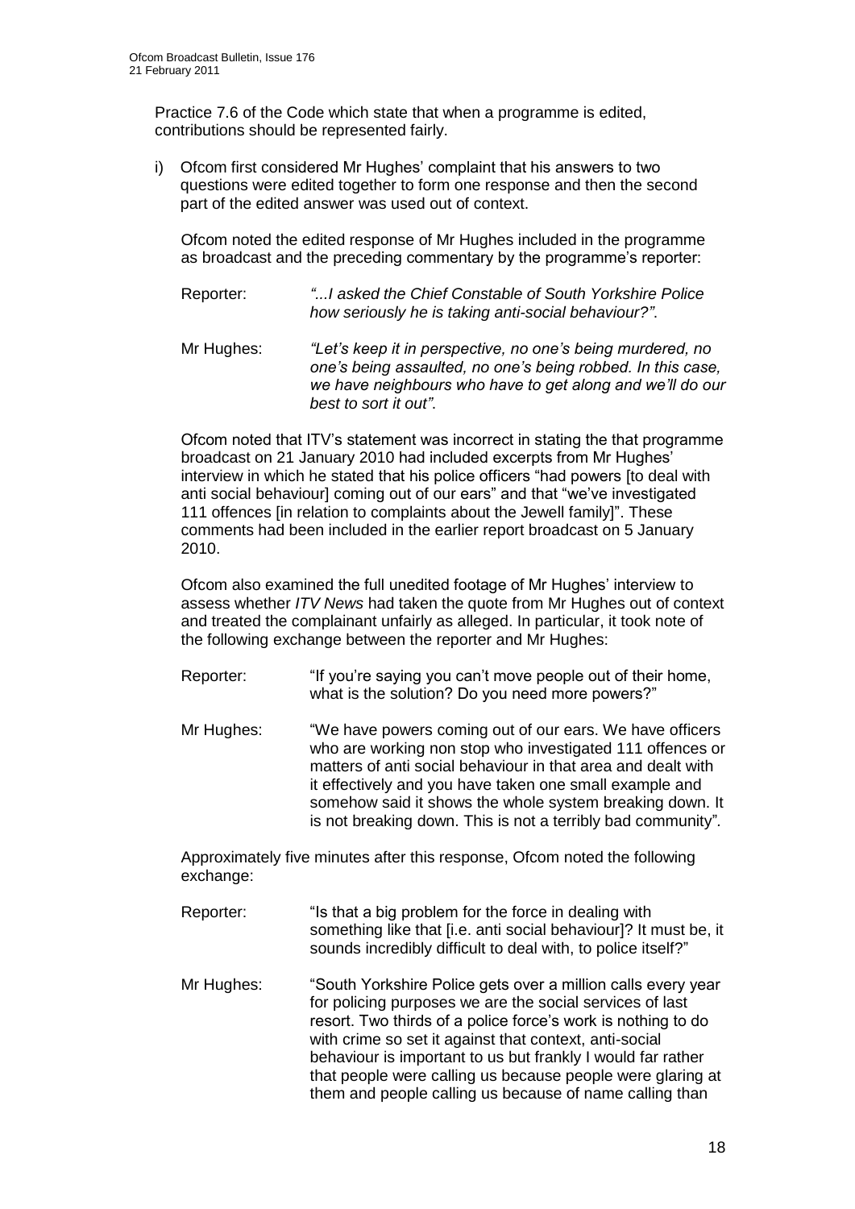Practice 7.6 of the Code which state that when a programme is edited, contributions should be represented fairly.

i) Ofcom first considered Mr Hughes' complaint that his answers to two questions were edited together to form one response and then the second part of the edited answer was used out of context.

   Ofcom noted the edited response of Mr Hughes included in the programme as broadcast and the preceding commentary by the programme's reporter:

   Reporter: *"...I asked the Chief Constable of South Yorkshire Police how seriously he is taking anti-social behaviour?"*.

   Mr Hughes: *"Let's keep it in perspective, no one's being murdered, no one's being assaulted, no one's being robbed. In this case, we have neighbours who have to get along and we'll do our best to sort it out"*.

   Ofcom noted that ITV's statement was incorrect in stating the that programme broadcast on 21 January 2010 had included excerpts from Mr Hughes' interview in which he stated that his police officers "had powers [to deal with anti social behaviour] coming out of our ears" and that "we've investigated 111 offences [in relation to complaints about the Jewell family]". These comments had been included in the earlier report broadcast on 5 January 2010.

   Ofcom also examined the full unedited footage of Mr Hughes' interview to assess whether *ITV News* had taken the quote from Mr Hughes out of context and treated the complainant unfairly as alleged. In particular, it took note of the following exchange between the reporter and Mr Hughes:

   Reporter: "If you're saying you can't move people out of their home, what is the solution? Do you need more powers?"

   Mr Hughes: "We have powers coming out of our ears. We have officers who are working non stop who investigated 111 offences or matters of anti social behaviour in that area and dealt with it effectively and you have taken one small example and somehow said it shows the whole system breaking down. It is not breaking down. This is not a terribly bad community".

   Approximately five minutes after this response, Ofcom noted the following exchange:

   Reporter: "Is that a big problem for the force in dealing with something like that [i.e. anti social behaviour]? It must be, it sounds incredibly difficult to deal with, to police itself?"

   Mr Hughes: "South Yorkshire Police gets over a million calls every year for policing purposes we are the social services of last resort. Two thirds of a police force's work is nothing to do with crime so set it against that context, anti-social behaviour is important to us but frankly I would far rather that people were calling us because people were glaring at them and people calling us because of name calling than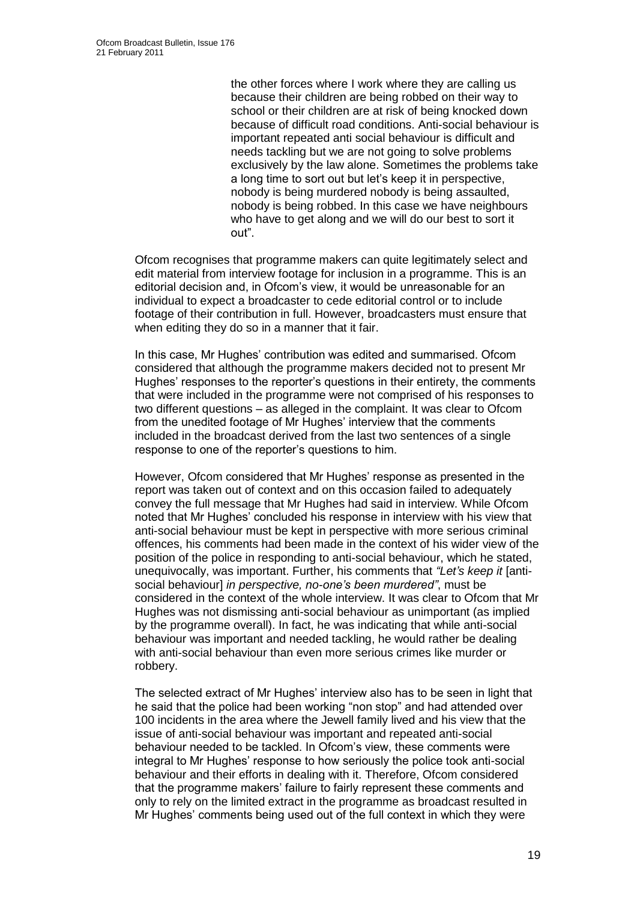> the other forces where I work where they are calling us because their children are being robbed on their way to school or their children are at risk of being knocked down because of difficult road conditions. Anti-social behaviour is important repeated anti social behaviour is difficult and needs tackling but we are not going to solve problems exclusively by the law alone. Sometimes the problems take a long time to sort out but let's keep it in perspective, nobody is being murdered nobody is being assaulted, nobody is being robbed. In this case we have neighbours who have to get along and we will do our best to sort it out".

Ofcom recognises that programme makers can quite legitimately select and edit material from interview footage for inclusion in a programme. This is an editorial decision and, in Ofcom's view, it would be unreasonable for an individual to expect a broadcaster to cede editorial control or to include footage of their contribution in full. However, broadcasters must ensure that when editing they do so in a manner that it fair.

In this case, Mr Hughes' contribution was edited and summarised. Ofcom considered that although the programme makers decided not to present Mr Hughes' responses to the reporter's questions in their entirety, the comments that were included in the programme were not comprised of his responses to two different questions – as alleged in the complaint. It was clear to Ofcom from the unedited footage of Mr Hughes' interview that the comments included in the broadcast derived from the last two sentences of a single response to one of the reporter's questions to him.

However, Ofcom considered that Mr Hughes' response as presented in the report was taken out of context and on this occasion failed to adequately convey the full message that Mr Hughes had said in interview. While Ofcom noted that Mr Hughes' concluded his response in interview with his view that anti-social behaviour must be kept in perspective with more serious criminal offences, his comments had been made in the context of his wider view of the position of the police in responding to anti-social behaviour, which he stated, unequivocally, was important. Further, his comments that *"Let's keep it* [anti-social behaviour] *in perspective, no-one's been murdered"*, must be considered in the context of the whole interview. It was clear to Ofcom that Mr Hughes was not dismissing anti-social behaviour as unimportant (as implied by the programme overall). In fact, he was indicating that while anti-social behaviour was important and needed tackling, he would rather be dealing with anti-social behaviour than even more serious crimes like murder or robbery.

The selected extract of Mr Hughes' interview also has to be seen in light that he said that the police had been working "non stop" and had attended over 100 incidents in the area where the Jewell family lived and his view that the issue of anti-social behaviour was important and repeated anti-social behaviour needed to be tackled. In Ofcom's view, these comments were integral to Mr Hughes' response to how seriously the police took anti-social behaviour and their efforts in dealing with it. Therefore, Ofcom considered that the programme makers' failure to fairly represent these comments and only to rely on the limited extract in the programme as broadcast resulted in Mr Hughes' comments being used out of the full context in which they were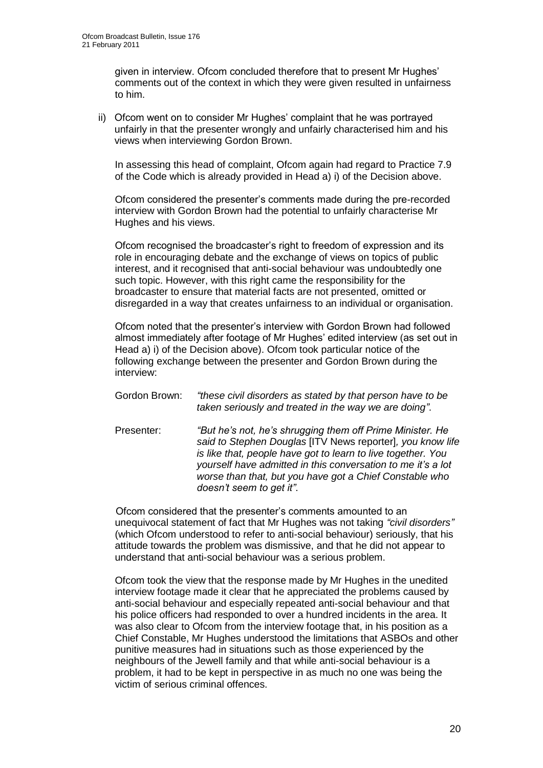given in interview. Ofcom concluded therefore that to present Mr Hughes' comments out of the context in which they were given resulted in unfairness to him.

ii) Ofcom went on to consider Mr Hughes' complaint that he was portrayed unfairly in that the presenter wrongly and unfairly characterised him and his views when interviewing Gordon Brown.

In assessing this head of complaint, Ofcom again had regard to Practice 7.9 of the Code which is already provided in Head a) i) of the Decision above.

Ofcom considered the presenter's comments made during the pre-recorded interview with Gordon Brown had the potential to unfairly characterise Mr Hughes and his views.

Ofcom recognised the broadcaster's right to freedom of expression and its role in encouraging debate and the exchange of views on topics of public interest, and it recognised that anti-social behaviour was undoubtedly one such topic. However, with this right came the responsibility for the broadcaster to ensure that material facts are not presented, omitted or disregarded in a way that creates unfairness to an individual or organisation.

Ofcom noted that the presenter's interview with Gordon Brown had followed almost immediately after footage of Mr Hughes' edited interview (as set out in Head a) i) of the Decision above). Ofcom took particular notice of the following exchange between the presenter and Gordon Brown during the interview:

Gordon Brown: *"these civil disorders as stated by that person have to be taken seriously and treated in the way we are doing"*.

Presenter: *"But he's not, he's shrugging them off Prime Minister. He said to Stephen Douglas* [ITV News reporter]*, you know life is like that, people have got to learn to live together. You yourself have admitted in this conversation to me it's a lot worse than that, but you have got a Chief Constable who doesn't seem to get it"*.

Ofcom considered that the presenter's comments amounted to an unequivocal statement of fact that Mr Hughes was not taking *"civil disorders"* (which Ofcom understood to refer to anti-social behaviour) seriously, that his attitude towards the problem was dismissive, and that he did not appear to understand that anti-social behaviour was a serious problem.

Ofcom took the view that the response made by Mr Hughes in the unedited interview footage made it clear that he appreciated the problems caused by anti-social behaviour and especially repeated anti-social behaviour and that his police officers had responded to over a hundred incidents in the area. It was also clear to Ofcom from the interview footage that, in his position as a Chief Constable, Mr Hughes understood the limitations that ASBOs and other punitive measures had in situations such as those experienced by the neighbours of the Jewell family and that while anti-social behaviour is a problem, it had to be kept in perspective in as much no one was being the victim of serious criminal offences.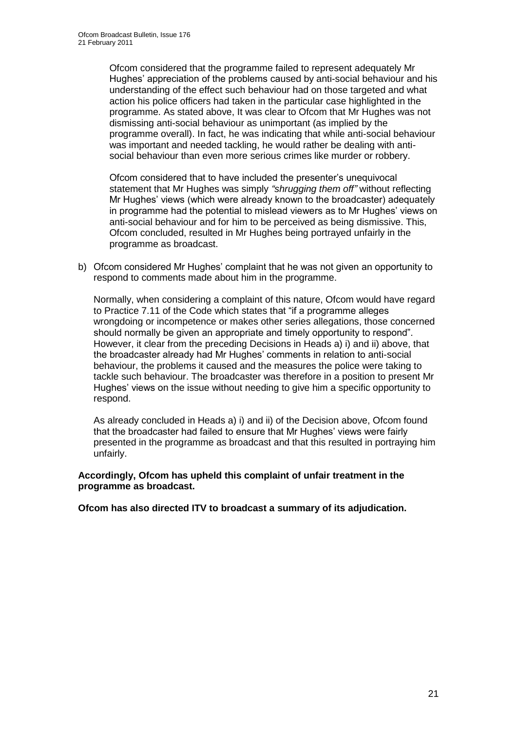Ofcom considered that the programme failed to represent adequately Mr Hughes' appreciation of the problems caused by anti-social behaviour and his understanding of the effect such behaviour had on those targeted and what action his police officers had taken in the particular case highlighted in the programme. As stated above, It was clear to Ofcom that Mr Hughes was not dismissing anti-social behaviour as unimportant (as implied by the programme overall). In fact, he was indicating that while anti-social behaviour was important and needed tackling, he would rather be dealing with anti-social behaviour than even more serious crimes like murder or robbery.

Ofcom considered that to have included the presenter's unequivocal statement that Mr Hughes was simply *"shrugging them off"* without reflecting Mr Hughes' views (which were already known to the broadcaster) adequately in programme had the potential to mislead viewers as to Mr Hughes' views on anti-social behaviour and for him to be perceived as being dismissive. This, Ofcom concluded, resulted in Mr Hughes being portrayed unfairly in the programme as broadcast.

b) Ofcom considered Mr Hughes' complaint that he was not given an opportunity to respond to comments made about him in the programme.

   Normally, when considering a complaint of this nature, Ofcom would have regard to Practice 7.11 of the Code which states that "if a programme alleges wrongdoing or incompetence or makes other series allegations, those concerned should normally be given an appropriate and timely opportunity to respond". However, it clear from the preceding Decisions in Heads a) i) and ii) above, that the broadcaster already had Mr Hughes' comments in relation to anti-social behaviour, the problems it caused and the measures the police were taking to tackle such behaviour. The broadcaster was therefore in a position to present Mr Hughes' views on the issue without needing to give him a specific opportunity to respond.

   As already concluded in Heads a) i) and ii) of the Decision above, Ofcom found that the broadcaster had failed to ensure that Mr Hughes' views were fairly presented in the programme as broadcast and that this resulted in portraying him unfairly.

**Accordingly, Ofcom has upheld this complaint of unfair treatment in the programme as broadcast.**

**Ofcom has also directed ITV to broadcast a summary of its adjudication.**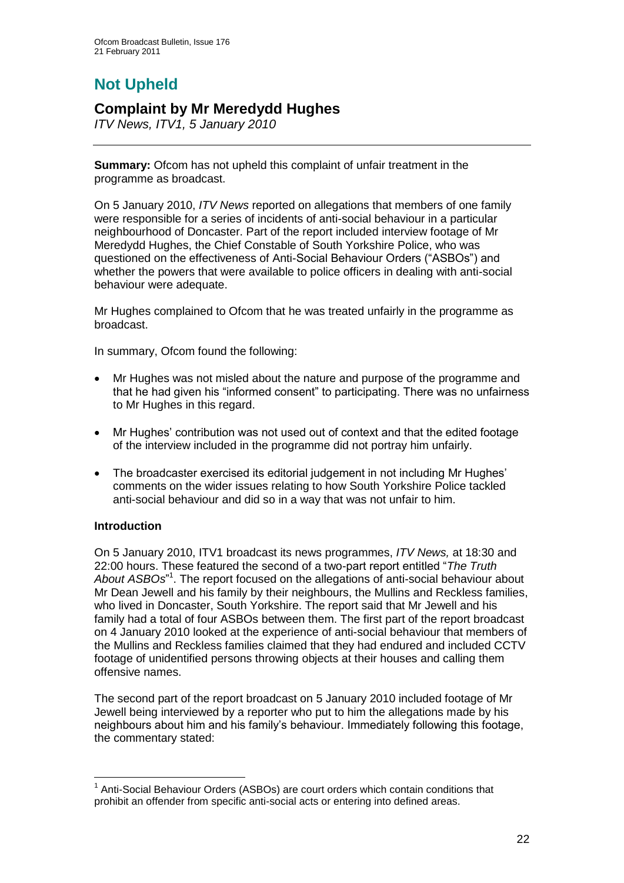# Not Upheld

## Complaint by Mr Meredydd Hughes

*ITV News, ITV1, 5 January 2010*

**Summary:** Ofcom has not upheld this complaint of unfair treatment in the programme as broadcast.

On 5 January 2010, *ITV News* reported on allegations that members of one family were responsible for a series of incidents of anti-social behaviour in a particular neighbourhood of Doncaster. Part of the report included interview footage of Mr Meredydd Hughes, the Chief Constable of South Yorkshire Police, who was questioned on the effectiveness of Anti-Social Behaviour Orders ("ASBOs") and whether the powers that were available to police officers in dealing with anti-social behaviour were adequate.

Mr Hughes complained to Ofcom that he was treated unfairly in the programme as broadcast.

In summary, Ofcom found the following:

- Mr Hughes was not misled about the nature and purpose of the programme and that he had given his "informed consent" to participating. There was no unfairness to Mr Hughes in this regard.
- Mr Hughes' contribution was not used out of context and that the edited footage of the interview included in the programme did not portray him unfairly.
- The broadcaster exercised its editorial judgement in not including Mr Hughes' comments on the wider issues relating to how South Yorkshire Police tackled anti-social behaviour and did so in a way that was not unfair to him.

**Introduction**

On 5 January 2010, ITV1 broadcast its news programmes, *ITV News,* at 18:30 and 22:00 hours. These featured the second of a two-part report entitled "*The Truth About ASBOs*"[1]. The report focused on the allegations of anti-social behaviour about Mr Dean Jewell and his family by their neighbours, the Mullins and Reckless families, who lived in Doncaster, South Yorkshire. The report said that Mr Jewell and his family had a total of four ASBOs between them. The first part of the report broadcast on 4 January 2010 looked at the experience of anti-social behaviour that members of the Mullins and Reckless families claimed that they had endured and included CCTV footage of unidentified persons throwing objects at their houses and calling them offensive names.

The second part of the report broadcast on 5 January 2010 included footage of Mr Jewell being interviewed by a reporter who put to him the allegations made by his neighbours about him and his family's behaviour. Immediately following this footage, the commentary stated:

[1] Anti-Social Behaviour Orders (ASBOs) are court orders which contain conditions that prohibit an offender from specific anti-social acts or entering into defined areas.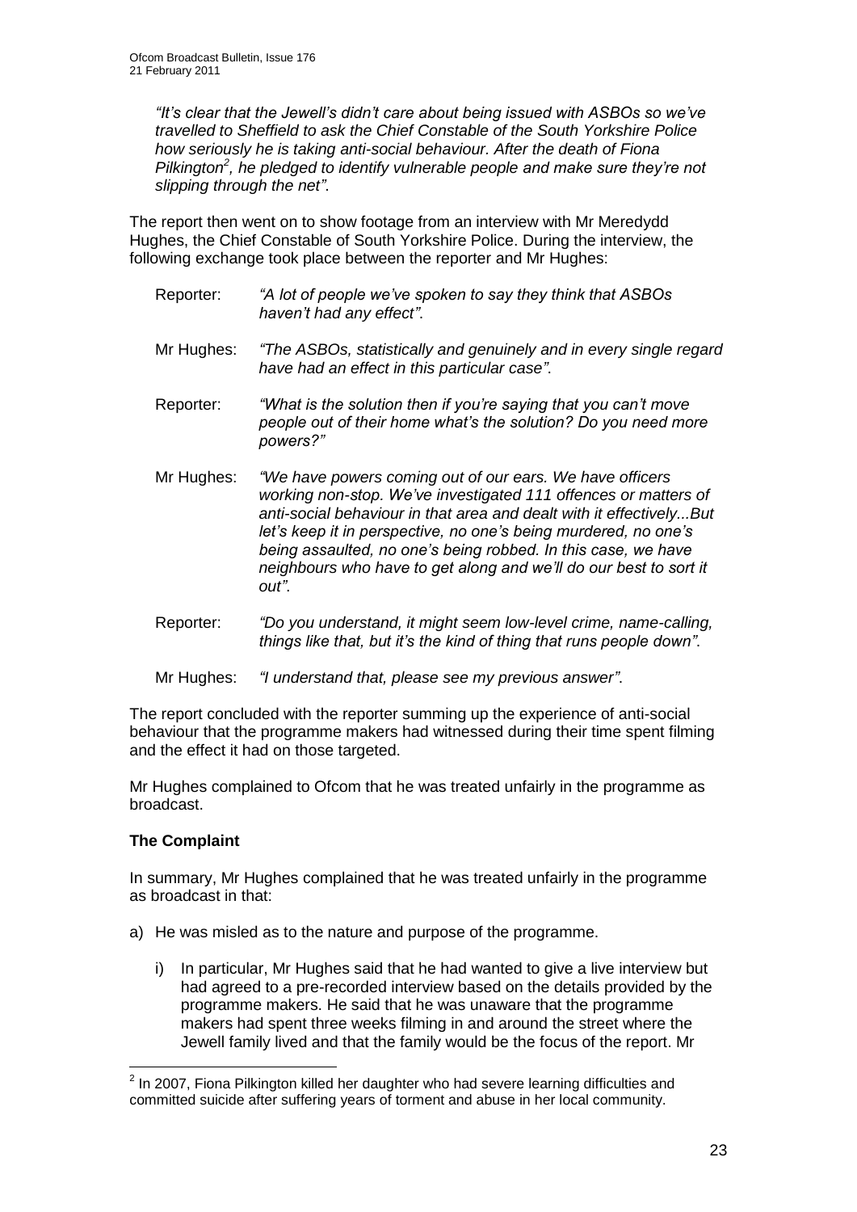*"It's clear that the Jewell's didn't care about being issued with ASBOs so we've travelled to Sheffield to ask the Chief Constable of the South Yorkshire Police how seriously he is taking anti-social behaviour. After the death of Fiona Pilkington[2], he pledged to identify vulnerable people and make sure they're not slipping through the net".*

The report then went on to show footage from an interview with Mr Meredydd Hughes, the Chief Constable of South Yorkshire Police. During the interview, the following exchange took place between the reporter and Mr Hughes:

Reporter: *"A lot of people we've spoken to say they think that ASBOs haven't had any effect".*

Mr Hughes: *"The ASBOs, statistically and genuinely and in every single regard have had an effect in this particular case".*

Reporter: *"What is the solution then if you're saying that you can't move people out of their home what's the solution? Do you need more powers?"*

Mr Hughes: *"We have powers coming out of our ears. We have officers working non-stop. We've investigated 111 offences or matters of anti-social behaviour in that area and dealt with it effectively...But let's keep it in perspective, no one's being murdered, no one's being assaulted, no one's being robbed. In this case, we have neighbours who have to get along and we'll do our best to sort it out".*

Reporter: *"Do you understand, it might seem low-level crime, name-calling, things like that, but it's the kind of thing that runs people down".*

Mr Hughes: *"I understand that, please see my previous answer".*

The report concluded with the reporter summing up the experience of anti-social behaviour that the programme makers had witnessed during their time spent filming and the effect it had on those targeted.

Mr Hughes complained to Ofcom that he was treated unfairly in the programme as broadcast.

**The Complaint**

In summary, Mr Hughes complained that he was treated unfairly in the programme as broadcast in that:

a) He was misled as to the nature and purpose of the programme.

   i) In particular, Mr Hughes said that he had wanted to give a live interview but had agreed to a pre-recorded interview based on the details provided by the programme makers. He said that he was unaware that the programme makers had spent three weeks filming in and around the street where the Jewell family lived and that the family would be the focus of the report. Mr

[2] In 2007, Fiona Pilkington killed her daughter who had severe learning difficulties and committed suicide after suffering years of torment and abuse in her local community.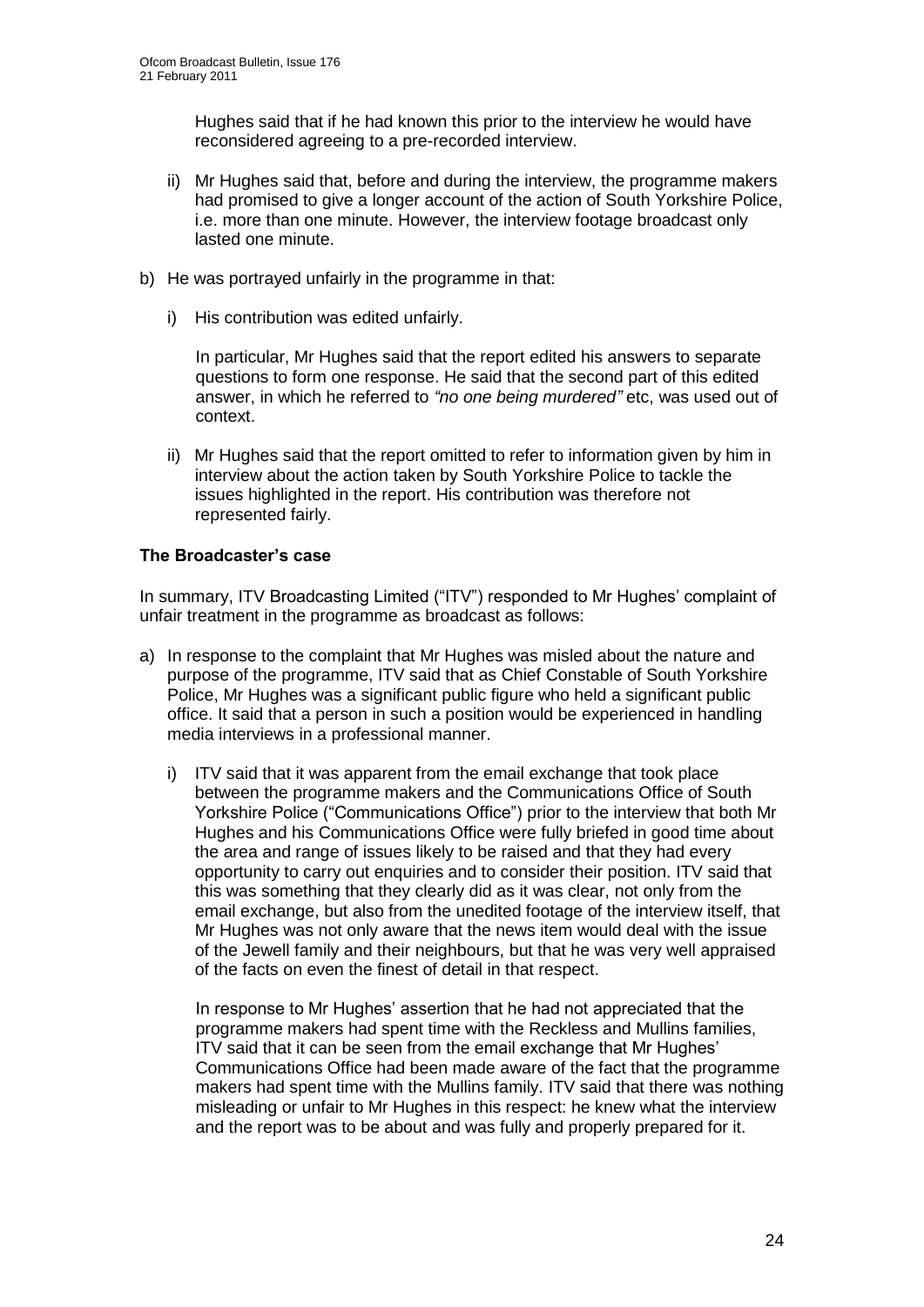Hughes said that if he had known this prior to the interview he would have reconsidered agreeing to a pre-recorded interview.

- ii) Mr Hughes said that, before and during the interview, the programme makers had promised to give a longer account of the action of South Yorkshire Police, i.e. more than one minute. However, the interview footage broadcast only lasted one minute.

b) He was portrayed unfairly in the programme in that:

- i) His contribution was edited unfairly.

  In particular, Mr Hughes said that the report edited his answers to separate questions to form one response. He said that the second part of this edited answer, in which he referred to *"no one being murdered"* etc, was used out of context.

- ii) Mr Hughes said that the report omitted to refer to information given by him in interview about the action taken by South Yorkshire Police to tackle the issues highlighted in the report. His contribution was therefore not represented fairly.

### The Broadcaster's case

In summary, ITV Broadcasting Limited ("ITV") responded to Mr Hughes' complaint of unfair treatment in the programme as broadcast as follows:

a) In response to the complaint that Mr Hughes was misled about the nature and purpose of the programme, ITV said that as Chief Constable of South Yorkshire Police, Mr Hughes was a significant public figure who held a significant public office. It said that a person in such a position would be experienced in handling media interviews in a professional manner.

- i) ITV said that it was apparent from the email exchange that took place between the programme makers and the Communications Office of South Yorkshire Police ("Communications Office") prior to the interview that both Mr Hughes and his Communications Office were fully briefed in good time about the area and range of issues likely to be raised and that they had every opportunity to carry out enquiries and to consider their position. ITV said that this was something that they clearly did as it was clear, not only from the email exchange, but also from the unedited footage of the interview itself, that Mr Hughes was not only aware that the news item would deal with the issue of the Jewell family and their neighbours, but that he was very well appraised of the facts on even the finest of detail in that respect.

  In response to Mr Hughes' assertion that he had not appreciated that the programme makers had spent time with the Reckless and Mullins families, ITV said that it can be seen from the email exchange that Mr Hughes' Communications Office had been made aware of the fact that the programme makers had spent time with the Mullins family. ITV said that there was nothing misleading or unfair to Mr Hughes in this respect: he knew what the interview and the report was to be about and was fully and properly prepared for it.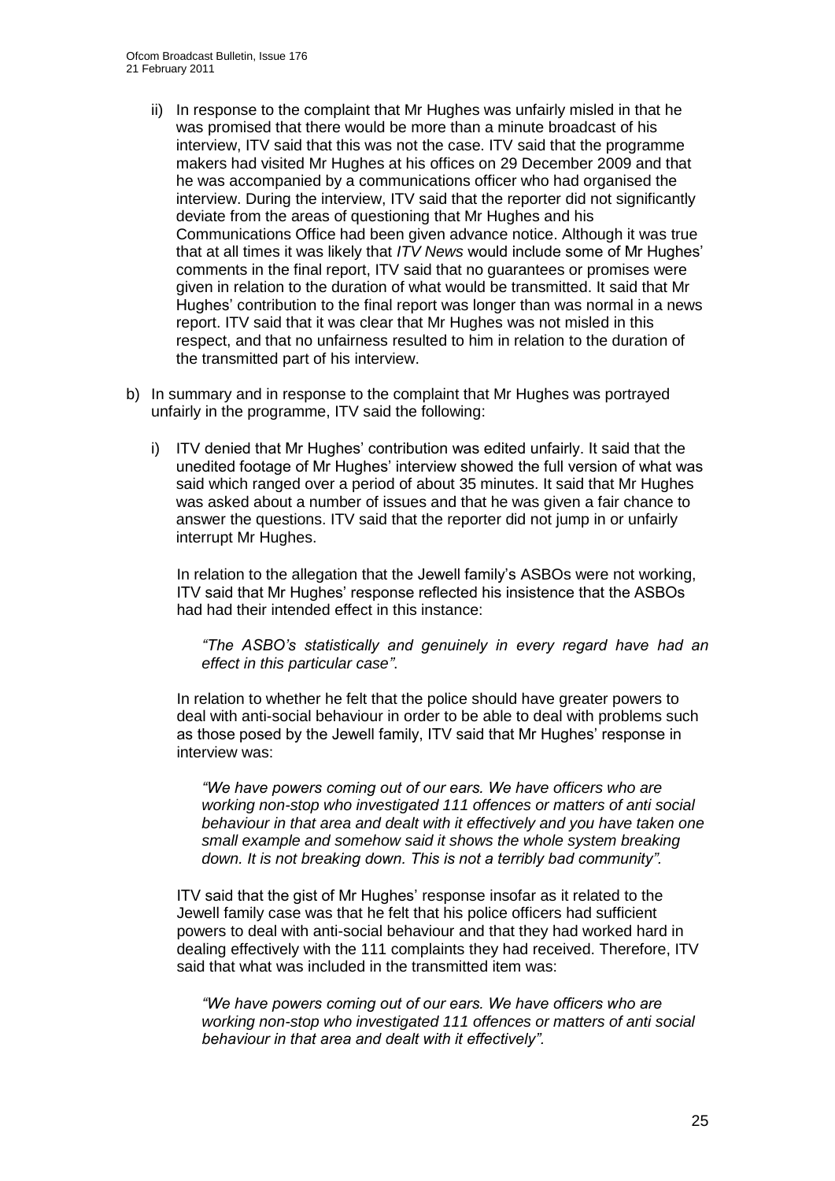ii) In response to the complaint that Mr Hughes was unfairly misled in that he was promised that there would be more than a minute broadcast of his interview, ITV said that this was not the case. ITV said that the programme makers had visited Mr Hughes at his offices on 29 December 2009 and that he was accompanied by a communications officer who had organised the interview. During the interview, ITV said that the reporter did not significantly deviate from the areas of questioning that Mr Hughes and his Communications Office had been given advance notice. Although it was true that at all times it was likely that *ITV News* would include some of Mr Hughes' comments in the final report, ITV said that no guarantees or promises were given in relation to the duration of what would be transmitted. It said that Mr Hughes' contribution to the final report was longer than was normal in a news report. ITV said that it was clear that Mr Hughes was not misled in this respect, and that no unfairness resulted to him in relation to the duration of the transmitted part of his interview.

b) In summary and in response to the complaint that Mr Hughes was portrayed unfairly in the programme, ITV said the following:

i) ITV denied that Mr Hughes' contribution was edited unfairly. It said that the unedited footage of Mr Hughes' interview showed the full version of what was said which ranged over a period of about 35 minutes. It said that Mr Hughes was asked about a number of issues and that he was given a fair chance to answer the questions. ITV said that the reporter did not jump in or unfairly interrupt Mr Hughes.

In relation to the allegation that the Jewell family's ASBOs were not working, ITV said that Mr Hughes' response reflected his insistence that the ASBOs had had their intended effect in this instance:

*"The ASBO's statistically and genuinely in every regard have had an effect in this particular case".*

In relation to whether he felt that the police should have greater powers to deal with anti-social behaviour in order to be able to deal with problems such as those posed by the Jewell family, ITV said that Mr Hughes' response in interview was:

*"We have powers coming out of our ears. We have officers who are working non-stop who investigated 111 offences or matters of anti social behaviour in that area and dealt with it effectively and you have taken one small example and somehow said it shows the whole system breaking down. It is not breaking down. This is not a terribly bad community".*

ITV said that the gist of Mr Hughes' response insofar as it related to the Jewell family case was that he felt that his police officers had sufficient powers to deal with anti-social behaviour and that they had worked hard in dealing effectively with the 111 complaints they had received. Therefore, ITV said that what was included in the transmitted item was:

*"We have powers coming out of our ears. We have officers who are working non-stop who investigated 111 offences or matters of anti social behaviour in that area and dealt with it effectively".*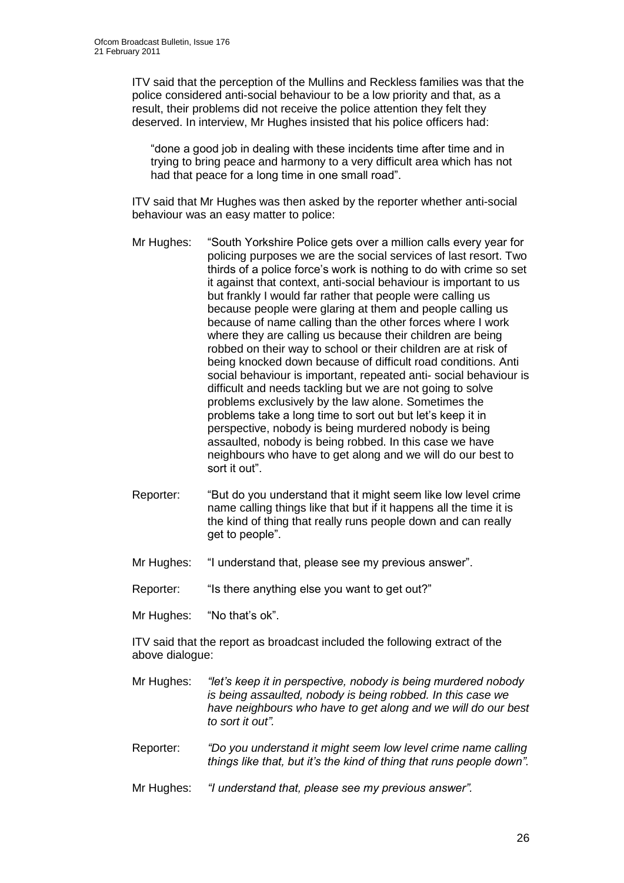ITV said that the perception of the Mullins and Reckless families was that the police considered anti-social behaviour to be a low priority and that, as a result, their problems did not receive the police attention they felt they deserved. In interview, Mr Hughes insisted that his police officers had:

> "done a good job in dealing with these incidents time after time and in trying to bring peace and harmony to a very difficult area which has not had that peace for a long time in one small road".

ITV said that Mr Hughes was then asked by the reporter whether anti-social behaviour was an easy matter to police:

Mr Hughes: "South Yorkshire Police gets over a million calls every year for policing purposes we are the social services of last resort. Two thirds of a police force's work is nothing to do with crime so set it against that context, anti-social behaviour is important to us but frankly I would far rather that people were calling us because people were glaring at them and people calling us because of name calling than the other forces where I work where they are calling us because their children are being robbed on their way to school or their children are at risk of being knocked down because of difficult road conditions. Anti social behaviour is important, repeated anti- social behaviour is difficult and needs tackling but we are not going to solve problems exclusively by the law alone. Sometimes the problems take a long time to sort out but let's keep it in perspective, nobody is being murdered nobody is being assaulted, nobody is being robbed. In this case we have neighbours who have to get along and we will do our best to sort it out".

Reporter: "But do you understand that it might seem like low level crime name calling things like that but if it happens all the time it is the kind of thing that really runs people down and can really get to people".

Mr Hughes: "I understand that, please see my previous answer".

Reporter: "Is there anything else you want to get out?"

Mr Hughes: "No that's ok".

ITV said that the report as broadcast included the following extract of the above dialogue:

Mr Hughes: *"let's keep it in perspective, nobody is being murdered nobody is being assaulted, nobody is being robbed. In this case we have neighbours who have to get along and we will do our best to sort it out".*

Reporter: *"Do you understand it might seem low level crime name calling things like that, but it's the kind of thing that runs people down".*

Mr Hughes: *"I understand that, please see my previous answer".*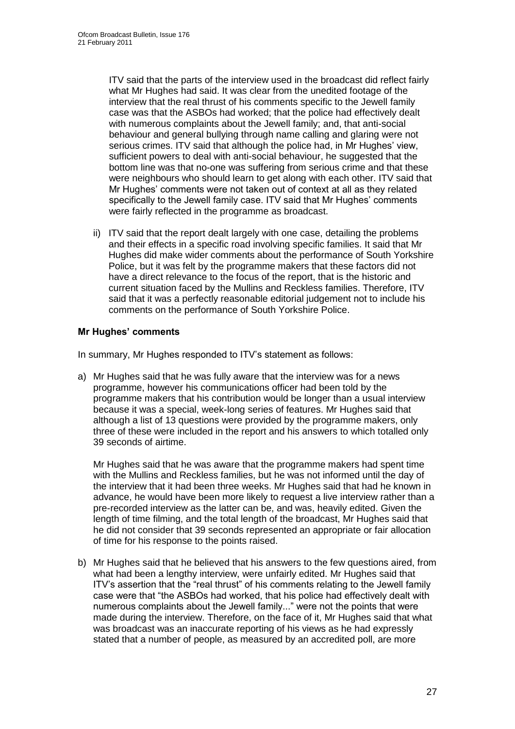ITV said that the parts of the interview used in the broadcast did reflect fairly what Mr Hughes had said. It was clear from the unedited footage of the interview that the real thrust of his comments specific to the Jewell family case was that the ASBOs had worked; that the police had effectively dealt with numerous complaints about the Jewell family; and, that anti-social behaviour and general bullying through name calling and glaring were not serious crimes. ITV said that although the police had, in Mr Hughes' view, sufficient powers to deal with anti-social behaviour, he suggested that the bottom line was that no-one was suffering from serious crime and that these were neighbours who should learn to get along with each other. ITV said that Mr Hughes' comments were not taken out of context at all as they related specifically to the Jewell family case. ITV said that Mr Hughes' comments were fairly reflected in the programme as broadcast.

ii) ITV said that the report dealt largely with one case, detailing the problems and their effects in a specific road involving specific families. It said that Mr Hughes did make wider comments about the performance of South Yorkshire Police, but it was felt by the programme makers that these factors did not have a direct relevance to the focus of the report, that is the historic and current situation faced by the Mullins and Reckless families. Therefore, ITV said that it was a perfectly reasonable editorial judgement not to include his comments on the performance of South Yorkshire Police.

**Mr Hughes' comments**

In summary, Mr Hughes responded to ITV's statement as follows:

a) Mr Hughes said that he was fully aware that the interview was for a news programme, however his communications officer had been told by the programme makers that his contribution would be longer than a usual interview because it was a special, week-long series of features. Mr Hughes said that although a list of 13 questions were provided by the programme makers, only three of these were included in the report and his answers to which totalled only 39 seconds of airtime.

   Mr Hughes said that he was aware that the programme makers had spent time with the Mullins and Reckless families, but he was not informed until the day of the interview that it had been three weeks. Mr Hughes said that had he known in advance, he would have been more likely to request a live interview rather than a pre-recorded interview as the latter can be, and was, heavily edited. Given the length of time filming, and the total length of the broadcast, Mr Hughes said that he did not consider that 39 seconds represented an appropriate or fair allocation of time for his response to the points raised.

b) Mr Hughes said that he believed that his answers to the few questions aired, from what had been a lengthy interview, were unfairly edited. Mr Hughes said that ITV's assertion that the "real thrust" of his comments relating to the Jewell family case were that "the ASBOs had worked, that his police had effectively dealt with numerous complaints about the Jewell family..." were not the points that were made during the interview. Therefore, on the face of it, Mr Hughes said that what was broadcast was an inaccurate reporting of his views as he had expressly stated that a number of people, as measured by an accredited poll, are more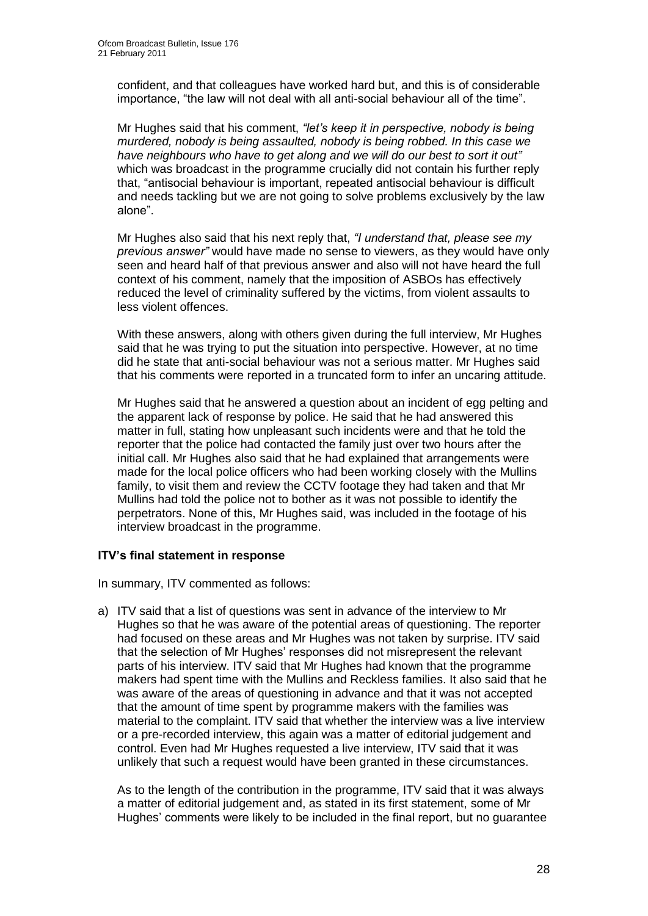confident, and that colleagues have worked hard but, and this is of considerable importance, "the law will not deal with all anti-social behaviour all of the time".

Mr Hughes said that his comment, *"let's keep it in perspective, nobody is being murdered, nobody is being assaulted, nobody is being robbed. In this case we have neighbours who have to get along and we will do our best to sort it out"* which was broadcast in the programme crucially did not contain his further reply that, "antisocial behaviour is important, repeated antisocial behaviour is difficult and needs tackling but we are not going to solve problems exclusively by the law alone".

Mr Hughes also said that his next reply that, *"I understand that, please see my previous answer"* would have made no sense to viewers, as they would have only seen and heard half of that previous answer and also will not have heard the full context of his comment, namely that the imposition of ASBOs has effectively reduced the level of criminality suffered by the victims, from violent assaults to less violent offences.

With these answers, along with others given during the full interview, Mr Hughes said that he was trying to put the situation into perspective. However, at no time did he state that anti-social behaviour was not a serious matter. Mr Hughes said that his comments were reported in a truncated form to infer an uncaring attitude.

Mr Hughes said that he answered a question about an incident of egg pelting and the apparent lack of response by police. He said that he had answered this matter in full, stating how unpleasant such incidents were and that he told the reporter that the police had contacted the family just over two hours after the initial call. Mr Hughes also said that he had explained that arrangements were made for the local police officers who had been working closely with the Mullins family, to visit them and review the CCTV footage they had taken and that Mr Mullins had told the police not to bother as it was not possible to identify the perpetrators. None of this, Mr Hughes said, was included in the footage of his interview broadcast in the programme.

**ITV's final statement in response**

In summary, ITV commented as follows:

a) ITV said that a list of questions was sent in advance of the interview to Mr Hughes so that he was aware of the potential areas of questioning. The reporter had focused on these areas and Mr Hughes was not taken by surprise. ITV said that the selection of Mr Hughes' responses did not misrepresent the relevant parts of his interview. ITV said that Mr Hughes had known that the programme makers had spent time with the Mullins and Reckless families. It also said that he was aware of the areas of questioning in advance and that it was not accepted that the amount of time spent by programme makers with the families was material to the complaint. ITV said that whether the interview was a live interview or a pre-recorded interview, this again was a matter of editorial judgement and control. Even had Mr Hughes requested a live interview, ITV said that it was unlikely that such a request would have been granted in these circumstances.

As to the length of the contribution in the programme, ITV said that it was always a matter of editorial judgement and, as stated in its first statement, some of Mr Hughes' comments were likely to be included in the final report, but no guarantee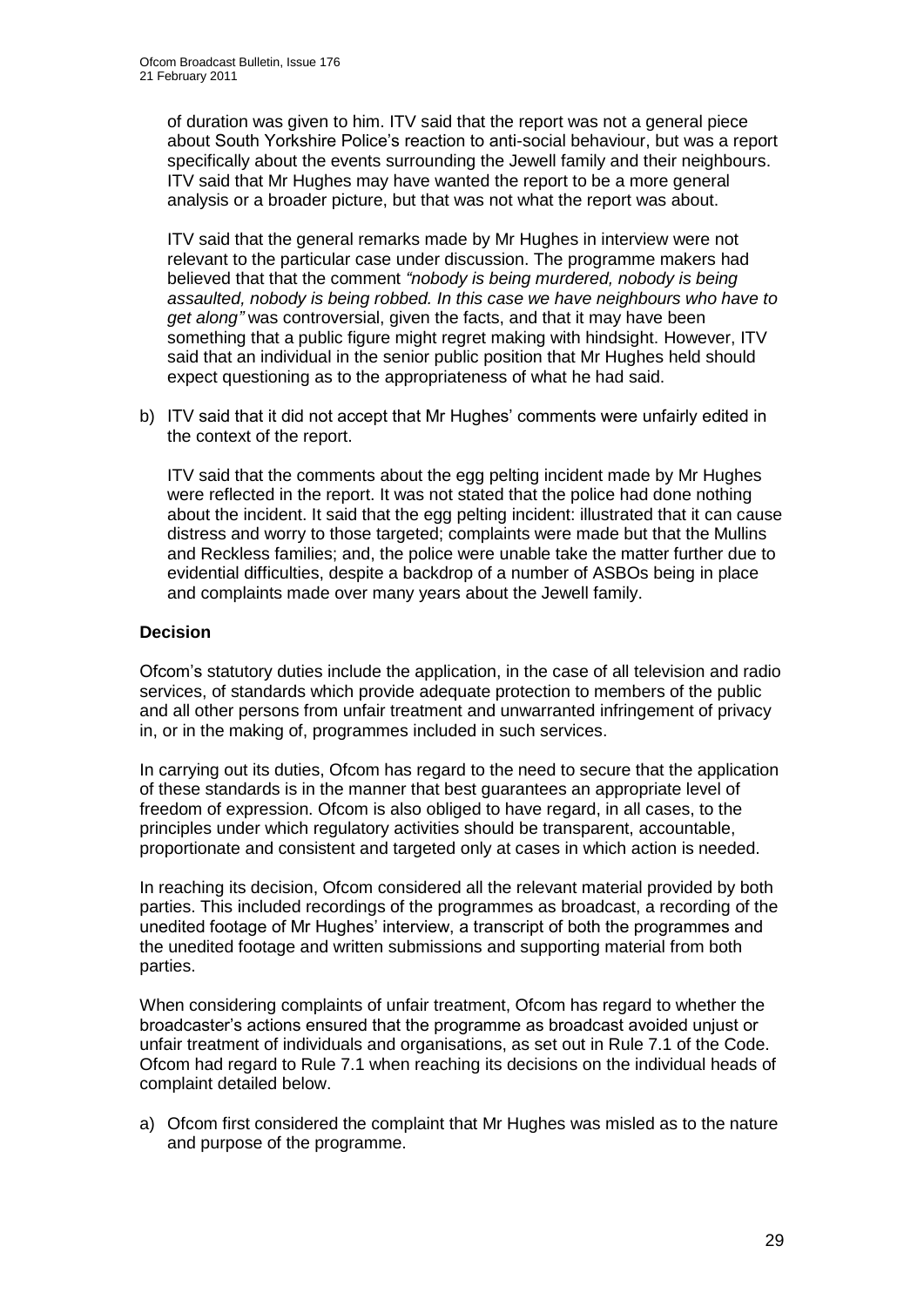of duration was given to him. ITV said that the report was not a general piece about South Yorkshire Police's reaction to anti-social behaviour, but was a report specifically about the events surrounding the Jewell family and their neighbours. ITV said that Mr Hughes may have wanted the report to be a more general analysis or a broader picture, but that was not what the report was about.

ITV said that the general remarks made by Mr Hughes in interview were not relevant to the particular case under discussion. The programme makers had believed that that the comment *"nobody is being murdered, nobody is being assaulted, nobody is being robbed. In this case we have neighbours who have to get along"* was controversial, given the facts, and that it may have been something that a public figure might regret making with hindsight. However, ITV said that an individual in the senior public position that Mr Hughes held should expect questioning as to the appropriateness of what he had said.

b) ITV said that it did not accept that Mr Hughes' comments were unfairly edited in the context of the report.

ITV said that the comments about the egg pelting incident made by Mr Hughes were reflected in the report. It was not stated that the police had done nothing about the incident. It said that the egg pelting incident: illustrated that it can cause distress and worry to those targeted; complaints were made but that the Mullins and Reckless families; and, the police were unable take the matter further due to evidential difficulties, despite a backdrop of a number of ASBOs being in place and complaints made over many years about the Jewell family.

**Decision**

Ofcom's statutory duties include the application, in the case of all television and radio services, of standards which provide adequate protection to members of the public and all other persons from unfair treatment and unwarranted infringement of privacy in, or in the making of, programmes included in such services.

In carrying out its duties, Ofcom has regard to the need to secure that the application of these standards is in the manner that best guarantees an appropriate level of freedom of expression. Ofcom is also obliged to have regard, in all cases, to the principles under which regulatory activities should be transparent, accountable, proportionate and consistent and targeted only at cases in which action is needed.

In reaching its decision, Ofcom considered all the relevant material provided by both parties. This included recordings of the programmes as broadcast, a recording of the unedited footage of Mr Hughes' interview, a transcript of both the programmes and the unedited footage and written submissions and supporting material from both parties.

When considering complaints of unfair treatment, Ofcom has regard to whether the broadcaster's actions ensured that the programme as broadcast avoided unjust or unfair treatment of individuals and organisations, as set out in Rule 7.1 of the Code. Ofcom had regard to Rule 7.1 when reaching its decisions on the individual heads of complaint detailed below.

a) Ofcom first considered the complaint that Mr Hughes was misled as to the nature and purpose of the programme.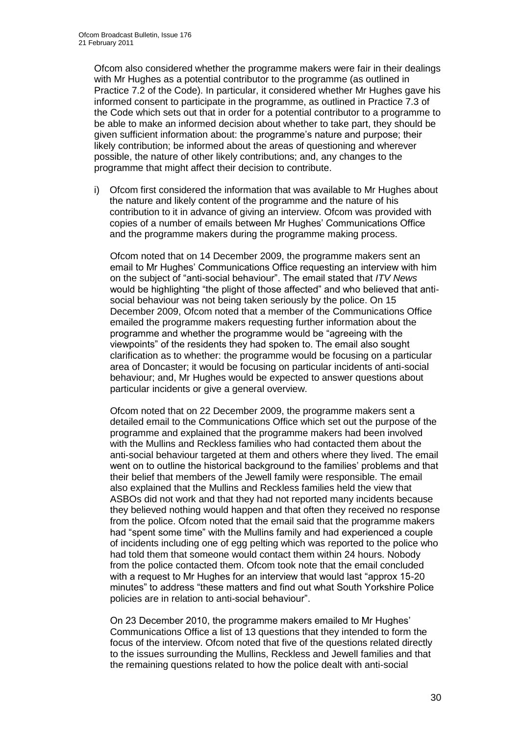Ofcom also considered whether the programme makers were fair in their dealings with Mr Hughes as a potential contributor to the programme (as outlined in Practice 7.2 of the Code). In particular, it considered whether Mr Hughes gave his informed consent to participate in the programme, as outlined in Practice 7.3 of the Code which sets out that in order for a potential contributor to a programme to be able to make an informed decision about whether to take part, they should be given sufficient information about: the programme's nature and purpose; their likely contribution; be informed about the areas of questioning and wherever possible, the nature of other likely contributions; and, any changes to the programme that might affect their decision to contribute.

i) Ofcom first considered the information that was available to Mr Hughes about the nature and likely content of the programme and the nature of his contribution to it in advance of giving an interview. Ofcom was provided with copies of a number of emails between Mr Hughes' Communications Office and the programme makers during the programme making process.

   Ofcom noted that on 14 December 2009, the programme makers sent an email to Mr Hughes' Communications Office requesting an interview with him on the subject of "anti-social behaviour". The email stated that *ITV News* would be highlighting "the plight of those affected" and who believed that anti-social behaviour was not being taken seriously by the police. On 15 December 2009, Ofcom noted that a member of the Communications Office emailed the programme makers requesting further information about the programme and whether the programme would be "agreeing with the viewpoints" of the residents they had spoken to. The email also sought clarification as to whether: the programme would be focusing on a particular area of Doncaster; it would be focusing on particular incidents of anti-social behaviour; and, Mr Hughes would be expected to answer questions about particular incidents or give a general overview.

   Ofcom noted that on 22 December 2009, the programme makers sent a detailed email to the Communications Office which set out the purpose of the programme and explained that the programme makers had been involved with the Mullins and Reckless families who had contacted them about the anti-social behaviour targeted at them and others where they lived. The email went on to outline the historical background to the families' problems and that their belief that members of the Jewell family were responsible. The email also explained that the Mullins and Reckless families held the view that ASBOs did not work and that they had not reported many incidents because they believed nothing would happen and that often they received no response from the police. Ofcom noted that the email said that the programme makers had "spent some time" with the Mullins family and had experienced a couple of incidents including one of egg pelting which was reported to the police who had told them that someone would contact them within 24 hours. Nobody from the police contacted them. Ofcom took note that the email concluded with a request to Mr Hughes for an interview that would last "approx 15-20 minutes" to address "these matters and find out what South Yorkshire Police policies are in relation to anti-social behaviour".

   On 23 December 2010, the programme makers emailed to Mr Hughes' Communications Office a list of 13 questions that they intended to form the focus of the interview. Ofcom noted that five of the questions related directly to the issues surrounding the Mullins, Reckless and Jewell families and that the remaining questions related to how the police dealt with anti-social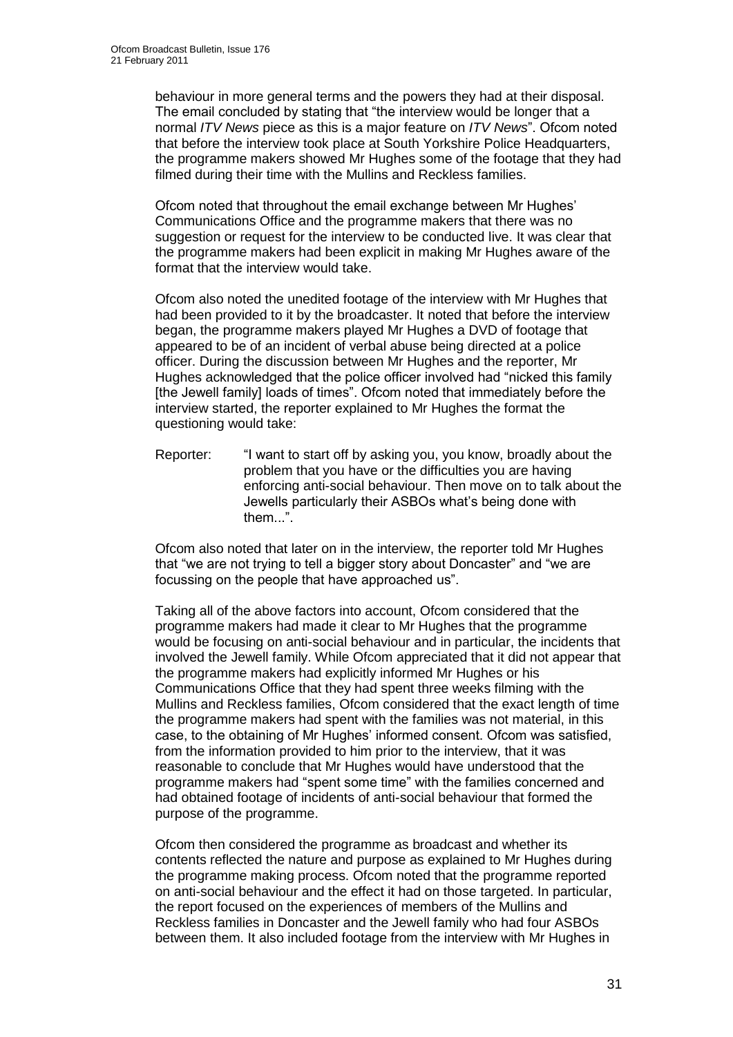behaviour in more general terms and the powers they had at their disposal. The email concluded by stating that "the interview would be longer that a normal *ITV News* piece as this is a major feature on *ITV News*". Ofcom noted that before the interview took place at South Yorkshire Police Headquarters, the programme makers showed Mr Hughes some of the footage that they had filmed during their time with the Mullins and Reckless families.

Ofcom noted that throughout the email exchange between Mr Hughes' Communications Office and the programme makers that there was no suggestion or request for the interview to be conducted live. It was clear that the programme makers had been explicit in making Mr Hughes aware of the format that the interview would take.

Ofcom also noted the unedited footage of the interview with Mr Hughes that had been provided to it by the broadcaster. It noted that before the interview began, the programme makers played Mr Hughes a DVD of footage that appeared to be of an incident of verbal abuse being directed at a police officer. During the discussion between Mr Hughes and the reporter, Mr Hughes acknowledged that the police officer involved had "nicked this family [the Jewell family] loads of times". Ofcom noted that immediately before the interview started, the reporter explained to Mr Hughes the format the questioning would take:

Reporter: "I want to start off by asking you, you know, broadly about the problem that you have or the difficulties you are having enforcing anti-social behaviour. Then move on to talk about the Jewells particularly their ASBOs what's being done with them...".

Ofcom also noted that later on in the interview, the reporter told Mr Hughes that "we are not trying to tell a bigger story about Doncaster" and "we are focussing on the people that have approached us".

Taking all of the above factors into account, Ofcom considered that the programme makers had made it clear to Mr Hughes that the programme would be focusing on anti-social behaviour and in particular, the incidents that involved the Jewell family. While Ofcom appreciated that it did not appear that the programme makers had explicitly informed Mr Hughes or his Communications Office that they had spent three weeks filming with the Mullins and Reckless families, Ofcom considered that the exact length of time the programme makers had spent with the families was not material, in this case, to the obtaining of Mr Hughes' informed consent. Ofcom was satisfied, from the information provided to him prior to the interview, that it was reasonable to conclude that Mr Hughes would have understood that the programme makers had "spent some time" with the families concerned and had obtained footage of incidents of anti-social behaviour that formed the purpose of the programme.

Ofcom then considered the programme as broadcast and whether its contents reflected the nature and purpose as explained to Mr Hughes during the programme making process. Ofcom noted that the programme reported on anti-social behaviour and the effect it had on those targeted. In particular, the report focused on the experiences of members of the Mullins and Reckless families in Doncaster and the Jewell family who had four ASBOs between them. It also included footage from the interview with Mr Hughes in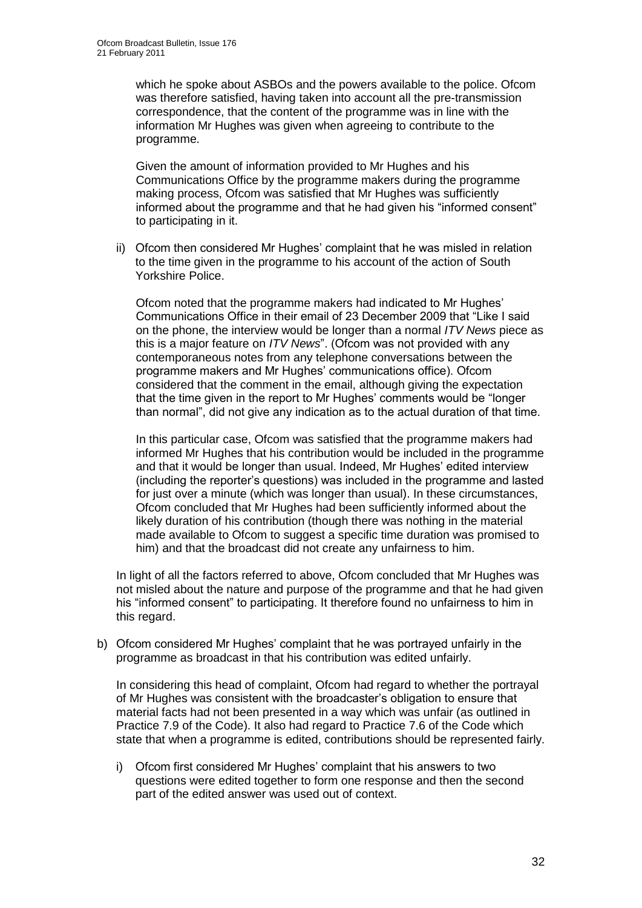which he spoke about ASBOs and the powers available to the police. Ofcom was therefore satisfied, having taken into account all the pre-transmission correspondence, that the content of the programme was in line with the information Mr Hughes was given when agreeing to contribute to the programme.

Given the amount of information provided to Mr Hughes and his Communications Office by the programme makers during the programme making process, Ofcom was satisfied that Mr Hughes was sufficiently informed about the programme and that he had given his "informed consent" to participating in it.

ii) Ofcom then considered Mr Hughes' complaint that he was misled in relation to the time given in the programme to his account of the action of South Yorkshire Police.

Ofcom noted that the programme makers had indicated to Mr Hughes' Communications Office in their email of 23 December 2009 that "Like I said on the phone, the interview would be longer than a normal *ITV News* piece as this is a major feature on *ITV News*". (Ofcom was not provided with any contemporaneous notes from any telephone conversations between the programme makers and Mr Hughes' communications office). Ofcom considered that the comment in the email, although giving the expectation that the time given in the report to Mr Hughes' comments would be "longer than normal", did not give any indication as to the actual duration of that time.

In this particular case, Ofcom was satisfied that the programme makers had informed Mr Hughes that his contribution would be included in the programme and that it would be longer than usual. Indeed, Mr Hughes' edited interview (including the reporter's questions) was included in the programme and lasted for just over a minute (which was longer than usual). In these circumstances, Ofcom concluded that Mr Hughes had been sufficiently informed about the likely duration of his contribution (though there was nothing in the material made available to Ofcom to suggest a specific time duration was promised to him) and that the broadcast did not create any unfairness to him.

In light of all the factors referred to above, Ofcom concluded that Mr Hughes was not misled about the nature and purpose of the programme and that he had given his "informed consent" to participating. It therefore found no unfairness to him in this regard.

b) Ofcom considered Mr Hughes' complaint that he was portrayed unfairly in the programme as broadcast in that his contribution was edited unfairly.

In considering this head of complaint, Ofcom had regard to whether the portrayal of Mr Hughes was consistent with the broadcaster's obligation to ensure that material facts had not been presented in a way which was unfair (as outlined in Practice 7.9 of the Code). It also had regard to Practice 7.6 of the Code which state that when a programme is edited, contributions should be represented fairly.

i) Ofcom first considered Mr Hughes' complaint that his answers to two questions were edited together to form one response and then the second part of the edited answer was used out of context.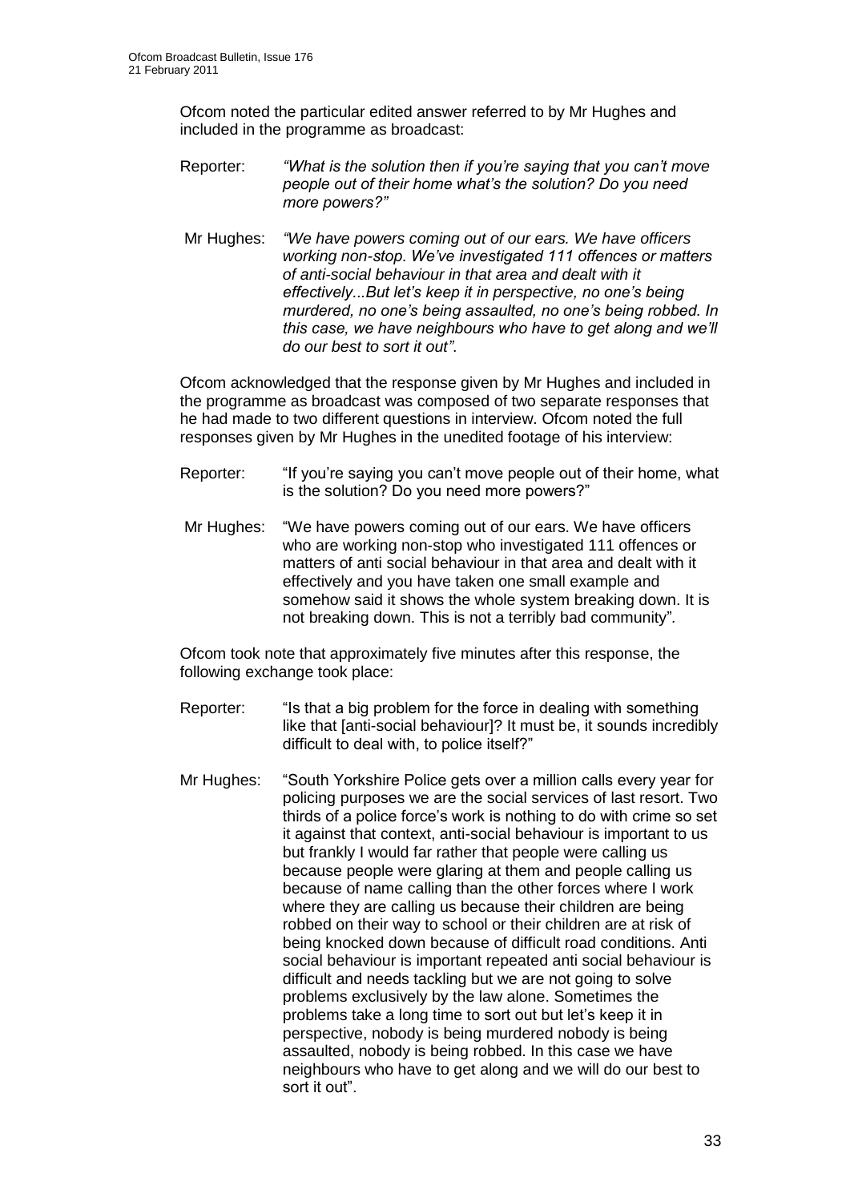Ofcom noted the particular edited answer referred to by Mr Hughes and included in the programme as broadcast:

Reporter: *"What is the solution then if you're saying that you can't move people out of their home what's the solution? Do you need more powers?"*

Mr Hughes: *"We have powers coming out of our ears. We have officers working non-stop. We've investigated 111 offences or matters of anti-social behaviour in that area and dealt with it effectively...But let's keep it in perspective, no one's being murdered, no one's being assaulted, no one's being robbed. In this case, we have neighbours who have to get along and we'll do our best to sort it out"*.

Ofcom acknowledged that the response given by Mr Hughes and included in the programme as broadcast was composed of two separate responses that he had made to two different questions in interview. Ofcom noted the full responses given by Mr Hughes in the unedited footage of his interview:

Reporter: "If you're saying you can't move people out of their home, what is the solution? Do you need more powers?"

Mr Hughes: "We have powers coming out of our ears. We have officers who are working non-stop who investigated 111 offences or matters of anti social behaviour in that area and dealt with it effectively and you have taken one small example and somehow said it shows the whole system breaking down. It is not breaking down. This is not a terribly bad community".

Ofcom took note that approximately five minutes after this response, the following exchange took place:

Reporter: "Is that a big problem for the force in dealing with something like that [anti-social behaviour]? It must be, it sounds incredibly difficult to deal with, to police itself?"

Mr Hughes: "South Yorkshire Police gets over a million calls every year for policing purposes we are the social services of last resort. Two thirds of a police force's work is nothing to do with crime so set it against that context, anti-social behaviour is important to us but frankly I would far rather that people were calling us because people were glaring at them and people calling us because of name calling than the other forces where I work where they are calling us because their children are being robbed on their way to school or their children are at risk of being knocked down because of difficult road conditions. Anti social behaviour is important repeated anti social behaviour is difficult and needs tackling but we are not going to solve problems exclusively by the law alone. Sometimes the problems take a long time to sort out but let's keep it in perspective, nobody is being murdered nobody is being assaulted, nobody is being robbed. In this case we have neighbours who have to get along and we will do our best to sort it out".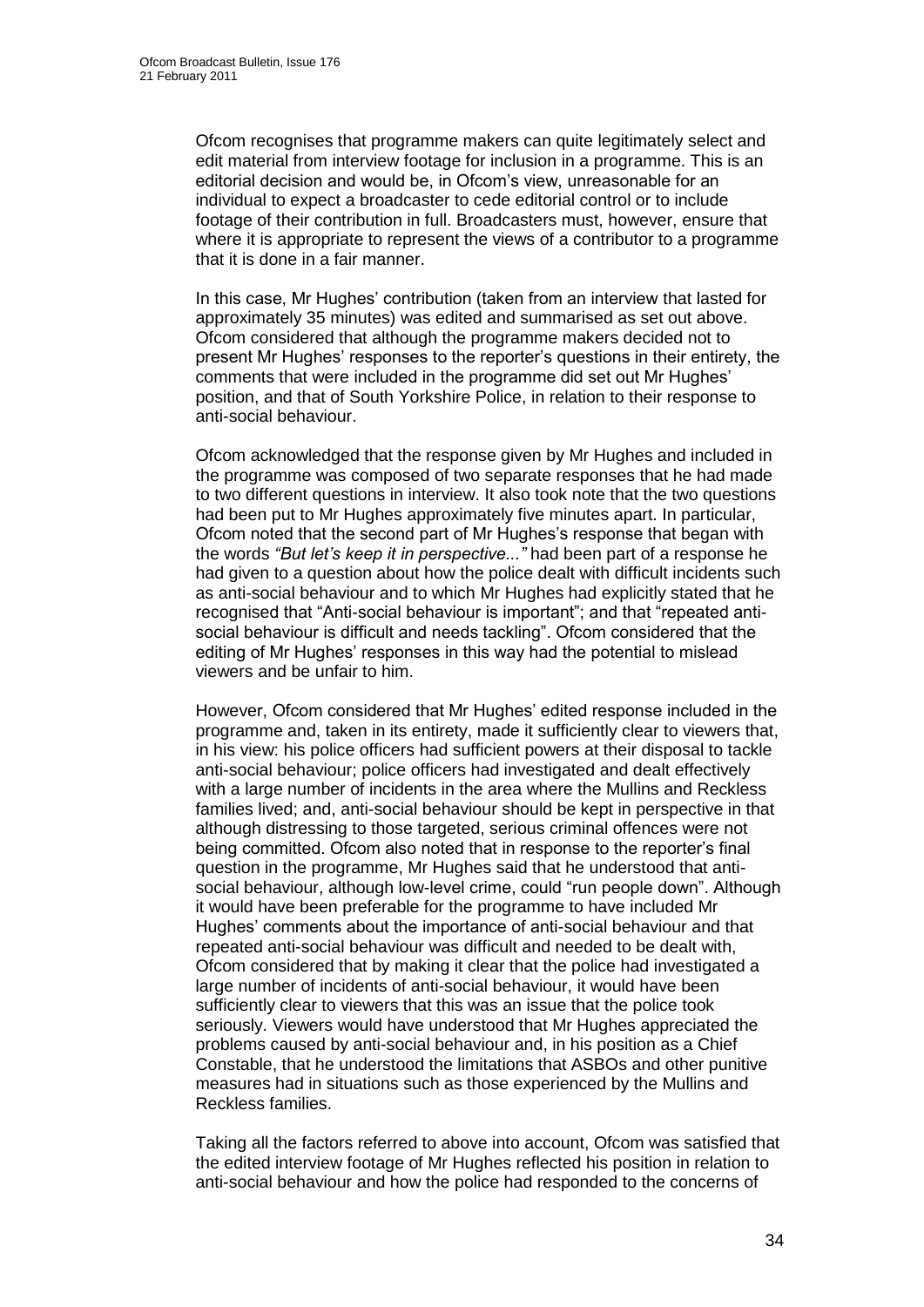Ofcom recognises that programme makers can quite legitimately select and edit material from interview footage for inclusion in a programme. This is an editorial decision and would be, in Ofcom's view, unreasonable for an individual to expect a broadcaster to cede editorial control or to include footage of their contribution in full. Broadcasters must, however, ensure that where it is appropriate to represent the views of a contributor to a programme that it is done in a fair manner.

In this case, Mr Hughes' contribution (taken from an interview that lasted for approximately 35 minutes) was edited and summarised as set out above. Ofcom considered that although the programme makers decided not to present Mr Hughes' responses to the reporter's questions in their entirety, the comments that were included in the programme did set out Mr Hughes' position, and that of South Yorkshire Police, in relation to their response to anti-social behaviour.

Ofcom acknowledged that the response given by Mr Hughes and included in the programme was composed of two separate responses that he had made to two different questions in interview. It also took note that the two questions had been put to Mr Hughes approximately five minutes apart. In particular, Ofcom noted that the second part of Mr Hughes's response that began with the words *"But let's keep it in perspective..."* had been part of a response he had given to a question about how the police dealt with difficult incidents such as anti-social behaviour and to which Mr Hughes had explicitly stated that he recognised that "Anti-social behaviour is important"; and that "repeated anti-social behaviour is difficult and needs tackling". Ofcom considered that the editing of Mr Hughes' responses in this way had the potential to mislead viewers and be unfair to him.

However, Ofcom considered that Mr Hughes' edited response included in the programme and, taken in its entirety, made it sufficiently clear to viewers that, in his view: his police officers had sufficient powers at their disposal to tackle anti-social behaviour; police officers had investigated and dealt effectively with a large number of incidents in the area where the Mullins and Reckless families lived; and, anti-social behaviour should be kept in perspective in that although distressing to those targeted, serious criminal offences were not being committed. Ofcom also noted that in response to the reporter's final question in the programme, Mr Hughes said that he understood that anti-social behaviour, although low-level crime, could "run people down". Although it would have been preferable for the programme to have included Mr Hughes' comments about the importance of anti-social behaviour and that repeated anti-social behaviour was difficult and needed to be dealt with, Ofcom considered that by making it clear that the police had investigated a large number of incidents of anti-social behaviour, it would have been sufficiently clear to viewers that this was an issue that the police took seriously. Viewers would have understood that Mr Hughes appreciated the problems caused by anti-social behaviour and, in his position as a Chief Constable, that he understood the limitations that ASBOs and other punitive measures had in situations such as those experienced by the Mullins and Reckless families.

Taking all the factors referred to above into account, Ofcom was satisfied that the edited interview footage of Mr Hughes reflected his position in relation to anti-social behaviour and how the police had responded to the concerns of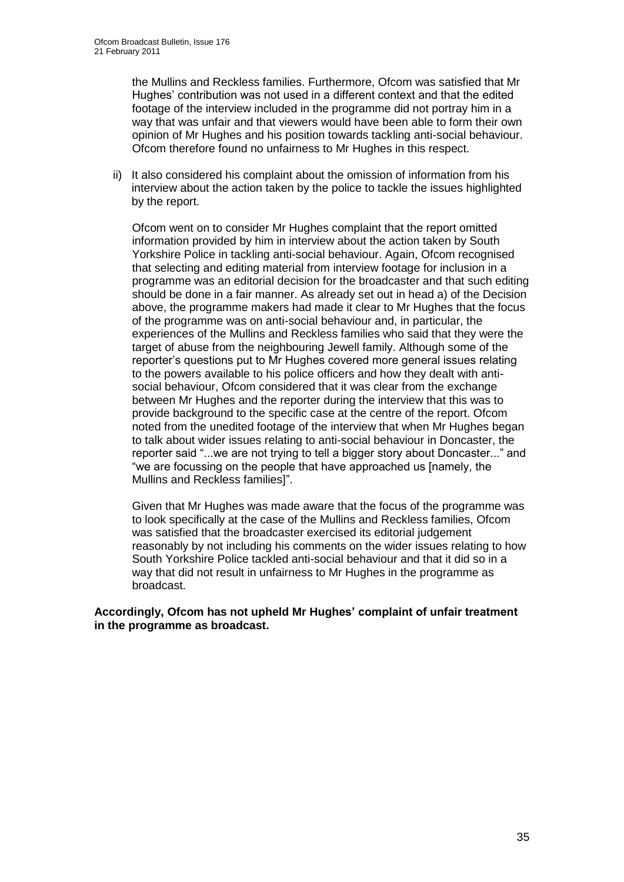the Mullins and Reckless families. Furthermore, Ofcom was satisfied that Mr Hughes' contribution was not used in a different context and that the edited footage of the interview included in the programme did not portray him in a way that was unfair and that viewers would have been able to form their own opinion of Mr Hughes and his position towards tackling anti-social behaviour. Ofcom therefore found no unfairness to Mr Hughes in this respect.

ii) It also considered his complaint about the omission of information from his interview about the action taken by the police to tackle the issues highlighted by the report.

Ofcom went on to consider Mr Hughes complaint that the report omitted information provided by him in interview about the action taken by South Yorkshire Police in tackling anti-social behaviour. Again, Ofcom recognised that selecting and editing material from interview footage for inclusion in a programme was an editorial decision for the broadcaster and that such editing should be done in a fair manner. As already set out in head a) of the Decision above, the programme makers had made it clear to Mr Hughes that the focus of the programme was on anti-social behaviour and, in particular, the experiences of the Mullins and Reckless families who said that they were the target of abuse from the neighbouring Jewell family. Although some of the reporter's questions put to Mr Hughes covered more general issues relating to the powers available to his police officers and how they dealt with anti-social behaviour, Ofcom considered that it was clear from the exchange between Mr Hughes and the reporter during the interview that this was to provide background to the specific case at the centre of the report. Ofcom noted from the unedited footage of the interview that when Mr Hughes began to talk about wider issues relating to anti-social behaviour in Doncaster, the reporter said "...we are not trying to tell a bigger story about Doncaster..." and "we are focussing on the people that have approached us [namely, the Mullins and Reckless families]".

Given that Mr Hughes was made aware that the focus of the programme was to look specifically at the case of the Mullins and Reckless families, Ofcom was satisfied that the broadcaster exercised its editorial judgement reasonably by not including his comments on the wider issues relating to how South Yorkshire Police tackled anti-social behaviour and that it did so in a way that did not result in unfairness to Mr Hughes in the programme as broadcast.

**Accordingly, Ofcom has not upheld Mr Hughes' complaint of unfair treatment in the programme as broadcast.**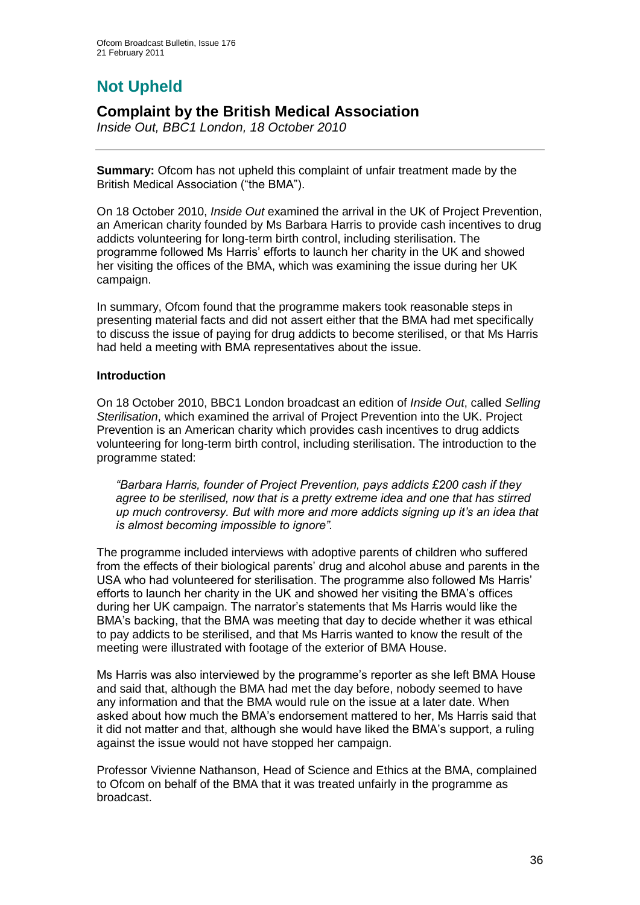# Not Upheld

## Complaint by the British Medical Association

*Inside Out, BBC1 London, 18 October 2010*

**Summary:** Ofcom has not upheld this complaint of unfair treatment made by the British Medical Association ("the BMA").

On 18 October 2010, *Inside Out* examined the arrival in the UK of Project Prevention, an American charity founded by Ms Barbara Harris to provide cash incentives to drug addicts volunteering for long-term birth control, including sterilisation. The programme followed Ms Harris' efforts to launch her charity in the UK and showed her visiting the offices of the BMA, which was examining the issue during her UK campaign.

In summary, Ofcom found that the programme makers took reasonable steps in presenting material facts and did not assert either that the BMA had met specifically to discuss the issue of paying for drug addicts to become sterilised, or that Ms Harris had held a meeting with BMA representatives about the issue.

### Introduction

On 18 October 2010, BBC1 London broadcast an edition of *Inside Out*, called *Selling Sterilisation*, which examined the arrival of Project Prevention into the UK. Project Prevention is an American charity which provides cash incentives to drug addicts volunteering for long-term birth control, including sterilisation. The introduction to the programme stated:

> *"Barbara Harris, founder of Project Prevention, pays addicts £200 cash if they agree to be sterilised, now that is a pretty extreme idea and one that has stirred up much controversy. But with more and more addicts signing up it's an idea that is almost becoming impossible to ignore".*

The programme included interviews with adoptive parents of children who suffered from the effects of their biological parents' drug and alcohol abuse and parents in the USA who had volunteered for sterilisation. The programme also followed Ms Harris' efforts to launch her charity in the UK and showed her visiting the BMA's offices during her UK campaign. The narrator's statements that Ms Harris would like the BMA's backing, that the BMA was meeting that day to decide whether it was ethical to pay addicts to be sterilised, and that Ms Harris wanted to know the result of the meeting were illustrated with footage of the exterior of BMA House.

Ms Harris was also interviewed by the programme's reporter as she left BMA House and said that, although the BMA had met the day before, nobody seemed to have any information and that the BMA would rule on the issue at a later date. When asked about how much the BMA's endorsement mattered to her, Ms Harris said that it did not matter and that, although she would have liked the BMA's support, a ruling against the issue would not have stopped her campaign.

Professor Vivienne Nathanson, Head of Science and Ethics at the BMA, complained to Ofcom on behalf of the BMA that it was treated unfairly in the programme as broadcast.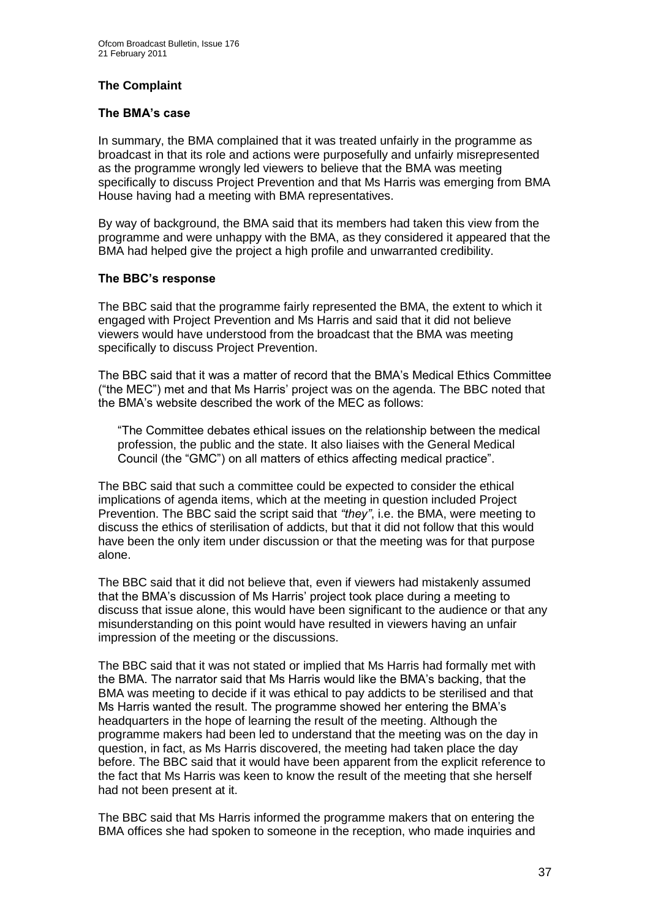## The Complaint

### The BMA's case

In summary, the BMA complained that it was treated unfairly in the programme as broadcast in that its role and actions were purposefully and unfairly misrepresented as the programme wrongly led viewers to believe that the BMA was meeting specifically to discuss Project Prevention and that Ms Harris was emerging from BMA House having had a meeting with BMA representatives.

By way of background, the BMA said that its members had taken this view from the programme and were unhappy with the BMA, as they considered it appeared that the BMA had helped give the project a high profile and unwarranted credibility.

### The BBC's response

The BBC said that the programme fairly represented the BMA, the extent to which it engaged with Project Prevention and Ms Harris and said that it did not believe viewers would have understood from the broadcast that the BMA was meeting specifically to discuss Project Prevention.

The BBC said that it was a matter of record that the BMA's Medical Ethics Committee ("the MEC") met and that Ms Harris' project was on the agenda. The BBC noted that the BMA's website described the work of the MEC as follows:

> "The Committee debates ethical issues on the relationship between the medical profession, the public and the state. It also liaises with the General Medical Council (the "GMC") on all matters of ethics affecting medical practice".

The BBC said that such a committee could be expected to consider the ethical implications of agenda items, which at the meeting in question included Project Prevention. The BBC said the script said that *"they"*, i.e. the BMA, were meeting to discuss the ethics of sterilisation of addicts, but that it did not follow that this would have been the only item under discussion or that the meeting was for that purpose alone.

The BBC said that it did not believe that, even if viewers had mistakenly assumed that the BMA's discussion of Ms Harris' project took place during a meeting to discuss that issue alone, this would have been significant to the audience or that any misunderstanding on this point would have resulted in viewers having an unfair impression of the meeting or the discussions.

The BBC said that it was not stated or implied that Ms Harris had formally met with the BMA. The narrator said that Ms Harris would like the BMA's backing, that the BMA was meeting to decide if it was ethical to pay addicts to be sterilised and that Ms Harris wanted the result. The programme showed her entering the BMA's headquarters in the hope of learning the result of the meeting. Although the programme makers had been led to understand that the meeting was on the day in question, in fact, as Ms Harris discovered, the meeting had taken place the day before. The BBC said that it would have been apparent from the explicit reference to the fact that Ms Harris was keen to know the result of the meeting that she herself had not been present at it.

The BBC said that Ms Harris informed the programme makers that on entering the BMA offices she had spoken to someone in the reception, who made inquiries and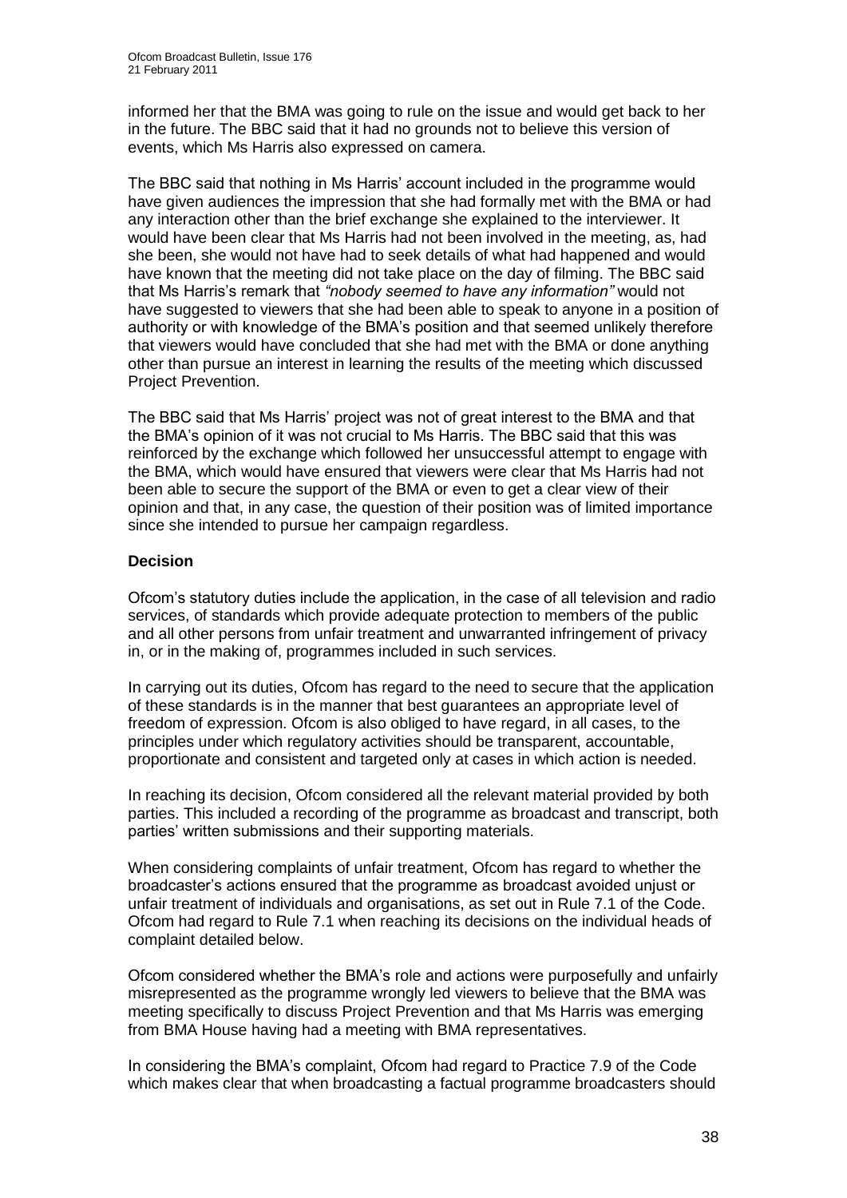informed her that the BMA was going to rule on the issue and would get back to her in the future. The BBC said that it had no grounds not to believe this version of events, which Ms Harris also expressed on camera.

The BBC said that nothing in Ms Harris' account included in the programme would have given audiences the impression that she had formally met with the BMA or had any interaction other than the brief exchange she explained to the interviewer. It would have been clear that Ms Harris had not been involved in the meeting, as, had she been, she would not have had to seek details of what had happened and would have known that the meeting did not take place on the day of filming. The BBC said that Ms Harris's remark that *"nobody seemed to have any information"* would not have suggested to viewers that she had been able to speak to anyone in a position of authority or with knowledge of the BMA's position and that seemed unlikely therefore that viewers would have concluded that she had met with the BMA or done anything other than pursue an interest in learning the results of the meeting which discussed Project Prevention.

The BBC said that Ms Harris' project was not of great interest to the BMA and that the BMA's opinion of it was not crucial to Ms Harris. The BBC said that this was reinforced by the exchange which followed her unsuccessful attempt to engage with the BMA, which would have ensured that viewers were clear that Ms Harris had not been able to secure the support of the BMA or even to get a clear view of their opinion and that, in any case, the question of their position was of limited importance since she intended to pursue her campaign regardless.

**Decision**

Ofcom's statutory duties include the application, in the case of all television and radio services, of standards which provide adequate protection to members of the public and all other persons from unfair treatment and unwarranted infringement of privacy in, or in the making of, programmes included in such services.

In carrying out its duties, Ofcom has regard to the need to secure that the application of these standards is in the manner that best guarantees an appropriate level of freedom of expression. Ofcom is also obliged to have regard, in all cases, to the principles under which regulatory activities should be transparent, accountable, proportionate and consistent and targeted only at cases in which action is needed.

In reaching its decision, Ofcom considered all the relevant material provided by both parties. This included a recording of the programme as broadcast and transcript, both parties' written submissions and their supporting materials.

When considering complaints of unfair treatment, Ofcom has regard to whether the broadcaster's actions ensured that the programme as broadcast avoided unjust or unfair treatment of individuals and organisations, as set out in Rule 7.1 of the Code. Ofcom had regard to Rule 7.1 when reaching its decisions on the individual heads of complaint detailed below.

Ofcom considered whether the BMA's role and actions were purposefully and unfairly misrepresented as the programme wrongly led viewers to believe that the BMA was meeting specifically to discuss Project Prevention and that Ms Harris was emerging from BMA House having had a meeting with BMA representatives.

In considering the BMA's complaint, Ofcom had regard to Practice 7.9 of the Code which makes clear that when broadcasting a factual programme broadcasters should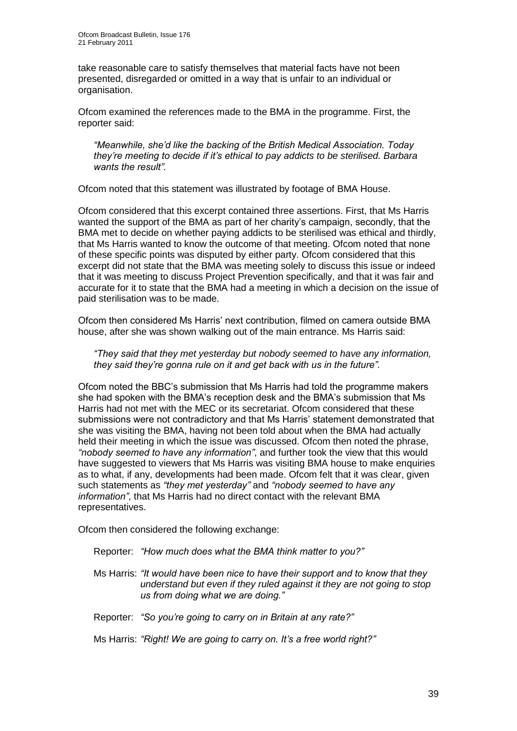take reasonable care to satisfy themselves that material facts have not been presented, disregarded or omitted in a way that is unfair to an individual or organisation.

Ofcom examined the references made to the BMA in the programme. First, the reporter said:

> *"Meanwhile, she'd like the backing of the British Medical Association. Today they're meeting to decide if it's ethical to pay addicts to be sterilised. Barbara wants the result".*

Ofcom noted that this statement was illustrated by footage of BMA House.

Ofcom considered that this excerpt contained three assertions. First, that Ms Harris wanted the support of the BMA as part of her charity's campaign, secondly, that the BMA met to decide on whether paying addicts to be sterilised was ethical and thirdly, that Ms Harris wanted to know the outcome of that meeting. Ofcom noted that none of these specific points was disputed by either party. Ofcom considered that this excerpt did not state that the BMA was meeting solely to discuss this issue or indeed that it was meeting to discuss Project Prevention specifically, and that it was fair and accurate for it to state that the BMA had a meeting in which a decision on the issue of paid sterilisation was to be made.

Ofcom then considered Ms Harris' next contribution, filmed on camera outside BMA house, after she was shown walking out of the main entrance. Ms Harris said:

> *"They said that they met yesterday but nobody seemed to have any information, they said they're gonna rule on it and get back with us in the future".*

Ofcom noted the BBC's submission that Ms Harris had told the programme makers she had spoken with the BMA's reception desk and the BMA's submission that Ms Harris had not met with the MEC or its secretariat. Ofcom considered that these submissions were not contradictory and that Ms Harris' statement demonstrated that she was visiting the BMA, having not been told about when the BMA had actually held their meeting in which the issue was discussed. Ofcom then noted the phrase, *"nobody seemed to have any information"*, and further took the view that this would have suggested to viewers that Ms Harris was visiting BMA house to make enquiries as to what, if any, developments had been made. Ofcom felt that it was clear, given such statements as *"they met yesterday"* and *"nobody seemed to have any information"*, that Ms Harris had no direct contact with the relevant BMA representatives.

Ofcom then considered the following exchange:

> Reporter: *"How much does what the BMA think matter to you?"*
>
> Ms Harris: *"It would have been nice to have their support and to know that they understand but even if they ruled against it they are not going to stop us from doing what we are doing."*
>
> Reporter: *"So you're going to carry on in Britain at any rate?"*
>
> Ms Harris: *"Right! We are going to carry on. It's a free world right?"*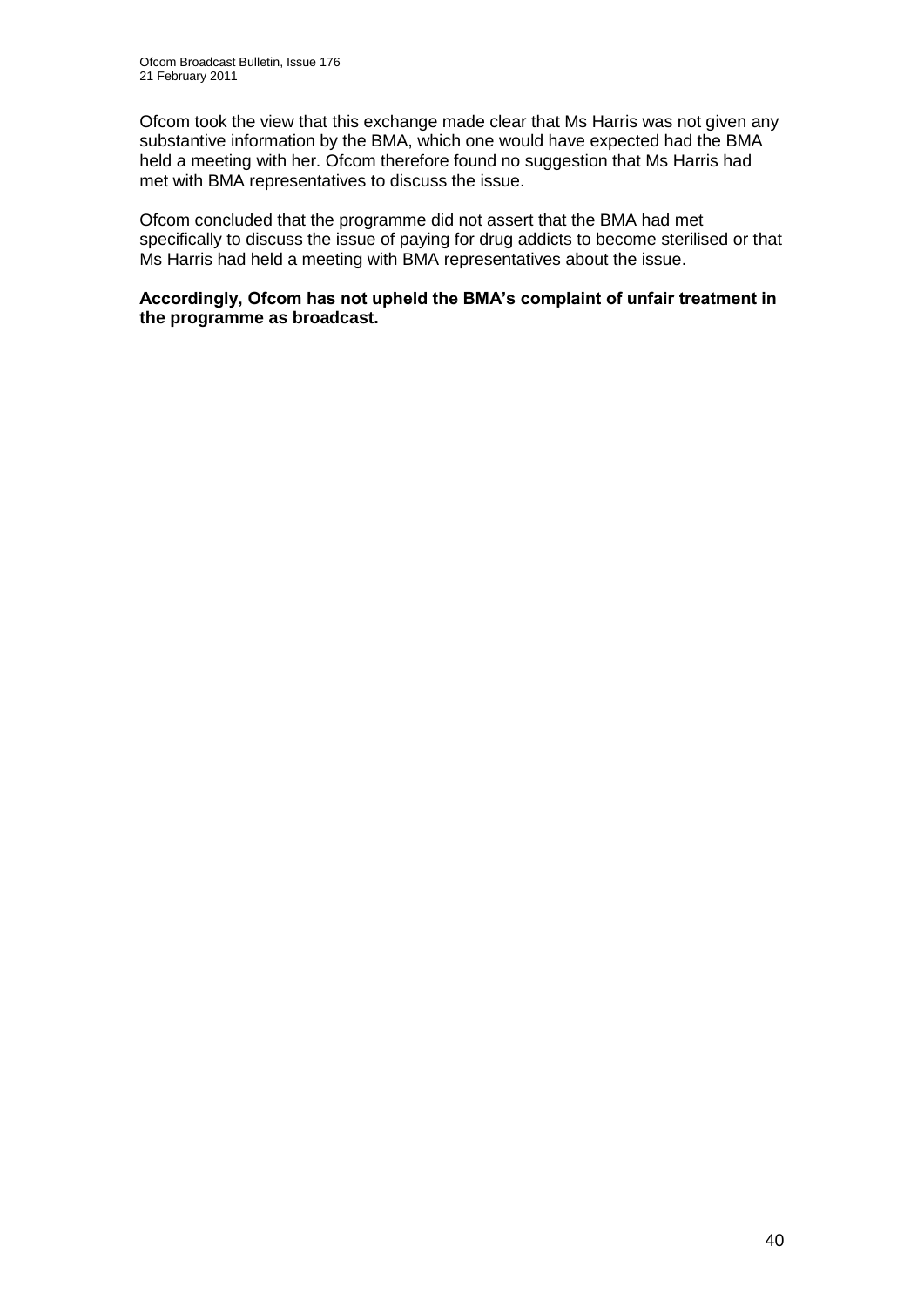Ofcom took the view that this exchange made clear that Ms Harris was not given any substantive information by the BMA, which one would have expected had the BMA held a meeting with her. Ofcom therefore found no suggestion that Ms Harris had met with BMA representatives to discuss the issue.

Ofcom concluded that the programme did not assert that the BMA had met specifically to discuss the issue of paying for drug addicts to become sterilised or that Ms Harris had held a meeting with BMA representatives about the issue.

**Accordingly, Ofcom has not upheld the BMA's complaint of unfair treatment in the programme as broadcast.**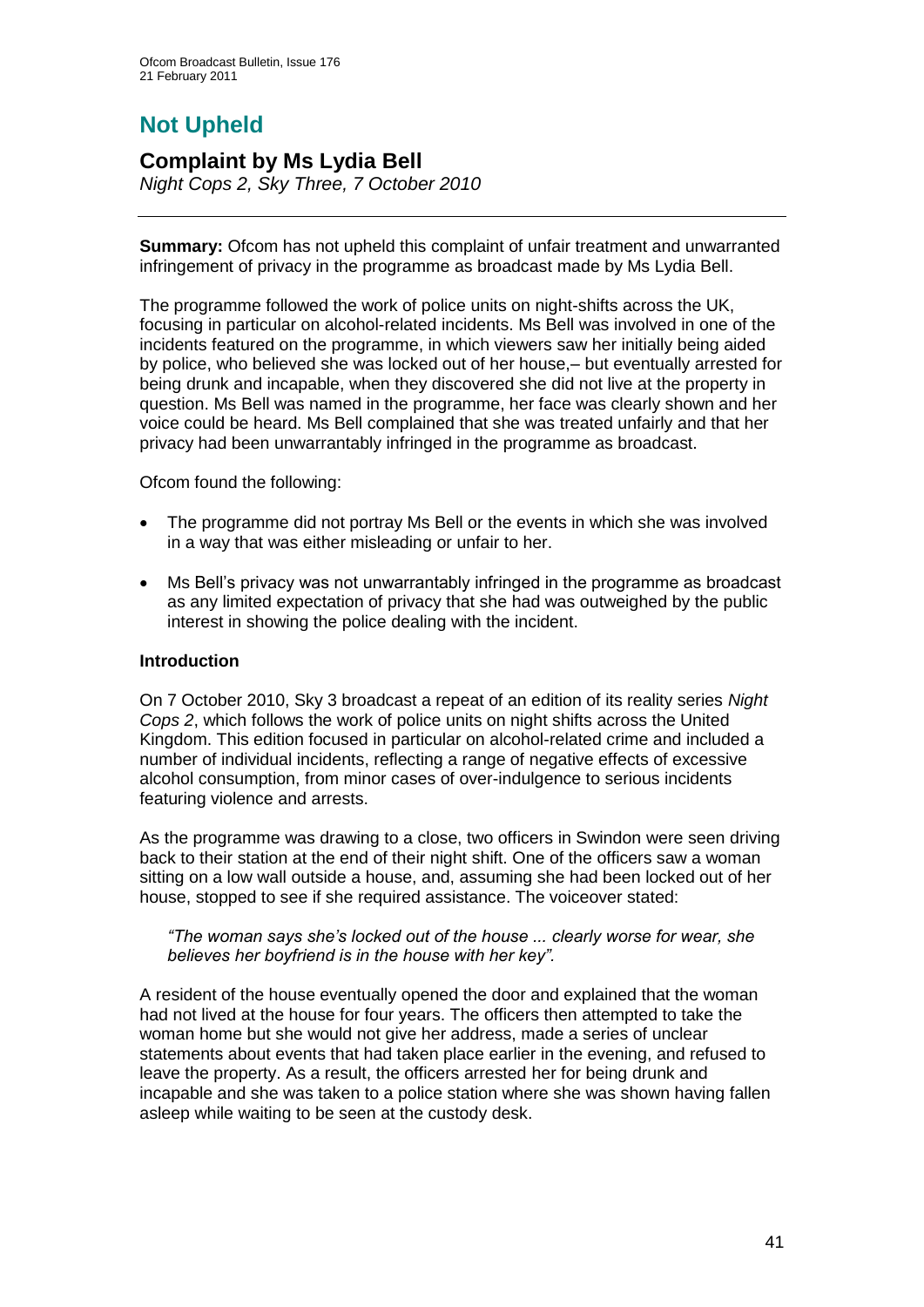# Not Upheld

## Complaint by Ms Lydia Bell

*Night Cops 2, Sky Three, 7 October 2010*

**Summary:** Ofcom has not upheld this complaint of unfair treatment and unwarranted infringement of privacy in the programme as broadcast made by Ms Lydia Bell.

The programme followed the work of police units on night-shifts across the UK, focusing in particular on alcohol-related incidents. Ms Bell was involved in one of the incidents featured on the programme, in which viewers saw her initially being aided by police, who believed she was locked out of her house,– but eventually arrested for being drunk and incapable, when they discovered she did not live at the property in question. Ms Bell was named in the programme, her face was clearly shown and her voice could be heard. Ms Bell complained that she was treated unfairly and that her privacy had been unwarrantably infringed in the programme as broadcast.

Ofcom found the following:

- The programme did not portray Ms Bell or the events in which she was involved in a way that was either misleading or unfair to her.
- Ms Bell's privacy was not unwarrantably infringed in the programme as broadcast as any limited expectation of privacy that she had was outweighed by the public interest in showing the police dealing with the incident.

### Introduction

On 7 October 2010, Sky 3 broadcast a repeat of an edition of its reality series *Night Cops 2*, which follows the work of police units on night shifts across the United Kingdom. This edition focused in particular on alcohol-related crime and included a number of individual incidents, reflecting a range of negative effects of excessive alcohol consumption, from minor cases of over-indulgence to serious incidents featuring violence and arrests.

As the programme was drawing to a close, two officers in Swindon were seen driving back to their station at the end of their night shift. One of the officers saw a woman sitting on a low wall outside a house, and, assuming she had been locked out of her house, stopped to see if she required assistance. The voiceover stated:

> *"The woman says she's locked out of the house ... clearly worse for wear, she believes her boyfriend is in the house with her key".*

A resident of the house eventually opened the door and explained that the woman had not lived at the house for four years. The officers then attempted to take the woman home but she would not give her address, made a series of unclear statements about events that had taken place earlier in the evening, and refused to leave the property. As a result, the officers arrested her for being drunk and incapable and she was taken to a police station where she was shown having fallen asleep while waiting to be seen at the custody desk.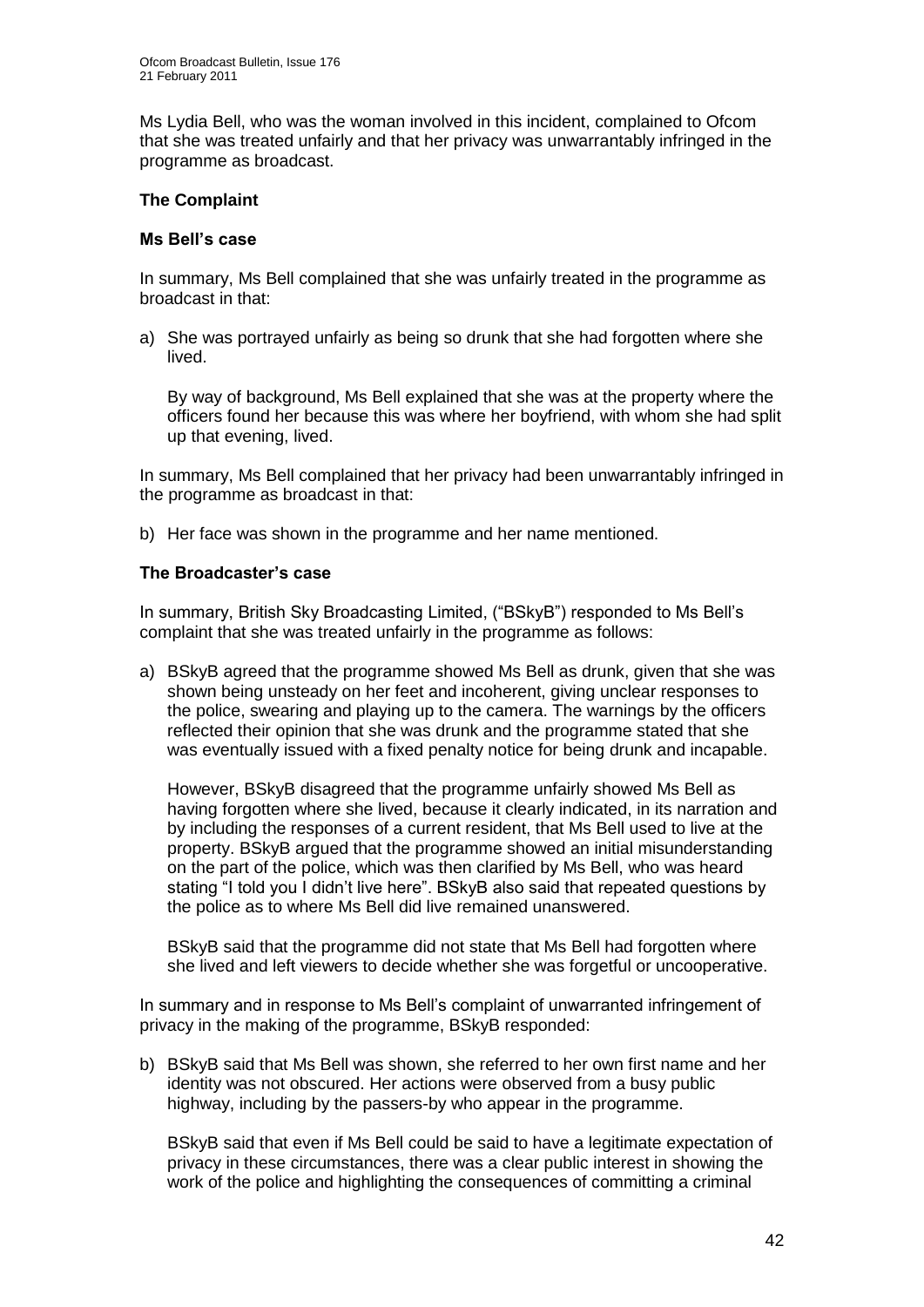Ms Lydia Bell, who was the woman involved in this incident, complained to Ofcom that she was treated unfairly and that her privacy was unwarrantably infringed in the programme as broadcast.

### The Complaint

#### Ms Bell's case

In summary, Ms Bell complained that she was unfairly treated in the programme as broadcast in that:

a) She was portrayed unfairly as being so drunk that she had forgotten where she lived.

   By way of background, Ms Bell explained that she was at the property where the officers found her because this was where her boyfriend, with whom she had split up that evening, lived.

In summary, Ms Bell complained that her privacy had been unwarrantably infringed in the programme as broadcast in that:

b) Her face was shown in the programme and her name mentioned.

#### The Broadcaster's case

In summary, British Sky Broadcasting Limited, ("BSkyB") responded to Ms Bell's complaint that she was treated unfairly in the programme as follows:

a) BSkyB agreed that the programme showed Ms Bell as drunk, given that she was shown being unsteady on her feet and incoherent, giving unclear responses to the police, swearing and playing up to the camera. The warnings by the officers reflected their opinion that she was drunk and the programme stated that she was eventually issued with a fixed penalty notice for being drunk and incapable.

   However, BSkyB disagreed that the programme unfairly showed Ms Bell as having forgotten where she lived, because it clearly indicated, in its narration and by including the responses of a current resident, that Ms Bell used to live at the property. BSkyB argued that the programme showed an initial misunderstanding on the part of the police, which was then clarified by Ms Bell, who was heard stating "I told you I didn't live here". BSkyB also said that repeated questions by the police as to where Ms Bell did live remained unanswered.

   BSkyB said that the programme did not state that Ms Bell had forgotten where she lived and left viewers to decide whether she was forgetful or uncooperative.

In summary and in response to Ms Bell's complaint of unwarranted infringement of privacy in the making of the programme, BSkyB responded:

b) BSkyB said that Ms Bell was shown, she referred to her own first name and her identity was not obscured. Her actions were observed from a busy public highway, including by the passers-by who appear in the programme.

   BSkyB said that even if Ms Bell could be said to have a legitimate expectation of privacy in these circumstances, there was a clear public interest in showing the work of the police and highlighting the consequences of committing a criminal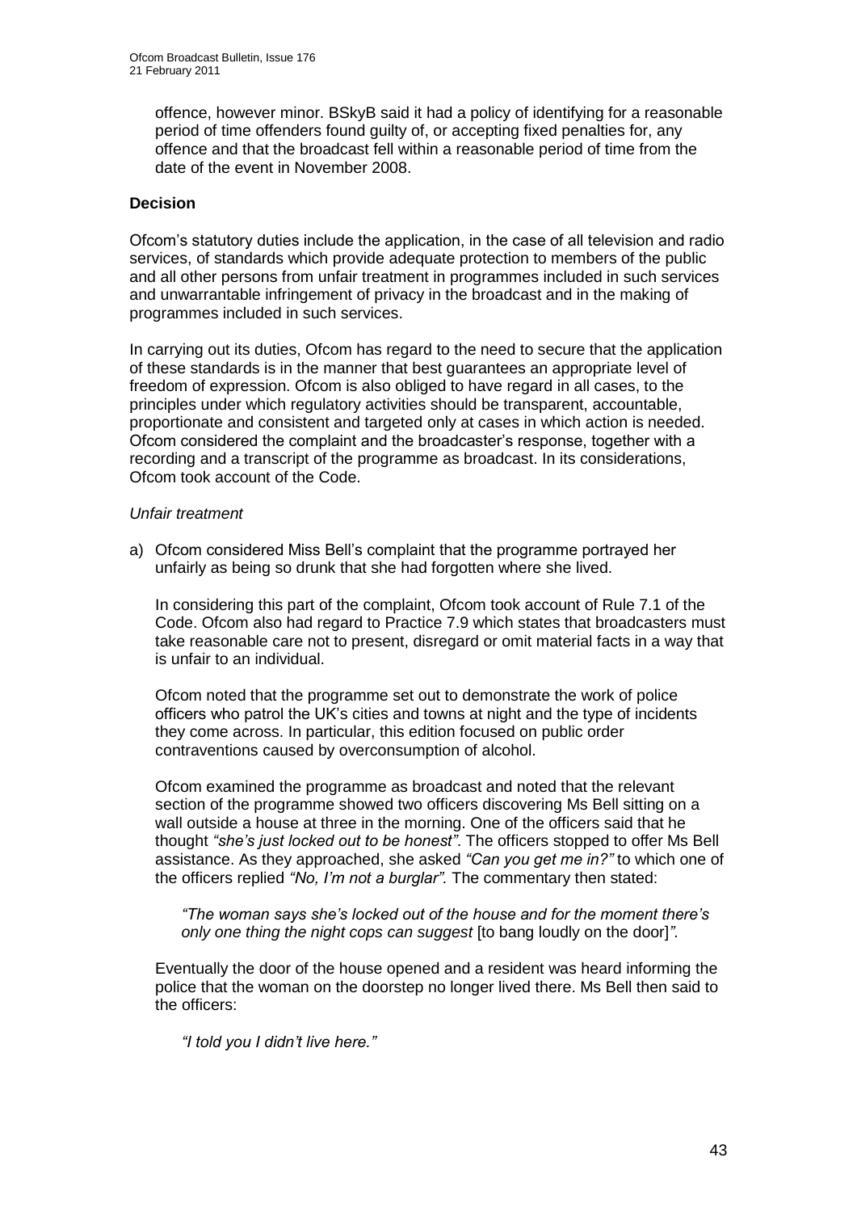offence, however minor. BSkyB said it had a policy of identifying for a reasonable period of time offenders found guilty of, or accepting fixed penalties for, any offence and that the broadcast fell within a reasonable period of time from the date of the event in November 2008.

**Decision**

Ofcom's statutory duties include the application, in the case of all television and radio services, of standards which provide adequate protection to members of the public and all other persons from unfair treatment in programmes included in such services and unwarrantable infringement of privacy in the broadcast and in the making of programmes included in such services.

In carrying out its duties, Ofcom has regard to the need to secure that the application of these standards is in the manner that best guarantees an appropriate level of freedom of expression. Ofcom is also obliged to have regard in all cases, to the principles under which regulatory activities should be transparent, accountable, proportionate and consistent and targeted only at cases in which action is needed. Ofcom considered the complaint and the broadcaster's response, together with a recording and a transcript of the programme as broadcast. In its considerations, Ofcom took account of the Code.

*Unfair treatment*

a) Ofcom considered Miss Bell's complaint that the programme portrayed her unfairly as being so drunk that she had forgotten where she lived.

   In considering this part of the complaint, Ofcom took account of Rule 7.1 of the Code. Ofcom also had regard to Practice 7.9 which states that broadcasters must take reasonable care not to present, disregard or omit material facts in a way that is unfair to an individual.

   Ofcom noted that the programme set out to demonstrate the work of police officers who patrol the UK's cities and towns at night and the type of incidents they come across. In particular, this edition focused on public order contraventions caused by overconsumption of alcohol.

   Ofcom examined the programme as broadcast and noted that the relevant section of the programme showed two officers discovering Ms Bell sitting on a wall outside a house at three in the morning. One of the officers said that he thought *"she's just locked out to be honest"*. The officers stopped to offer Ms Bell assistance. As they approached, she asked *"Can you get me in?"* to which one of the officers replied *"No, I'm not a burglar".* The commentary then stated:

   > *"The woman says she's locked out of the house and for the moment there's only one thing the night cops can suggest* [to bang loudly on the door]*".*

   Eventually the door of the house opened and a resident was heard informing the police that the woman on the doorstep no longer lived there. Ms Bell then said to the officers:

   > *"I told you I didn't live here."*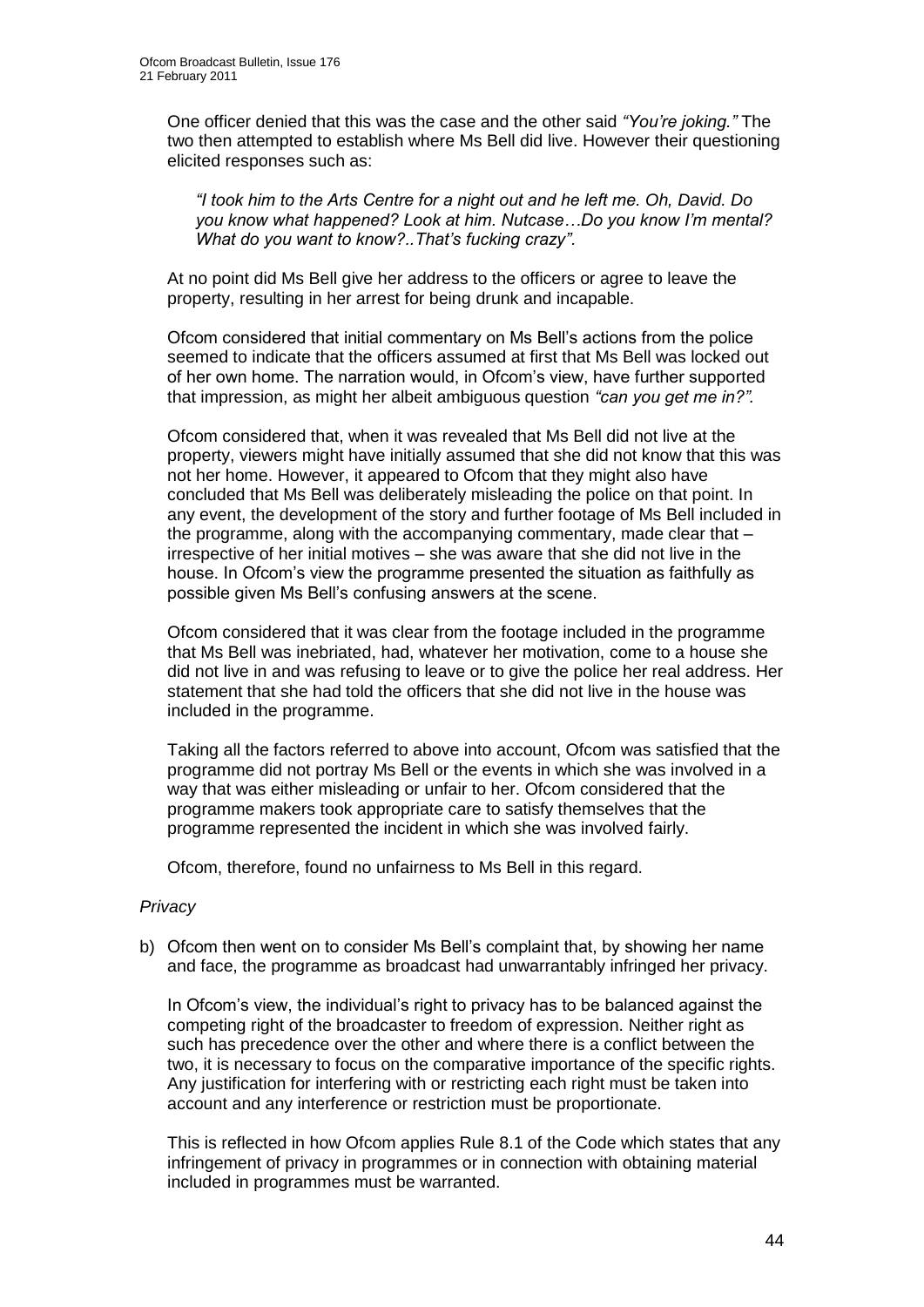One officer denied that this was the case and the other said *"You're joking."* The two then attempted to establish where Ms Bell did live. However their questioning elicited responses such as:

> *"I took him to the Arts Centre for a night out and he left me. Oh, David. Do you know what happened? Look at him. Nutcase…Do you know I'm mental? What do you want to know?..That's fucking crazy".*

At no point did Ms Bell give her address to the officers or agree to leave the property, resulting in her arrest for being drunk and incapable.

Ofcom considered that initial commentary on Ms Bell's actions from the police seemed to indicate that the officers assumed at first that Ms Bell was locked out of her own home. The narration would, in Ofcom's view, have further supported that impression, as might her albeit ambiguous question *"can you get me in?".*

Ofcom considered that, when it was revealed that Ms Bell did not live at the property, viewers might have initially assumed that she did not know that this was not her home. However, it appeared to Ofcom that they might also have concluded that Ms Bell was deliberately misleading the police on that point. In any event, the development of the story and further footage of Ms Bell included in the programme, along with the accompanying commentary, made clear that – irrespective of her initial motives – she was aware that she did not live in the house. In Ofcom's view the programme presented the situation as faithfully as possible given Ms Bell's confusing answers at the scene.

Ofcom considered that it was clear from the footage included in the programme that Ms Bell was inebriated, had, whatever her motivation, come to a house she did not live in and was refusing to leave or to give the police her real address. Her statement that she had told the officers that she did not live in the house was included in the programme.

Taking all the factors referred to above into account, Ofcom was satisfied that the programme did not portray Ms Bell or the events in which she was involved in a way that was either misleading or unfair to her. Ofcom considered that the programme makers took appropriate care to satisfy themselves that the programme represented the incident in which she was involved fairly.

Ofcom, therefore, found no unfairness to Ms Bell in this regard.

*Privacy*

b) Ofcom then went on to consider Ms Bell's complaint that, by showing her name and face, the programme as broadcast had unwarrantably infringed her privacy.

In Ofcom's view, the individual's right to privacy has to be balanced against the competing right of the broadcaster to freedom of expression. Neither right as such has precedence over the other and where there is a conflict between the two, it is necessary to focus on the comparative importance of the specific rights. Any justification for interfering with or restricting each right must be taken into account and any interference or restriction must be proportionate.

This is reflected in how Ofcom applies Rule 8.1 of the Code which states that any infringement of privacy in programmes or in connection with obtaining material included in programmes must be warranted.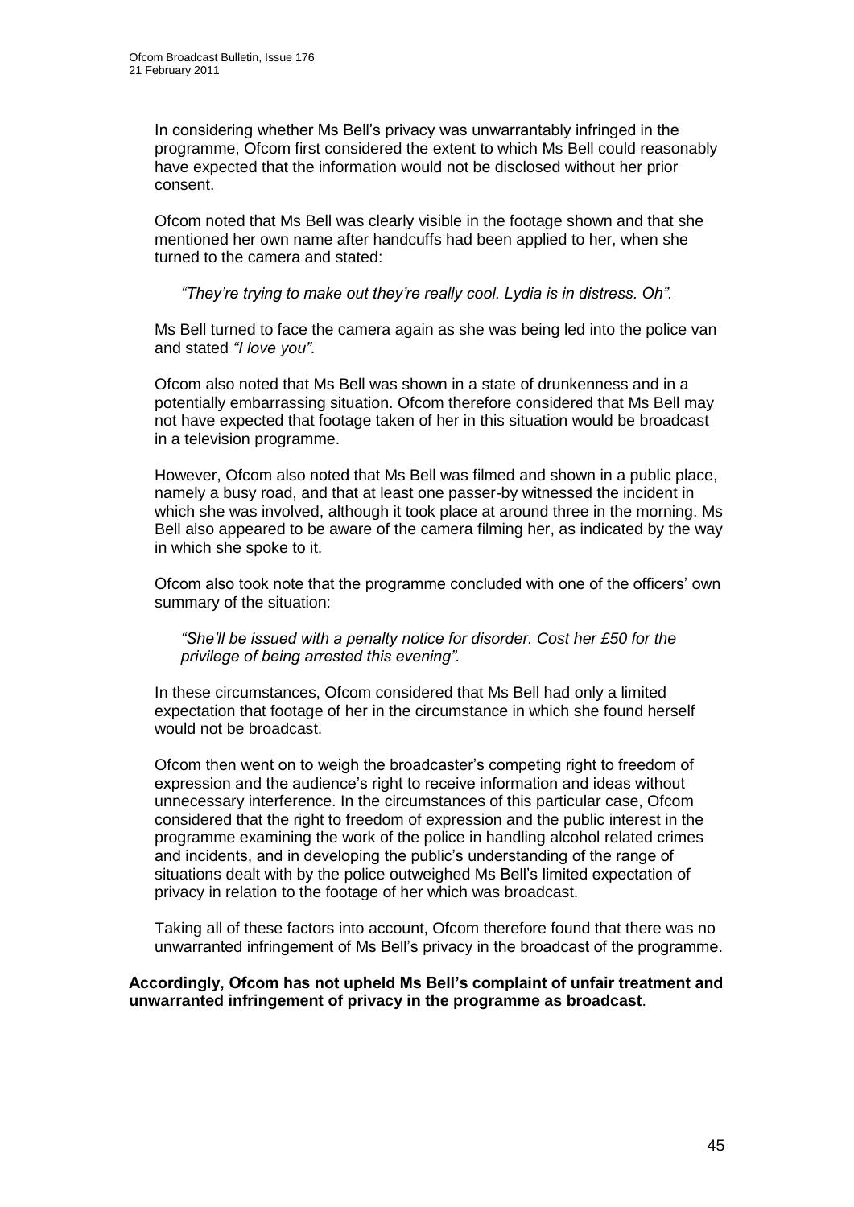In considering whether Ms Bell's privacy was unwarrantably infringed in the programme, Ofcom first considered the extent to which Ms Bell could reasonably have expected that the information would not be disclosed without her prior consent.

Ofcom noted that Ms Bell was clearly visible in the footage shown and that she mentioned her own name after handcuffs had been applied to her, when she turned to the camera and stated:

> *"They're trying to make out they're really cool. Lydia is in distress. Oh".*

Ms Bell turned to face the camera again as she was being led into the police van and stated *"I love you"*.

Ofcom also noted that Ms Bell was shown in a state of drunkenness and in a potentially embarrassing situation. Ofcom therefore considered that Ms Bell may not have expected that footage taken of her in this situation would be broadcast in a television programme.

However, Ofcom also noted that Ms Bell was filmed and shown in a public place, namely a busy road, and that at least one passer-by witnessed the incident in which she was involved, although it took place at around three in the morning. Ms Bell also appeared to be aware of the camera filming her, as indicated by the way in which she spoke to it.

Ofcom also took note that the programme concluded with one of the officers' own summary of the situation:

> *"She'll be issued with a penalty notice for disorder. Cost her £50 for the privilege of being arrested this evening".*

In these circumstances, Ofcom considered that Ms Bell had only a limited expectation that footage of her in the circumstance in which she found herself would not be broadcast.

Ofcom then went on to weigh the broadcaster's competing right to freedom of expression and the audience's right to receive information and ideas without unnecessary interference. In the circumstances of this particular case, Ofcom considered that the right to freedom of expression and the public interest in the programme examining the work of the police in handling alcohol related crimes and incidents, and in developing the public's understanding of the range of situations dealt with by the police outweighed Ms Bell's limited expectation of privacy in relation to the footage of her which was broadcast.

Taking all of these factors into account, Ofcom therefore found that there was no unwarranted infringement of Ms Bell's privacy in the broadcast of the programme.

**Accordingly, Ofcom has not upheld Ms Bell's complaint of unfair treatment and unwarranted infringement of privacy in the programme as broadcast**.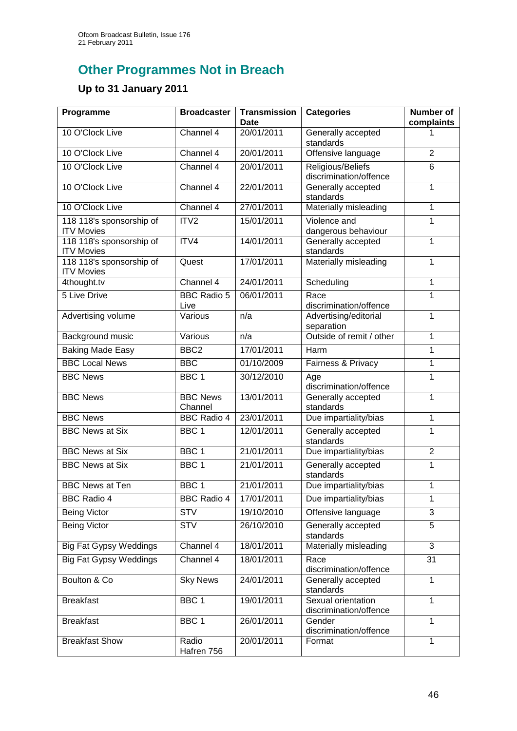## Other Programmes Not in Breach

### Up to 31 January 2011

| Programme | Broadcaster | Transmission Date | Categories | Number of complaints |
|---|---|---|---|---|
| 10 O'Clock Live | Channel 4 | 20/01/2011 | Generally accepted standards | 1 |
| 10 O'Clock Live | Channel 4 | 20/01/2011 | Offensive language | 2 |
| 10 O'Clock Live | Channel 4 | 20/01/2011 | Religious/Beliefs discrimination/offence | 6 |
| 10 O'Clock Live | Channel 4 | 22/01/2011 | Generally accepted standards | 1 |
| 10 O'Clock Live | Channel 4 | 27/01/2011 | Materially misleading | 1 |
| 118 118's sponsorship of ITV Movies | ITV2 | 15/01/2011 | Violence and dangerous behaviour | 1 |
| 118 118's sponsorship of ITV Movies | ITV4 | 14/01/2011 | Generally accepted standards | 1 |
| 118 118's sponsorship of ITV Movies | Quest | 17/01/2011 | Materially misleading | 1 |
| 4thought.tv | Channel 4 | 24/01/2011 | Scheduling | 1 |
| 5 Live Drive | BBC Radio 5 Live | 06/01/2011 | Race discrimination/offence | 1 |
| Advertising volume | Various | n/a | Advertising/editorial separation | 1 |
| Background music | Various | n/a | Outside of remit / other | 1 |
| Baking Made Easy | BBC2 | 17/01/2011 | Harm | 1 |
| BBC Local News | BBC | 01/10/2009 | Fairness & Privacy | 1 |
| BBC News | BBC 1 | 30/12/2010 | Age discrimination/offence | 1 |
| BBC News | BBC News Channel | 13/01/2011 | Generally accepted standards | 1 |
| BBC News | BBC Radio 4 | 23/01/2011 | Due impartiality/bias | 1 |
| BBC News at Six | BBC 1 | 12/01/2011 | Generally accepted standards | 1 |
| BBC News at Six | BBC 1 | 21/01/2011 | Due impartiality/bias | 2 |
| BBC News at Six | BBC 1 | 21/01/2011 | Generally accepted standards | 1 |
| BBC News at Ten | BBC 1 | 21/01/2011 | Due impartiality/bias | 1 |
| BBC Radio 4 | BBC Radio 4 | 17/01/2011 | Due impartiality/bias | 1 |
| Being Victor | STV | 19/10/2010 | Offensive language | 3 |
| Being Victor | STV | 26/10/2010 | Generally accepted standards | 5 |
| Big Fat Gypsy Weddings | Channel 4 | 18/01/2011 | Materially misleading | 3 |
| Big Fat Gypsy Weddings | Channel 4 | 18/01/2011 | Race discrimination/offence | 31 |
| Boulton & Co | Sky News | 24/01/2011 | Generally accepted standards | 1 |
| Breakfast | BBC 1 | 19/01/2011 | Sexual orientation discrimination/offence | 1 |
| Breakfast | BBC 1 | 26/01/2011 | Gender discrimination/offence | 1 |
| Breakfast Show | Radio Hafren 756 | 20/01/2011 | Format | 1 |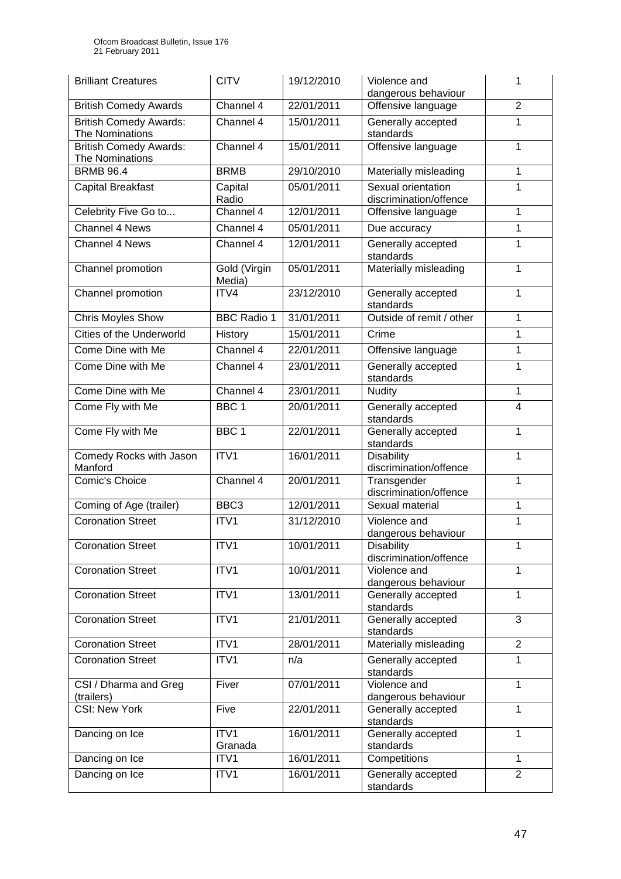| Brilliant Creatures | CITV | 19/12/2010 | Violence and dangerous behaviour | 1 |
|---|---|---|---|---|
| British Comedy Awards | Channel 4 | 22/01/2011 | Offensive language | 2 |
| British Comedy Awards: The Nominations | Channel 4 | 15/01/2011 | Generally accepted standards | 1 |
| British Comedy Awards: The Nominations | Channel 4 | 15/01/2011 | Offensive language | 1 |
| BRMB 96.4 | BRMB | 29/10/2010 | Materially misleading | 1 |
| Capital Breakfast | Capital Radio | 05/01/2011 | Sexual orientation discrimination/offence | 1 |
| Celebrity Five Go to... | Channel 4 | 12/01/2011 | Offensive language | 1 |
| Channel 4 News | Channel 4 | 05/01/2011 | Due accuracy | 1 |
| Channel 4 News | Channel 4 | 12/01/2011 | Generally accepted standards | 1 |
| Channel promotion | Gold (Virgin Media) | 05/01/2011 | Materially misleading | 1 |
| Channel promotion | ITV4 | 23/12/2010 | Generally accepted standards | 1 |
| Chris Moyles Show | BBC Radio 1 | 31/01/2011 | Outside of remit / other | 1 |
| Cities of the Underworld | History | 15/01/2011 | Crime | 1 |
| Come Dine with Me | Channel 4 | 22/01/2011 | Offensive language | 1 |
| Come Dine with Me | Channel 4 | 23/01/2011 | Generally accepted standards | 1 |
| Come Dine with Me | Channel 4 | 23/01/2011 | Nudity | 1 |
| Come Fly with Me | BBC 1 | 20/01/2011 | Generally accepted standards | 4 |
| Come Fly with Me | BBC 1 | 22/01/2011 | Generally accepted standards | 1 |
| Comedy Rocks with Jason Manford | ITV1 | 16/01/2011 | Disability discrimination/offence | 1 |
| Comic's Choice | Channel 4 | 20/01/2011 | Transgender discrimination/offence | 1 |
| Coming of Age (trailer) | BBC3 | 12/01/2011 | Sexual material | 1 |
| Coronation Street | ITV1 | 31/12/2010 | Violence and dangerous behaviour | 1 |
| Coronation Street | ITV1 | 10/01/2011 | Disability discrimination/offence | 1 |
| Coronation Street | ITV1 | 10/01/2011 | Violence and dangerous behaviour | 1 |
| Coronation Street | ITV1 | 13/01/2011 | Generally accepted standards | 1 |
| Coronation Street | ITV1 | 21/01/2011 | Generally accepted standards | 3 |
| Coronation Street | ITV1 | 28/01/2011 | Materially misleading | 2 |
| Coronation Street | ITV1 | n/a | Generally accepted standards | 1 |
| CSI / Dharma and Greg (trailers) | Fiver | 07/01/2011 | Violence and dangerous behaviour | 1 |
| CSI: New York | Five | 22/01/2011 | Generally accepted standards | 1 |
| Dancing on Ice | ITV1 Granada | 16/01/2011 | Generally accepted standards | 1 |
| Dancing on Ice | ITV1 | 16/01/2011 | Competitions | 1 |
| Dancing on Ice | ITV1 | 16/01/2011 | Generally accepted standards | 2 |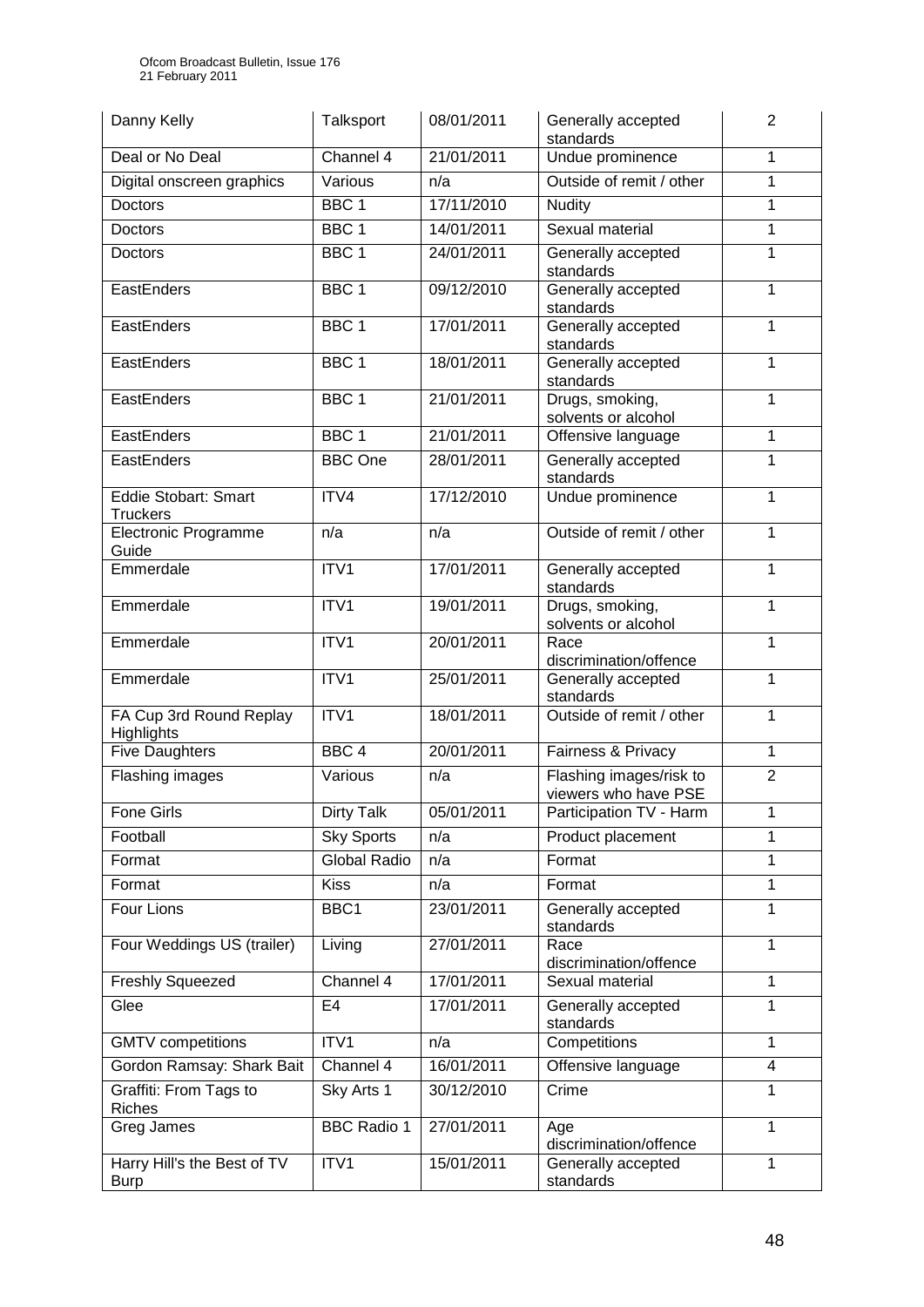| Danny Kelly | Talksport | 08/01/2011 | Generally accepted standards | 2 |
|---|---|---|---|---|
| Deal or No Deal | Channel 4 | 21/01/2011 | Undue prominence | 1 |
| Digital onscreen graphics | Various | n/a | Outside of remit / other | 1 |
| Doctors | BBC 1 | 17/11/2010 | Nudity | 1 |
| Doctors | BBC 1 | 14/01/2011 | Sexual material | 1 |
| Doctors | BBC 1 | 24/01/2011 | Generally accepted standards | 1 |
| EastEnders | BBC 1 | 09/12/2010 | Generally accepted standards | 1 |
| EastEnders | BBC 1 | 17/01/2011 | Generally accepted standards | 1 |
| EastEnders | BBC 1 | 18/01/2011 | Generally accepted standards | 1 |
| EastEnders | BBC 1 | 21/01/2011 | Drugs, smoking, solvents or alcohol | 1 |
| EastEnders | BBC 1 | 21/01/2011 | Offensive language | 1 |
| EastEnders | BBC One | 28/01/2011 | Generally accepted standards | 1 |
| Eddie Stobart: Smart Truckers | ITV4 | 17/12/2010 | Undue prominence | 1 |
| Electronic Programme Guide | n/a | n/a | Outside of remit / other | 1 |
| Emmerdale | ITV1 | 17/01/2011 | Generally accepted standards | 1 |
| Emmerdale | ITV1 | 19/01/2011 | Drugs, smoking, solvents or alcohol | 1 |
| Emmerdale | ITV1 | 20/01/2011 | Race discrimination/offence | 1 |
| Emmerdale | ITV1 | 25/01/2011 | Generally accepted standards | 1 |
| FA Cup 3rd Round Replay Highlights | ITV1 | 18/01/2011 | Outside of remit / other | 1 |
| Five Daughters | BBC 4 | 20/01/2011 | Fairness & Privacy | 1 |
| Flashing images | Various | n/a | Flashing images/risk to viewers who have PSE | 2 |
| Fone Girls | Dirty Talk | 05/01/2011 | Participation TV - Harm | 1 |
| Football | Sky Sports | n/a | Product placement | 1 |
| Format | Global Radio | n/a | Format | 1 |
| Format | Kiss | n/a | Format | 1 |
| Four Lions | BBC1 | 23/01/2011 | Generally accepted standards | 1 |
| Four Weddings US (trailer) | Living | 27/01/2011 | Race discrimination/offence | 1 |
| Freshly Squeezed | Channel 4 | 17/01/2011 | Sexual material | 1 |
| Glee | E4 | 17/01/2011 | Generally accepted standards | 1 |
| GMTV competitions | ITV1 | n/a | Competitions | 1 |
| Gordon Ramsay: Shark Bait | Channel 4 | 16/01/2011 | Offensive language | 4 |
| Graffiti: From Tags to Riches | Sky Arts 1 | 30/12/2010 | Crime | 1 |
| Greg James | BBC Radio 1 | 27/01/2011 | Age discrimination/offence | 1 |
| Harry Hill's the Best of TV Burp | ITV1 | 15/01/2011 | Generally accepted standards | 1 |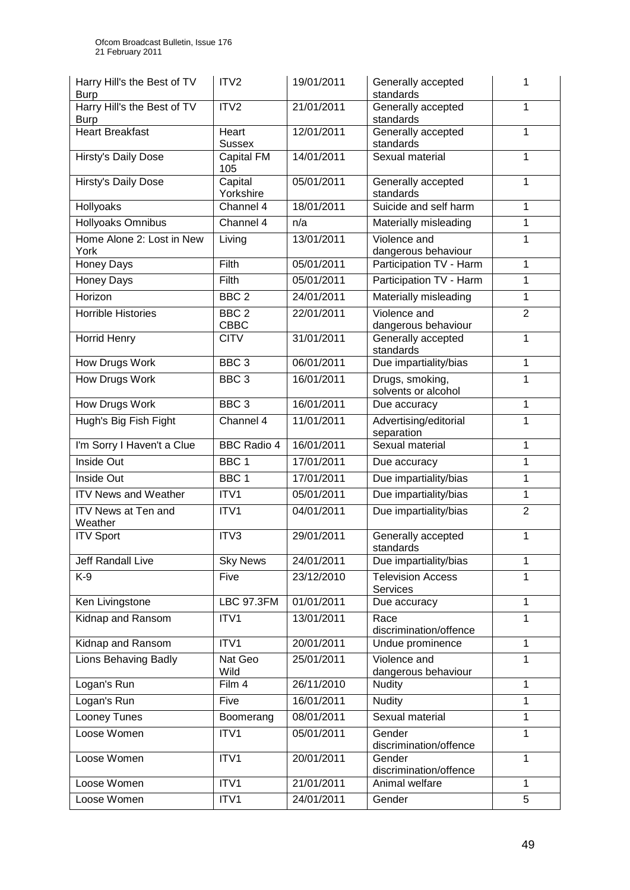| Harry Hill's the Best of TV Burp | ITV2 | 19/01/2011 | Generally accepted standards | 1 |
|---|---|---|---|---|
| Harry Hill's the Best of TV Burp | ITV2 | 21/01/2011 | Generally accepted standards | 1 |
| Heart Breakfast | Heart Sussex | 12/01/2011 | Generally accepted standards | 1 |
| Hirsty's Daily Dose | Capital FM 105 | 14/01/2011 | Sexual material | 1 |
| Hirsty's Daily Dose | Capital Yorkshire | 05/01/2011 | Generally accepted standards | 1 |
| Hollyoaks | Channel 4 | 18/01/2011 | Suicide and self harm | 1 |
| Hollyoaks Omnibus | Channel 4 | n/a | Materially misleading | 1 |
| Home Alone 2: Lost in New York | Living | 13/01/2011 | Violence and dangerous behaviour | 1 |
| Honey Days | Filth | 05/01/2011 | Participation TV - Harm | 1 |
| Honey Days | Filth | 05/01/2011 | Participation TV - Harm | 1 |
| Horizon | BBC 2 | 24/01/2011 | Materially misleading | 1 |
| Horrible Histories | BBC 2 CBBC | 22/01/2011 | Violence and dangerous behaviour | 2 |
| Horrid Henry | CITV | 31/01/2011 | Generally accepted standards | 1 |
| How Drugs Work | BBC 3 | 06/01/2011 | Due impartiality/bias | 1 |
| How Drugs Work | BBC 3 | 16/01/2011 | Drugs, smoking, solvents or alcohol | 1 |
| How Drugs Work | BBC 3 | 16/01/2011 | Due accuracy | 1 |
| Hugh's Big Fish Fight | Channel 4 | 11/01/2011 | Advertising/editorial separation | 1 |
| I'm Sorry I Haven't a Clue | BBC Radio 4 | 16/01/2011 | Sexual material | 1 |
| Inside Out | BBC 1 | 17/01/2011 | Due accuracy | 1 |
| Inside Out | BBC 1 | 17/01/2011 | Due impartiality/bias | 1 |
| ITV News and Weather | ITV1 | 05/01/2011 | Due impartiality/bias | 1 |
| ITV News at Ten and Weather | ITV1 | 04/01/2011 | Due impartiality/bias | 2 |
| ITV Sport | ITV3 | 29/01/2011 | Generally accepted standards | 1 |
| Jeff Randall Live | Sky News | 24/01/2011 | Due impartiality/bias | 1 |
| K-9 | Five | 23/12/2010 | Television Access Services | 1 |
| Ken Livingstone | LBC 97.3FM | 01/01/2011 | Due accuracy | 1 |
| Kidnap and Ransom | ITV1 | 13/01/2011 | Race discrimination/offence | 1 |
| Kidnap and Ransom | ITV1 | 20/01/2011 | Undue prominence | 1 |
| Lions Behaving Badly | Nat Geo Wild | 25/01/2011 | Violence and dangerous behaviour | 1 |
| Logan's Run | Film 4 | 26/11/2010 | Nudity | 1 |
| Logan's Run | Five | 16/01/2011 | Nudity | 1 |
| Looney Tunes | Boomerang | 08/01/2011 | Sexual material | 1 |
| Loose Women | ITV1 | 05/01/2011 | Gender discrimination/offence | 1 |
| Loose Women | ITV1 | 20/01/2011 | Gender discrimination/offence | 1 |
| Loose Women | ITV1 | 21/01/2011 | Animal welfare | 1 |
| Loose Women | ITV1 | 24/01/2011 | Gender | 5 |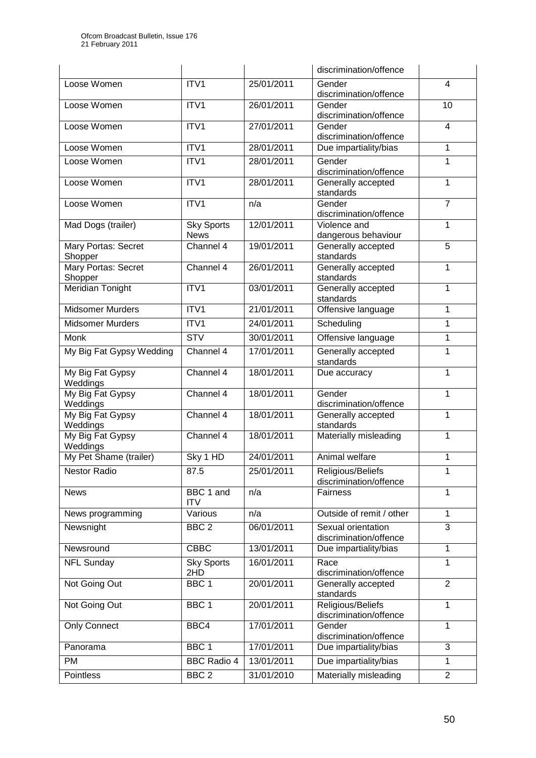| | | | discrimination/offence | |
|---|---|---|---|---|
| Loose Women | ITV1 | 25/01/2011 | Gender discrimination/offence | 4 |
| Loose Women | ITV1 | 26/01/2011 | Gender discrimination/offence | 10 |
| Loose Women | ITV1 | 27/01/2011 | Gender discrimination/offence | 4 |
| Loose Women | ITV1 | 28/01/2011 | Due impartiality/bias | 1 |
| Loose Women | ITV1 | 28/01/2011 | Gender discrimination/offence | 1 |
| Loose Women | ITV1 | 28/01/2011 | Generally accepted standards | 1 |
| Loose Women | ITV1 | n/a | Gender discrimination/offence | 7 |
| Mad Dogs (trailer) | Sky Sports News | 12/01/2011 | Violence and dangerous behaviour | 1 |
| Mary Portas: Secret Shopper | Channel 4 | 19/01/2011 | Generally accepted standards | 5 |
| Mary Portas: Secret Shopper | Channel 4 | 26/01/2011 | Generally accepted standards | 1 |
| Meridian Tonight | ITV1 | 03/01/2011 | Generally accepted standards | 1 |
| Midsomer Murders | ITV1 | 21/01/2011 | Offensive language | 1 |
| Midsomer Murders | ITV1 | 24/01/2011 | Scheduling | 1 |
| Monk | STV | 30/01/2011 | Offensive language | 1 |
| My Big Fat Gypsy Wedding | Channel 4 | 17/01/2011 | Generally accepted standards | 1 |
| My Big Fat Gypsy Weddings | Channel 4 | 18/01/2011 | Due accuracy | 1 |
| My Big Fat Gypsy Weddings | Channel 4 | 18/01/2011 | Gender discrimination/offence | 1 |
| My Big Fat Gypsy Weddings | Channel 4 | 18/01/2011 | Generally accepted standards | 1 |
| My Big Fat Gypsy Weddings | Channel 4 | 18/01/2011 | Materially misleading | 1 |
| My Pet Shame (trailer) | Sky 1 HD | 24/01/2011 | Animal welfare | 1 |
| Nestor Radio | 87.5 | 25/01/2011 | Religious/Beliefs discrimination/offence | 1 |
| News | BBC 1 and ITV | n/a | Fairness | 1 |
| News programming | Various | n/a | Outside of remit / other | 1 |
| Newsnight | BBC 2 | 06/01/2011 | Sexual orientation discrimination/offence | 3 |
| Newsround | CBBC | 13/01/2011 | Due impartiality/bias | 1 |
| NFL Sunday | Sky Sports 2HD | 16/01/2011 | Race discrimination/offence | 1 |
| Not Going Out | BBC 1 | 20/01/2011 | Generally accepted standards | 2 |
| Not Going Out | BBC 1 | 20/01/2011 | Religious/Beliefs discrimination/offence | 1 |
| Only Connect | BBC4 | 17/01/2011 | Gender discrimination/offence | 1 |
| Panorama | BBC 1 | 17/01/2011 | Due impartiality/bias | 3 |
| PM | BBC Radio 4 | 13/01/2011 | Due impartiality/bias | 1 |
| Pointless | BBC 2 | 31/01/2010 | Materially misleading | 2 |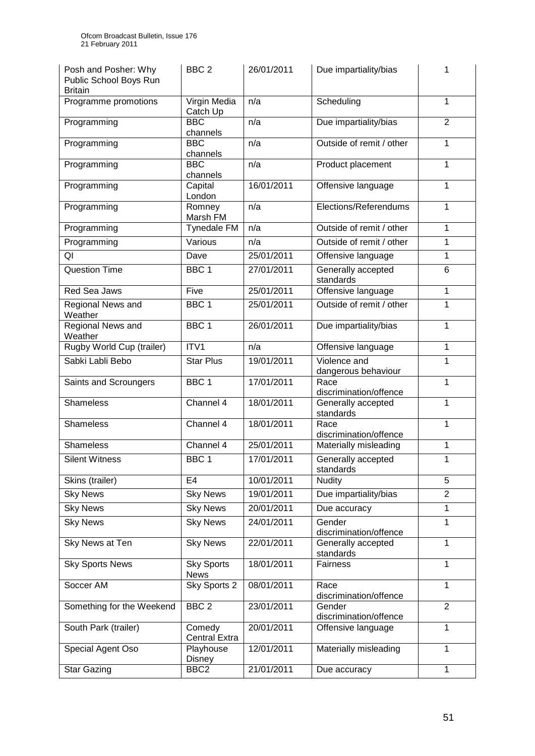| Posh and Posher: Why Public School Boys Run Britain | BBC 2 | 26/01/2011 | Due impartiality/bias | 1 |
|---|---|---|---|---|
| Programme promotions | Virgin Media Catch Up | n/a | Scheduling | 1 |
| Programming | BBC channels | n/a | Due impartiality/bias | 2 |
| Programming | BBC channels | n/a | Outside of remit / other | 1 |
| Programming | BBC channels | n/a | Product placement | 1 |
| Programming | Capital London | 16/01/2011 | Offensive language | 1 |
| Programming | Romney Marsh FM | n/a | Elections/Referendums | 1 |
| Programming | Tynedale FM | n/a | Outside of remit / other | 1 |
| Programming | Various | n/a | Outside of remit / other | 1 |
| QI | Dave | 25/01/2011 | Offensive language | 1 |
| Question Time | BBC 1 | 27/01/2011 | Generally accepted standards | 6 |
| Red Sea Jaws | Five | 25/01/2011 | Offensive language | 1 |
| Regional News and Weather | BBC 1 | 25/01/2011 | Outside of remit / other | 1 |
| Regional News and Weather | BBC 1 | 26/01/2011 | Due impartiality/bias | 1 |
| Rugby World Cup (trailer) | ITV1 | n/a | Offensive language | 1 |
| Sabki Labli Bebo | Star Plus | 19/01/2011 | Violence and dangerous behaviour | 1 |
| Saints and Scroungers | BBC 1 | 17/01/2011 | Race discrimination/offence | 1 |
| Shameless | Channel 4 | 18/01/2011 | Generally accepted standards | 1 |
| Shameless | Channel 4 | 18/01/2011 | Race discrimination/offence | 1 |
| Shameless | Channel 4 | 25/01/2011 | Materially misleading | 1 |
| Silent Witness | BBC 1 | 17/01/2011 | Generally accepted standards | 1 |
| Skins (trailer) | E4 | 10/01/2011 | Nudity | 5 |
| Sky News | Sky News | 19/01/2011 | Due impartiality/bias | 2 |
| Sky News | Sky News | 20/01/2011 | Due accuracy | 1 |
| Sky News | Sky News | 24/01/2011 | Gender discrimination/offence | 1 |
| Sky News at Ten | Sky News | 22/01/2011 | Generally accepted standards | 1 |
| Sky Sports News | Sky Sports News | 18/01/2011 | Fairness | 1 |
| Soccer AM | Sky Sports 2 | 08/01/2011 | Race discrimination/offence | 1 |
| Something for the Weekend | BBC 2 | 23/01/2011 | Gender discrimination/offence | 2 |
| South Park (trailer) | Comedy Central Extra | 20/01/2011 | Offensive language | 1 |
| Special Agent Oso | Playhouse Disney | 12/01/2011 | Materially misleading | 1 |
| Star Gazing | BBC2 | 21/01/2011 | Due accuracy | 1 |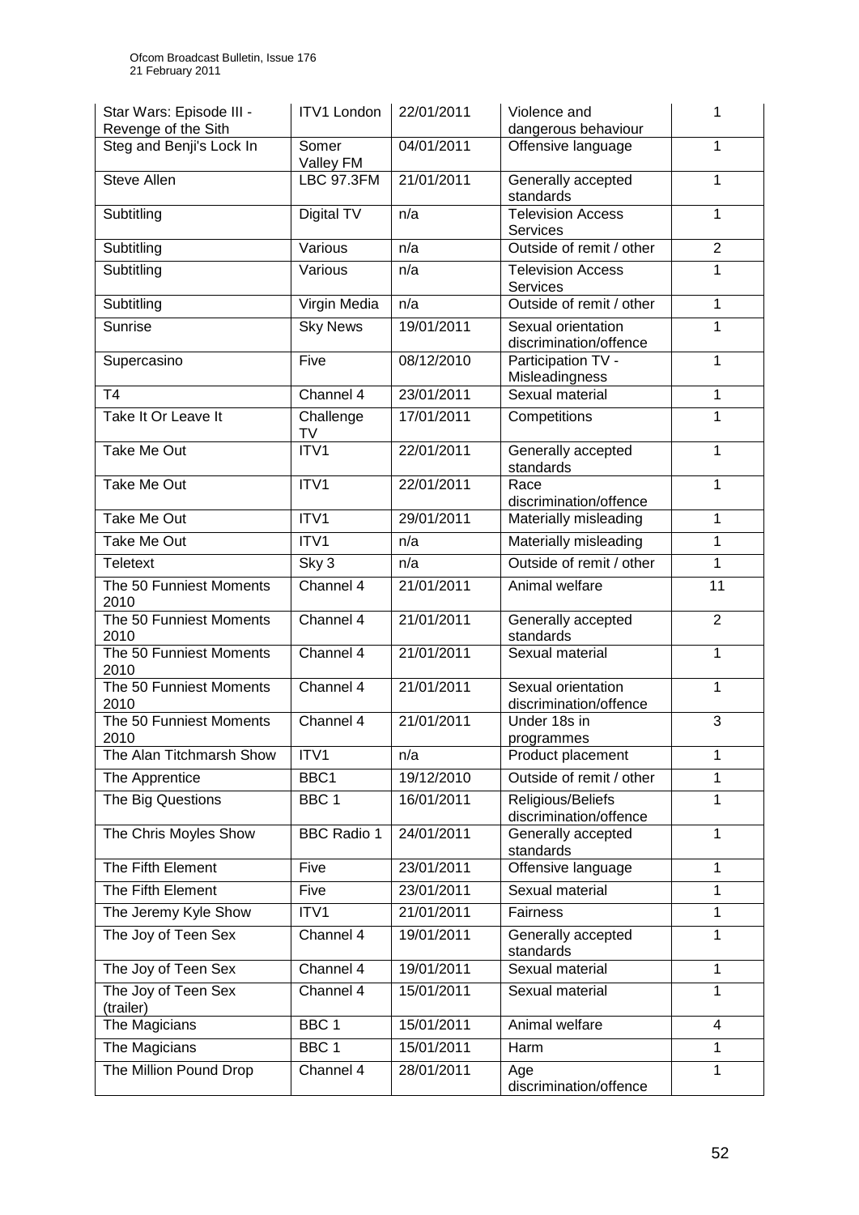| Star Wars: Episode III - Revenge of the Sith | ITV1 London | 22/01/2011 | Violence and dangerous behaviour | 1 |
|---|---|---|---|---|
| Steg and Benji's Lock In | Somer Valley FM | 04/01/2011 | Offensive language | 1 |
| Steve Allen | LBC 97.3FM | 21/01/2011 | Generally accepted standards | 1 |
| Subtitling | Digital TV | n/a | Television Access Services | 1 |
| Subtitling | Various | n/a | Outside of remit / other | 2 |
| Subtitling | Various | n/a | Television Access Services | 1 |
| Subtitling | Virgin Media | n/a | Outside of remit / other | 1 |
| Sunrise | Sky News | 19/01/2011 | Sexual orientation discrimination/offence | 1 |
| Supercasino | Five | 08/12/2010 | Participation TV - Misleadingness | 1 |
| T4 | Channel 4 | 23/01/2011 | Sexual material | 1 |
| Take It Or Leave It | Challenge TV | 17/01/2011 | Competitions | 1 |
| Take Me Out | ITV1 | 22/01/2011 | Generally accepted standards | 1 |
| Take Me Out | ITV1 | 22/01/2011 | Race discrimination/offence | 1 |
| Take Me Out | ITV1 | 29/01/2011 | Materially misleading | 1 |
| Take Me Out | ITV1 | n/a | Materially misleading | 1 |
| Teletext | Sky 3 | n/a | Outside of remit / other | 1 |
| The 50 Funniest Moments 2010 | Channel 4 | 21/01/2011 | Animal welfare | 11 |
| The 50 Funniest Moments 2010 | Channel 4 | 21/01/2011 | Generally accepted standards | 2 |
| The 50 Funniest Moments 2010 | Channel 4 | 21/01/2011 | Sexual material | 1 |
| The 50 Funniest Moments 2010 | Channel 4 | 21/01/2011 | Sexual orientation discrimination/offence | 1 |
| The 50 Funniest Moments 2010 | Channel 4 | 21/01/2011 | Under 18s in programmes | 3 |
| The Alan Titchmarsh Show | ITV1 | n/a | Product placement | 1 |
| The Apprentice | BBC1 | 19/12/2010 | Outside of remit / other | 1 |
| The Big Questions | BBC 1 | 16/01/2011 | Religious/Beliefs discrimination/offence | 1 |
| The Chris Moyles Show | BBC Radio 1 | 24/01/2011 | Generally accepted standards | 1 |
| The Fifth Element | Five | 23/01/2011 | Offensive language | 1 |
| The Fifth Element | Five | 23/01/2011 | Sexual material | 1 |
| The Jeremy Kyle Show | ITV1 | 21/01/2011 | Fairness | 1 |
| The Joy of Teen Sex | Channel 4 | 19/01/2011 | Generally accepted standards | 1 |
| The Joy of Teen Sex | Channel 4 | 19/01/2011 | Sexual material | 1 |
| The Joy of Teen Sex (trailer) | Channel 4 | 15/01/2011 | Sexual material | 1 |
| The Magicians | BBC 1 | 15/01/2011 | Animal welfare | 4 |
| The Magicians | BBC 1 | 15/01/2011 | Harm | 1 |
| The Million Pound Drop | Channel 4 | 28/01/2011 | Age discrimination/offence | 1 |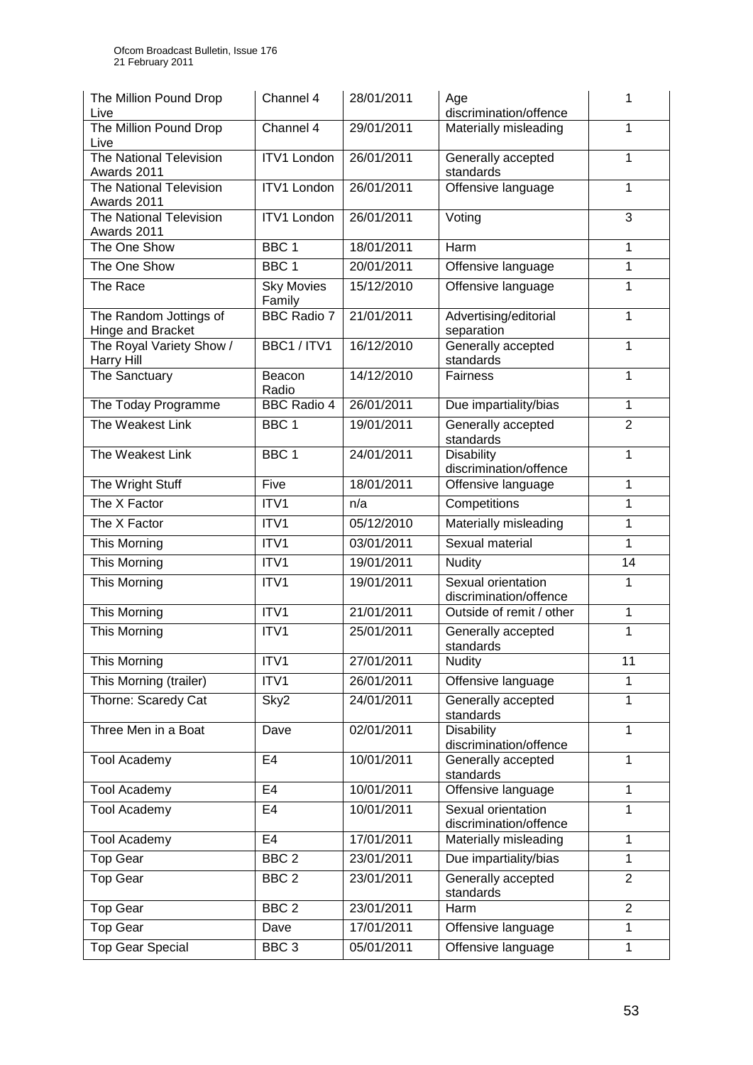| The Million Pound Drop Live | Channel 4 | 28/01/2011 | Age discrimination/offence | 1 |
|---|---|---|---|---|
| The Million Pound Drop Live | Channel 4 | 29/01/2011 | Materially misleading | 1 |
| The National Television Awards 2011 | ITV1 London | 26/01/2011 | Generally accepted standards | 1 |
| The National Television Awards 2011 | ITV1 London | 26/01/2011 | Offensive language | 1 |
| The National Television Awards 2011 | ITV1 London | 26/01/2011 | Voting | 3 |
| The One Show | BBC 1 | 18/01/2011 | Harm | 1 |
| The One Show | BBC 1 | 20/01/2011 | Offensive language | 1 |
| The Race | Sky Movies Family | 15/12/2010 | Offensive language | 1 |
| The Random Jottings of Hinge and Bracket | BBC Radio 7 | 21/01/2011 | Advertising/editorial separation | 1 |
| The Royal Variety Show / Harry Hill | BBC1 / ITV1 | 16/12/2010 | Generally accepted standards | 1 |
| The Sanctuary | Beacon Radio | 14/12/2010 | Fairness | 1 |
| The Today Programme | BBC Radio 4 | 26/01/2011 | Due impartiality/bias | 1 |
| The Weakest Link | BBC 1 | 19/01/2011 | Generally accepted standards | 2 |
| The Weakest Link | BBC 1 | 24/01/2011 | Disability discrimination/offence | 1 |
| The Wright Stuff | Five | 18/01/2011 | Offensive language | 1 |
| The X Factor | ITV1 | n/a | Competitions | 1 |
| The X Factor | ITV1 | 05/12/2010 | Materially misleading | 1 |
| This Morning | ITV1 | 03/01/2011 | Sexual material | 1 |
| This Morning | ITV1 | 19/01/2011 | Nudity | 14 |
| This Morning | ITV1 | 19/01/2011 | Sexual orientation discrimination/offence | 1 |
| This Morning | ITV1 | 21/01/2011 | Outside of remit / other | 1 |
| This Morning | ITV1 | 25/01/2011 | Generally accepted standards | 1 |
| This Morning | ITV1 | 27/01/2011 | Nudity | 11 |
| This Morning (trailer) | ITV1 | 26/01/2011 | Offensive language | 1 |
| Thorne: Scaredy Cat | Sky2 | 24/01/2011 | Generally accepted standards | 1 |
| Three Men in a Boat | Dave | 02/01/2011 | Disability discrimination/offence | 1 |
| Tool Academy | E4 | 10/01/2011 | Generally accepted standards | 1 |
| Tool Academy | E4 | 10/01/2011 | Offensive language | 1 |
| Tool Academy | E4 | 10/01/2011 | Sexual orientation discrimination/offence | 1 |
| Tool Academy | E4 | 17/01/2011 | Materially misleading | 1 |
| Top Gear | BBC 2 | 23/01/2011 | Due impartiality/bias | 1 |
| Top Gear | BBC 2 | 23/01/2011 | Generally accepted standards | 2 |
| Top Gear | BBC 2 | 23/01/2011 | Harm | 2 |
| Top Gear | Dave | 17/01/2011 | Offensive language | 1 |
| Top Gear Special | BBC 3 | 05/01/2011 | Offensive language | 1 |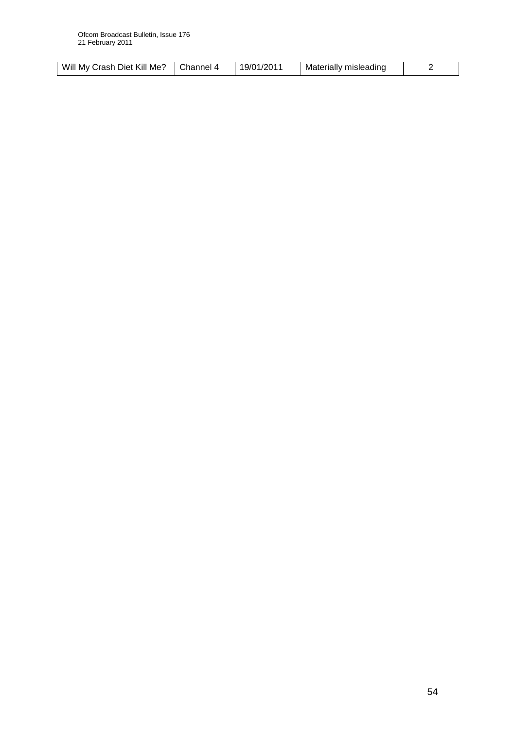| | | | | |
|---|---|---|---|---|
| Will My Crash Diet Kill Me? | Channel 4 | 19/01/2011 | Materially misleading | 2 |